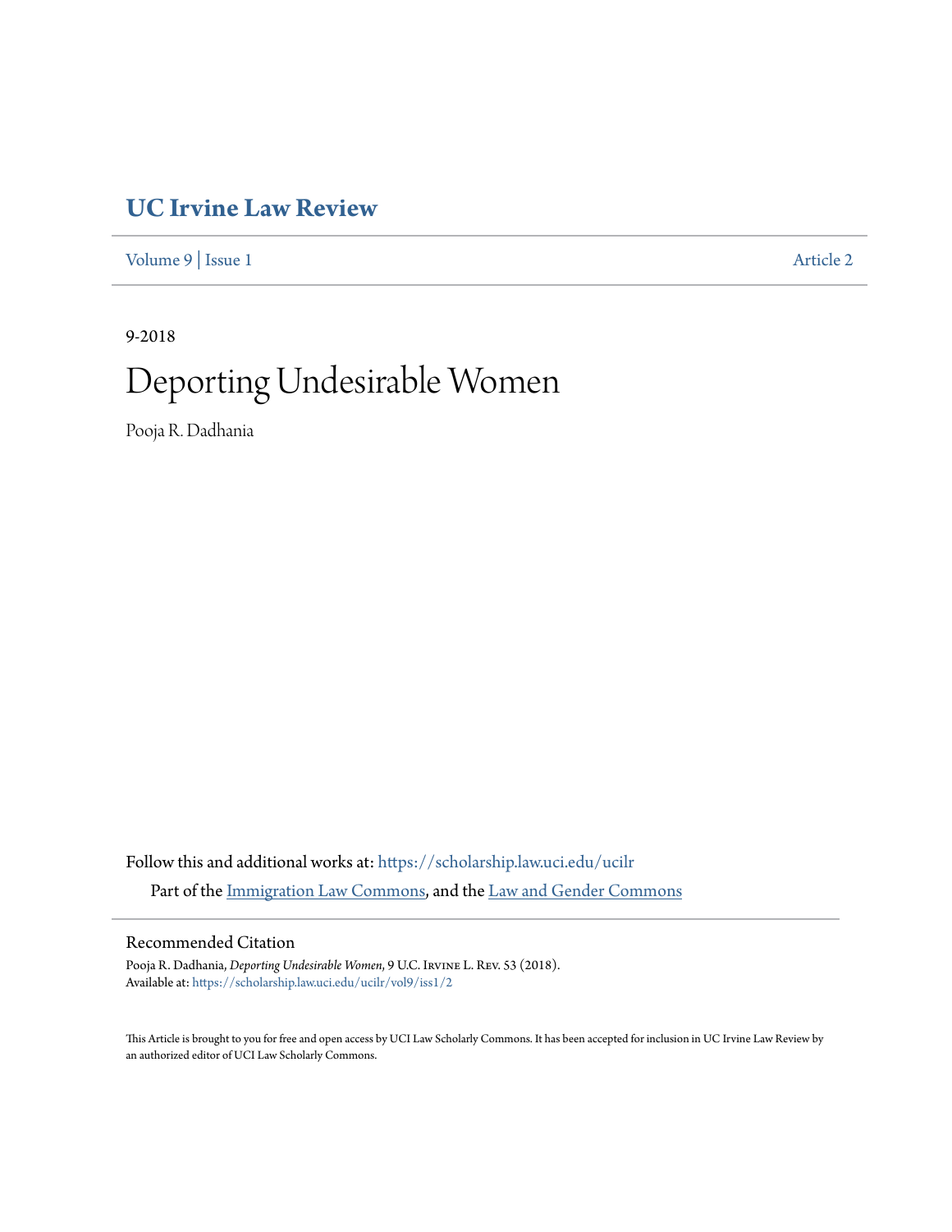# UC Irvine Law Review

Volume 9 | Issue 1 Article 2

9-2018

# Deporting Undesirable Women

Pooja R. Dadhania

Follow this and additional works at: https://scholarship.law.uci.edu/ucilr

Part of the Immigration Law Commons, and the Law and Gender Commons

## Recommended Citation

Pooja R. Dadhania, *Deporting Undesirable Women*, 9 U.C. Irvine L. Rev. 53 (2018).
Available at: https://scholarship.law.uci.edu/ucilr/vol9/iss1/2

This Article is brought to you for free and open access by UCI Law Scholarly Commons. It has been accepted for inclusion in UC Irvine Law Review by an authorized editor of UCI Law Scholarly Commons.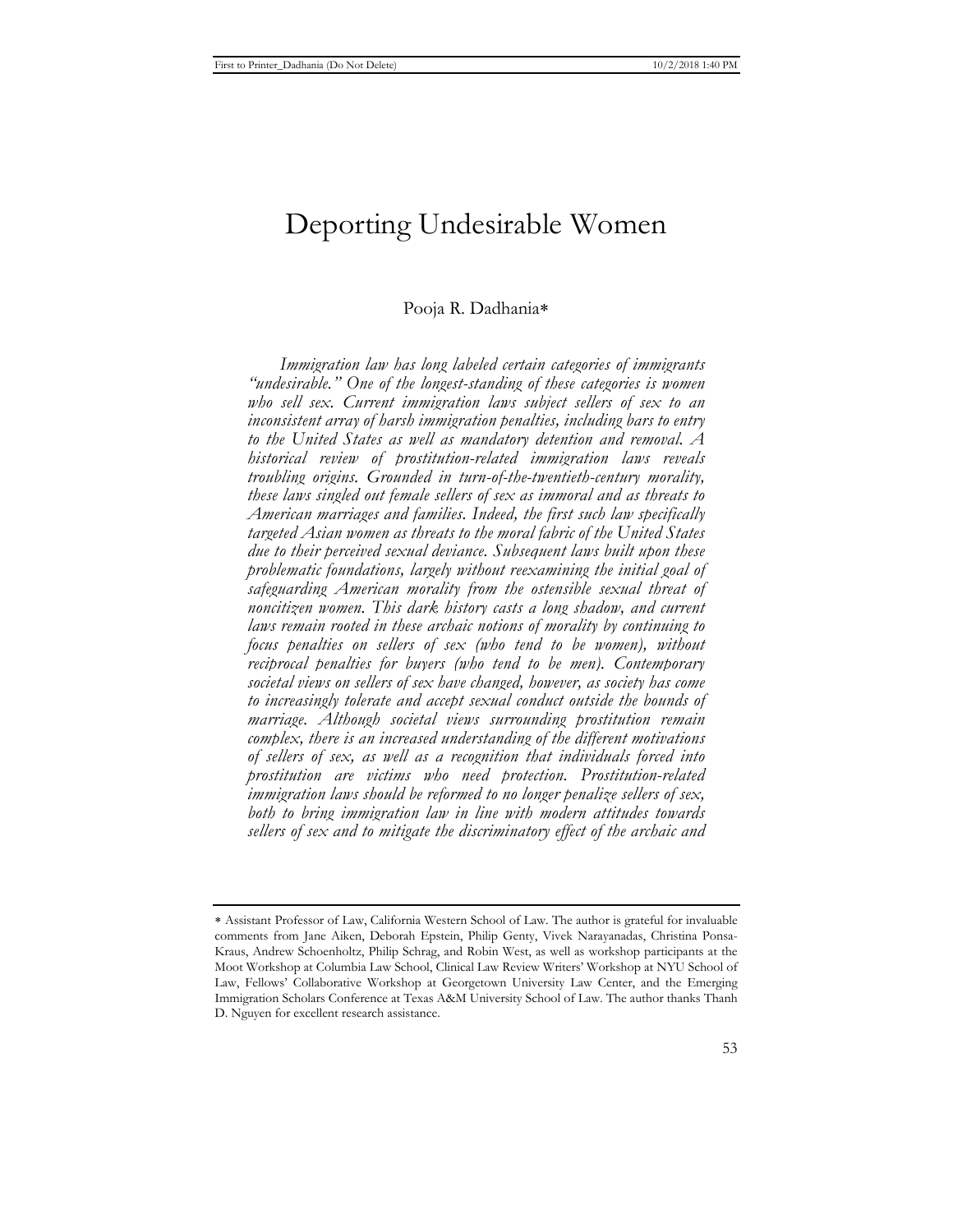# Deporting Undesirable Women

Pooja R. Dadhania*

*Immigration law has long labeled certain categories of immigrants "undesirable." One of the longest-standing of these categories is women who sell sex. Current immigration laws subject sellers of sex to an inconsistent array of harsh immigration penalties, including bars to entry to the United States as well as mandatory detention and removal. A historical review of prostitution-related immigration laws reveals troubling origins. Grounded in turn-of-the-twentieth-century morality, these laws singled out female sellers of sex as immoral and as threats to American marriages and families. Indeed, the first such law specifically targeted Asian women as threats to the moral fabric of the United States due to their perceived sexual deviance. Subsequent laws built upon these problematic foundations, largely without reexamining the initial goal of safeguarding American morality from the ostensible sexual threat of noncitizen women. This dark history casts a long shadow, and current laws remain rooted in these archaic notions of morality by continuing to focus penalties on sellers of sex (who tend to be women), without reciprocal penalties for buyers (who tend to be men). Contemporary societal views on sellers of sex have changed, however, as society has come to increasingly tolerate and accept sexual conduct outside the bounds of marriage. Although societal views surrounding prostitution remain complex, there is an increased understanding of the different motivations of sellers of sex, as well as a recognition that individuals forced into prostitution are victims who need protection. Prostitution-related immigration laws should be reformed to no longer penalize sellers of sex, both to bring immigration law in line with modern attitudes towards sellers of sex and to mitigate the discriminatory effect of the archaic and*

---

* Assistant Professor of Law, California Western School of Law. The author is grateful for invaluable comments from Jane Aiken, Deborah Epstein, Philip Genty, Vivek Narayanadas, Christina Ponsa-Kraus, Andrew Schoenholtz, Philip Schrag, and Robin West, as well as workshop participants at the Moot Workshop at Columbia Law School, Clinical Law Review Writers' Workshop at NYU School of Law, Fellows' Collaborative Workshop at Georgetown University Law Center, and the Emerging Immigration Scholars Conference at Texas A&M University School of Law. The author thanks Thanh D. Nguyen for excellent research assistance.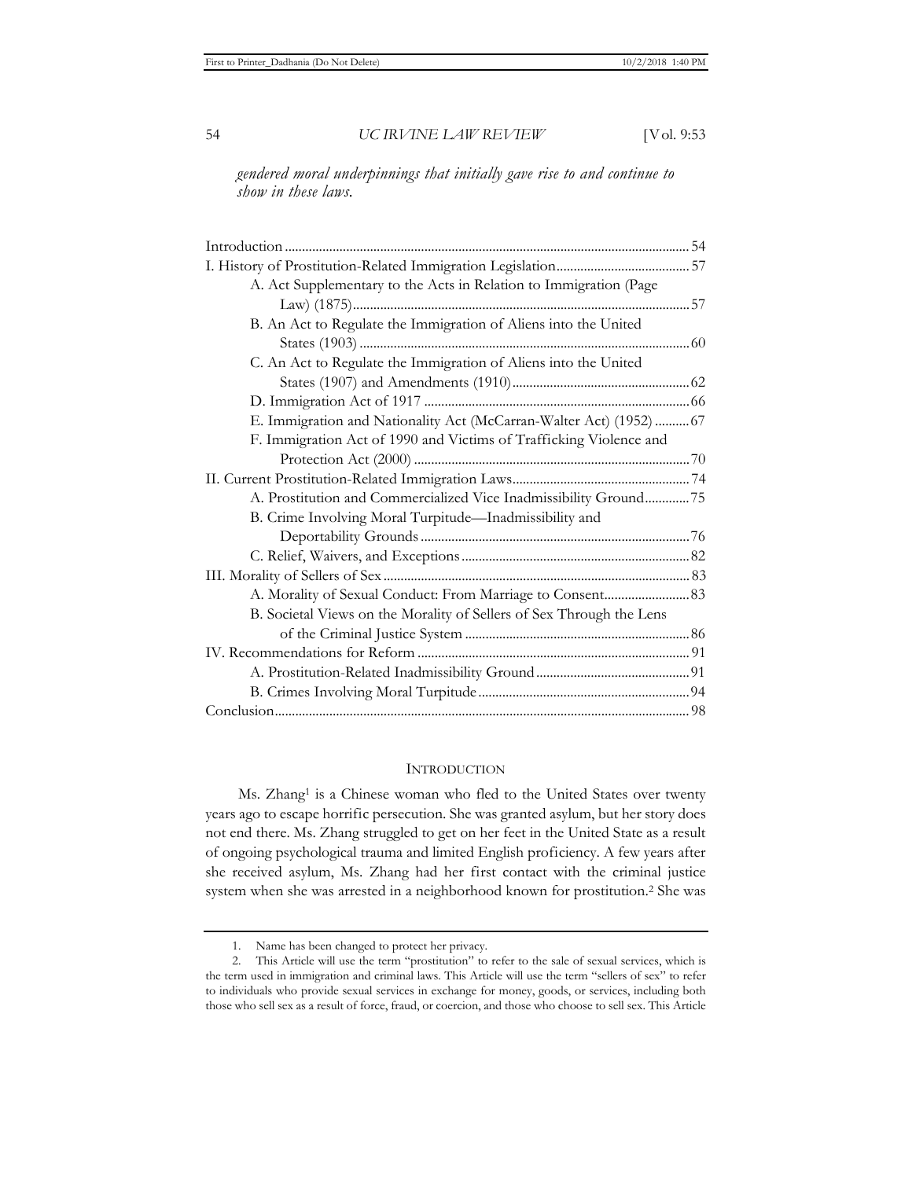*gendered moral underpinnings that initially gave rise to and continue to show in these laws.*

| | |
|---|---|
| Introduction | 54 |
| I. History of Prostitution-Related Immigration Legislation | 57 |
| A. Act Supplementary to the Acts in Relation to Immigration (Page Law) (1875) | 57 |
| B. An Act to Regulate the Immigration of Aliens into the United States (1903) | 60 |
| C. An Act to Regulate the Immigration of Aliens into the United States (1907) and Amendments (1910) | 62 |
| D. Immigration Act of 1917 | 66 |
| E. Immigration and Nationality Act (McCarran-Walter Act) (1952) | 67 |
| F. Immigration Act of 1990 and Victims of Trafficking Violence and Protection Act (2000) | 70 |
| II. Current Prostitution-Related Immigration Laws | 74 |
| A. Prostitution and Commercialized Vice Inadmissibility Ground | 75 |
| B. Crime Involving Moral Turpitude—Inadmissibility and Deportability Grounds | 76 |
| C. Relief, Waivers, and Exceptions | 82 |
| III. Morality of Sellers of Sex | 83 |
| A. Morality of Sexual Conduct: From Marriage to Consent | 83 |
| B. Societal Views on the Morality of Sellers of Sex Through the Lens of the Criminal Justice System | 86 |
| IV. Recommendations for Reform | 91 |
| A. Prostitution-Related Inadmissibility Ground | 91 |
| B. Crimes Involving Moral Turpitude | 94 |
| Conclusion | 98 |

## INTRODUCTION

Ms. Zhang[1] is a Chinese woman who fled to the United States over twenty years ago to escape horrific persecution. She was granted asylum, but her story does not end there. Ms. Zhang struggled to get on her feet in the United State as a result of ongoing psychological trauma and limited English proficiency. A few years after she received asylum, Ms. Zhang had her first contact with the criminal justice system when she was arrested in a neighborhood known for prostitution.[2] She was

1. Name has been changed to protect her privacy.

2. This Article will use the term "prostitution" to refer to the sale of sexual services, which is the term used in immigration and criminal laws. This Article will use the term "sellers of sex" to refer to individuals who provide sexual services in exchange for money, goods, or services, including both those who sell sex as a result of force, fraud, or coercion, and those who choose to sell sex. This Article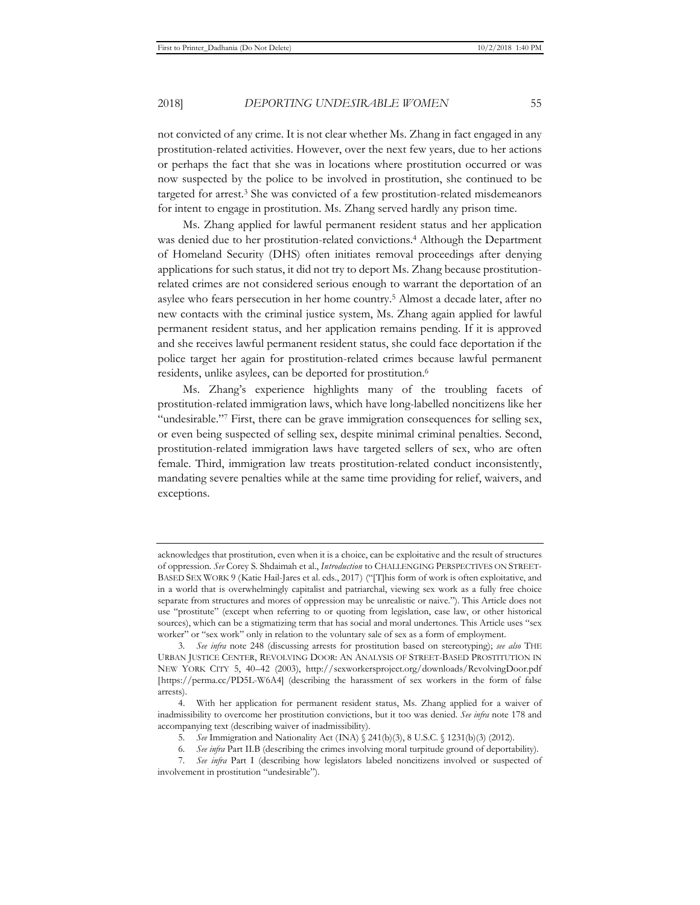not convicted of any crime. It is not clear whether Ms. Zhang in fact engaged in any prostitution-related activities. However, over the next few years, due to her actions or perhaps the fact that she was in locations where prostitution occurred or was now suspected by the police to be involved in prostitution, she continued to be targeted for arrest.[3] She was convicted of a few prostitution-related misdemeanors for intent to engage in prostitution. Ms. Zhang served hardly any prison time.

Ms. Zhang applied for lawful permanent resident status and her application was denied due to her prostitution-related convictions.[4] Although the Department of Homeland Security (DHS) often initiates removal proceedings after denying applications for such status, it did not try to deport Ms. Zhang because prostitution-related crimes are not considered serious enough to warrant the deportation of an asylee who fears persecution in her home country.[5] Almost a decade later, after no new contacts with the criminal justice system, Ms. Zhang again applied for lawful permanent resident status, and her application remains pending. If it is approved and she receives lawful permanent resident status, she could face deportation if the police target her again for prostitution-related crimes because lawful permanent residents, unlike asylees, can be deported for prostitution.[6]

Ms. Zhang's experience highlights many of the troubling facets of prostitution-related immigration laws, which have long-labelled noncitizens like her "undesirable."[7] First, there can be grave immigration consequences for selling sex, or even being suspected of selling sex, despite minimal criminal penalties. Second, prostitution-related immigration laws have targeted sellers of sex, who are often female. Third, immigration law treats prostitution-related conduct inconsistently, mandating severe penalties while at the same time providing for relief, waivers, and exceptions.

---

acknowledges that prostitution, even when it is a choice, can be exploitative and the result of structures of oppression. *See* Corey S. Shdaimah et al., *Introduction* to CHALLENGING PERSPECTIVES ON STREET-BASED SEX WORK 9 (Katie Hail-Jares et al. eds., 2017) ("[T]his form of work is often exploitative, and in a world that is overwhelmingly capitalist and patriarchal, viewing sex work as a fully free choice separate from structures and mores of oppression may be unrealistic or naive."). This Article does not use "prostitute" (except when referring to or quoting from legislation, case law, or other historical sources), which can be a stigmatizing term that has social and moral undertones. This Article uses "sex worker" or "sex work" only in relation to the voluntary sale of sex as a form of employment.

3. *See infra* note 248 (discussing arrests for prostitution based on stereotyping); *see also* THE URBAN JUSTICE CENTER, REVOLVING DOOR: AN ANALYSIS OF STREET-BASED PROSTITUTION IN NEW YORK CITY 5, 40–42 (2003), http://sexworkersproject.org/downloads/RevolvingDoor.pdf [https://perma.cc/PD5L-W6A4] (describing the harassment of sex workers in the form of false arrests).

4. With her application for permanent resident status, Ms. Zhang applied for a waiver of inadmissibility to overcome her prostitution convictions, but it too was denied. *See infra* note 178 and accompanying text (describing waiver of inadmissibility).

5. *See* Immigration and Nationality Act (INA) § 241(b)(3), 8 U.S.C. § 1231(b)(3) (2012).

6. *See infra* Part II.B (describing the crimes involving moral turpitude ground of deportability).

7. *See infra* Part I (describing how legislators labeled noncitizens involved or suspected of involvement in prostitution "undesirable").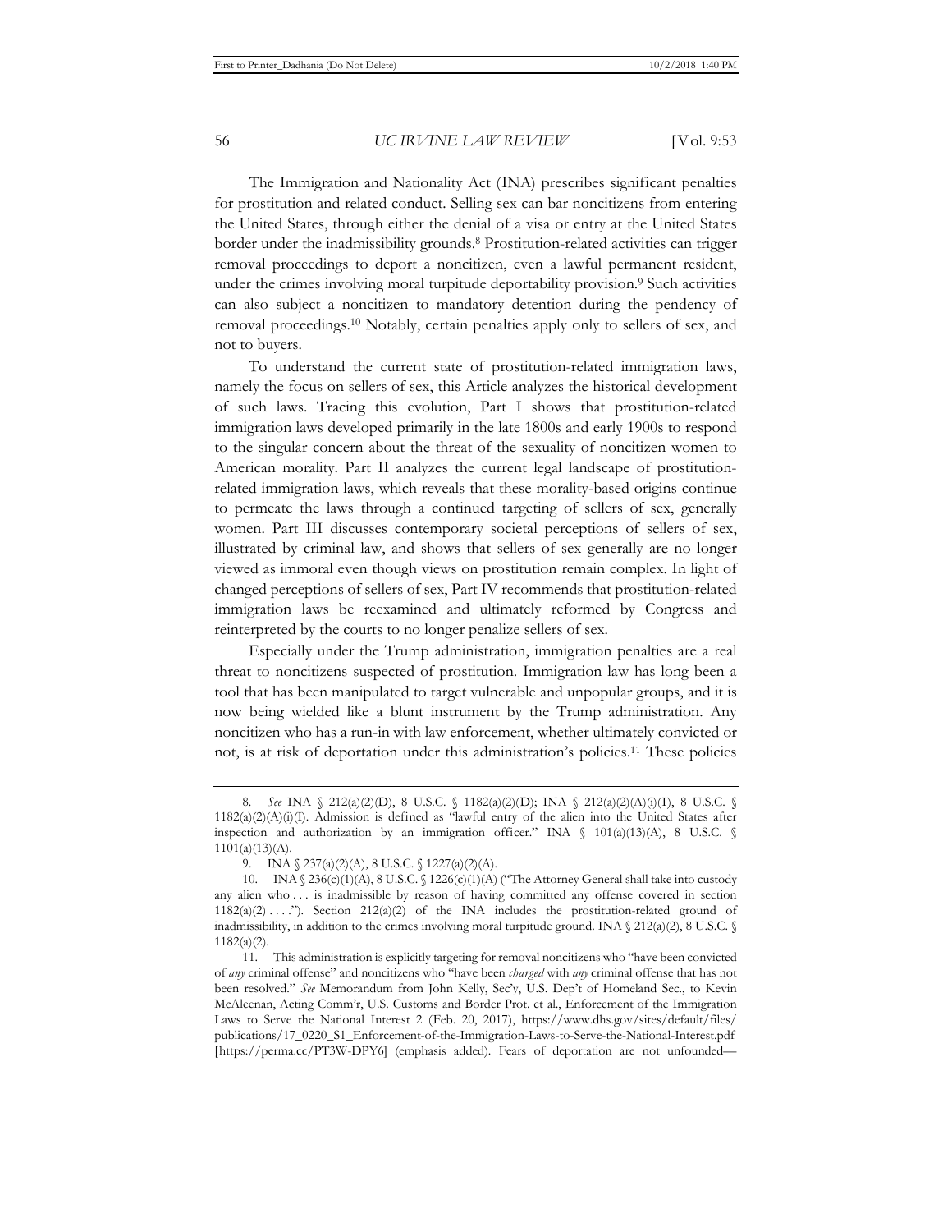The Immigration and Nationality Act (INA) prescribes significant penalties for prostitution and related conduct. Selling sex can bar noncitizens from entering the United States, through either the denial of a visa or entry at the United States border under the inadmissibility grounds.[8] Prostitution-related activities can trigger removal proceedings to deport a noncitizen, even a lawful permanent resident, under the crimes involving moral turpitude deportability provision.[9] Such activities can also subject a noncitizen to mandatory detention during the pendency of removal proceedings.[10] Notably, certain penalties apply only to sellers of sex, and not to buyers.

To understand the current state of prostitution-related immigration laws, namely the focus on sellers of sex, this Article analyzes the historical development of such laws. Tracing this evolution, Part I shows that prostitution-related immigration laws developed primarily in the late 1800s and early 1900s to respond to the singular concern about the threat of the sexuality of noncitizen women to American morality. Part II analyzes the current legal landscape of prostitution-related immigration laws, which reveals that these morality-based origins continue to permeate the laws through a continued targeting of sellers of sex, generally women. Part III discusses contemporary societal perceptions of sellers of sex, illustrated by criminal law, and shows that sellers of sex generally are no longer viewed as immoral even though views on prostitution remain complex. In light of changed perceptions of sellers of sex, Part IV recommends that prostitution-related immigration laws be reexamined and ultimately reformed by Congress and reinterpreted by the courts to no longer penalize sellers of sex.

Especially under the Trump administration, immigration penalties are a real threat to noncitizens suspected of prostitution. Immigration law has long been a tool that has been manipulated to target vulnerable and unpopular groups, and it is now being wielded like a blunt instrument by the Trump administration. Any noncitizen who has a run-in with law enforcement, whether ultimately convicted or not, is at risk of deportation under this administration's policies.[11] These policies

---

8. *See* INA § 212(a)(2)(D), 8 U.S.C. § 1182(a)(2)(D); INA § 212(a)(2)(A)(i)(I), 8 U.S.C. § 1182(a)(2)(A)(i)(I). Admission is defined as "lawful entry of the alien into the United States after inspection and authorization by an immigration officer." INA § 101(a)(13)(A), 8 U.S.C. § 1101(a)(13)(A).

9. INA § 237(a)(2)(A), 8 U.S.C. § 1227(a)(2)(A).

10. INA § 236(c)(1)(A), 8 U.S.C. § 1226(c)(1)(A) ("The Attorney General shall take into custody any alien who . . . is inadmissible by reason of having committed any offense covered in section 1182(a)(2) . . . ."). Section 212(a)(2) of the INA includes the prostitution-related ground of inadmissibility, in addition to the crimes involving moral turpitude ground. INA § 212(a)(2), 8 U.S.C. § 1182(a)(2).

11. This administration is explicitly targeting for removal noncitizens who "have been convicted of *any* criminal offense" and noncitizens who "have been *charged* with *any* criminal offense that has not been resolved." *See* Memorandum from John Kelly, Sec'y, U.S. Dep't of Homeland Sec., to Kevin McAleenan, Acting Comm'r, U.S. Customs and Border Prot. et al., Enforcement of the Immigration Laws to Serve the National Interest 2 (Feb. 20, 2017), https://www.dhs.gov/sites/default/files/publications/17_0220_S1_Enforcement-of-the-Immigration-Laws-to-Serve-the-National-Interest.pdf [https://perma.cc/PT3W-DPY6] (emphasis added). Fears of deportation are not unfounded—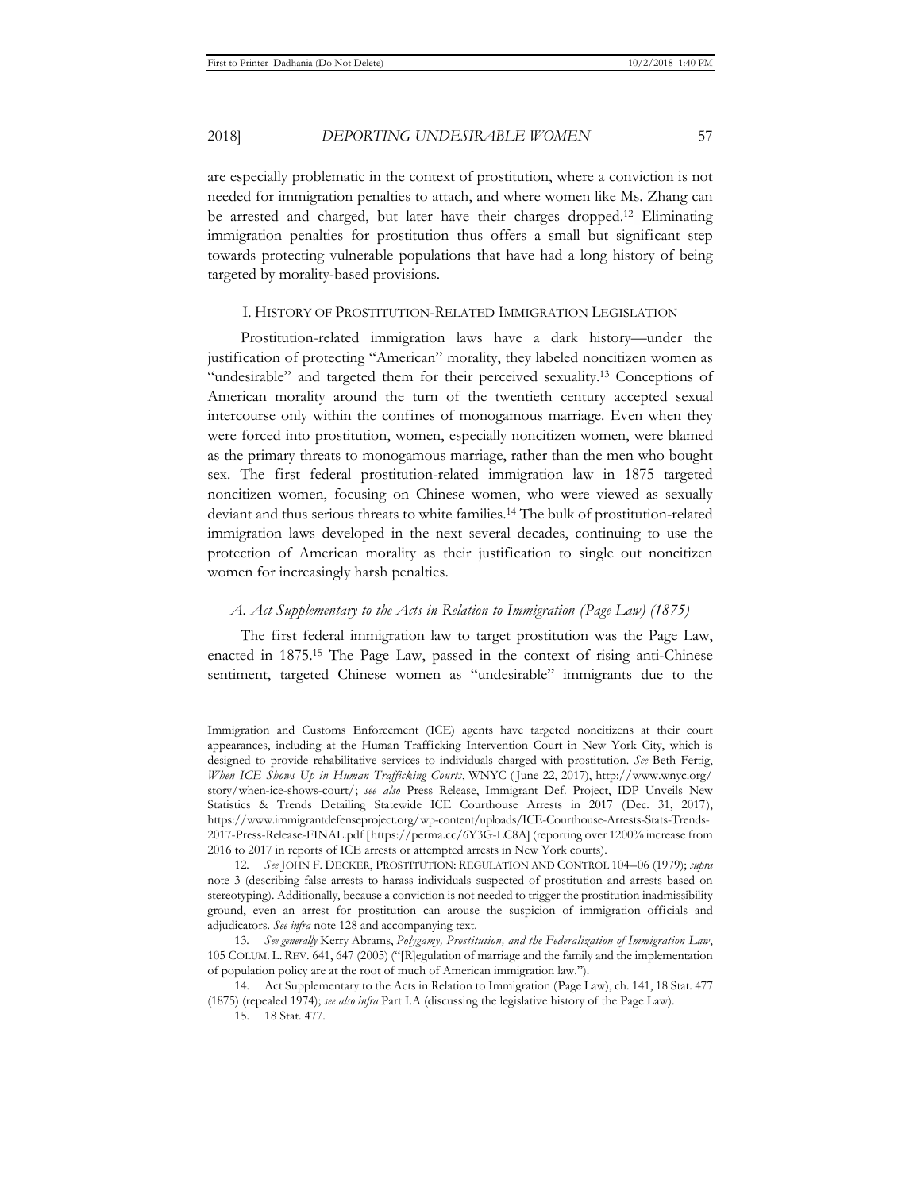are especially problematic in the context of prostitution, where a conviction is not needed for immigration penalties to attach, and where women like Ms. Zhang can be arrested and charged, but later have their charges dropped.[12] Eliminating immigration penalties for prostitution thus offers a small but significant step towards protecting vulnerable populations that have had a long history of being targeted by morality-based provisions.

## I. History of Prostitution-Related Immigration Legislation

Prostitution-related immigration laws have a dark history—under the justification of protecting "American" morality, they labeled noncitizen women as "undesirable" and targeted them for their perceived sexuality.[13] Conceptions of American morality around the turn of the twentieth century accepted sexual intercourse only within the confines of monogamous marriage. Even when they were forced into prostitution, women, especially noncitizen women, were blamed as the primary threats to monogamous marriage, rather than the men who bought sex. The first federal prostitution-related immigration law in 1875 targeted noncitizen women, focusing on Chinese women, who were viewed as sexually deviant and thus serious threats to white families.[14] The bulk of prostitution-related immigration laws developed in the next several decades, continuing to use the protection of American morality as their justification to single out noncitizen women for increasingly harsh penalties.

### *A. Act Supplementary to the Acts in Relation to Immigration (Page Law) (1875)*

The first federal immigration law to target prostitution was the Page Law, enacted in 1875.[15] The Page Law, passed in the context of rising anti-Chinese sentiment, targeted Chinese women as "undesirable" immigrants due to the

---

Immigration and Customs Enforcement (ICE) agents have targeted noncitizens at their court appearances, including at the Human Trafficking Intervention Court in New York City, which is designed to provide rehabilitative services to individuals charged with prostitution. *See* Beth Fertig, *When ICE Shows Up in Human Trafficking Courts*, WNYC (June 22, 2017), http://www.wnyc.org/story/when-ice-shows-court/; *see also* Press Release, Immigrant Def. Project, IDP Unveils New Statistics & Trends Detailing Statewide ICE Courthouse Arrests in 2017 (Dec. 31, 2017), https://www.immigrantdefenseproject.org/wp-content/uploads/ICE-Courthouse-Arrests-Stats-Trends-2017-Press-Release-FINAL.pdf [https://perma.cc/6Y3G-LC8A] (reporting over 1200% increase from 2016 to 2017 in reports of ICE arrests or attempted arrests in New York courts).

12. *See* JOHN F. DECKER, PROSTITUTION: REGULATION AND CONTROL 104–06 (1979); *supra* note 3 (describing false arrests to harass individuals suspected of prostitution and arrests based on stereotyping). Additionally, because a conviction is not needed to trigger the prostitution inadmissibility ground, even an arrest for prostitution can arouse the suspicion of immigration officials and adjudicators. *See infra* note 128 and accompanying text.

13. *See generally* Kerry Abrams, *Polygamy, Prostitution, and the Federalization of Immigration Law*, 105 COLUM. L. REV. 641, 647 (2005) ("[R]egulation of marriage and the family and the implementation of population policy are at the root of much of American immigration law.").

14. Act Supplementary to the Acts in Relation to Immigration (Page Law), ch. 141, 18 Stat. 477 (1875) (repealed 1974); *see also infra* Part I.A (discussing the legislative history of the Page Law).

15. 18 Stat. 477.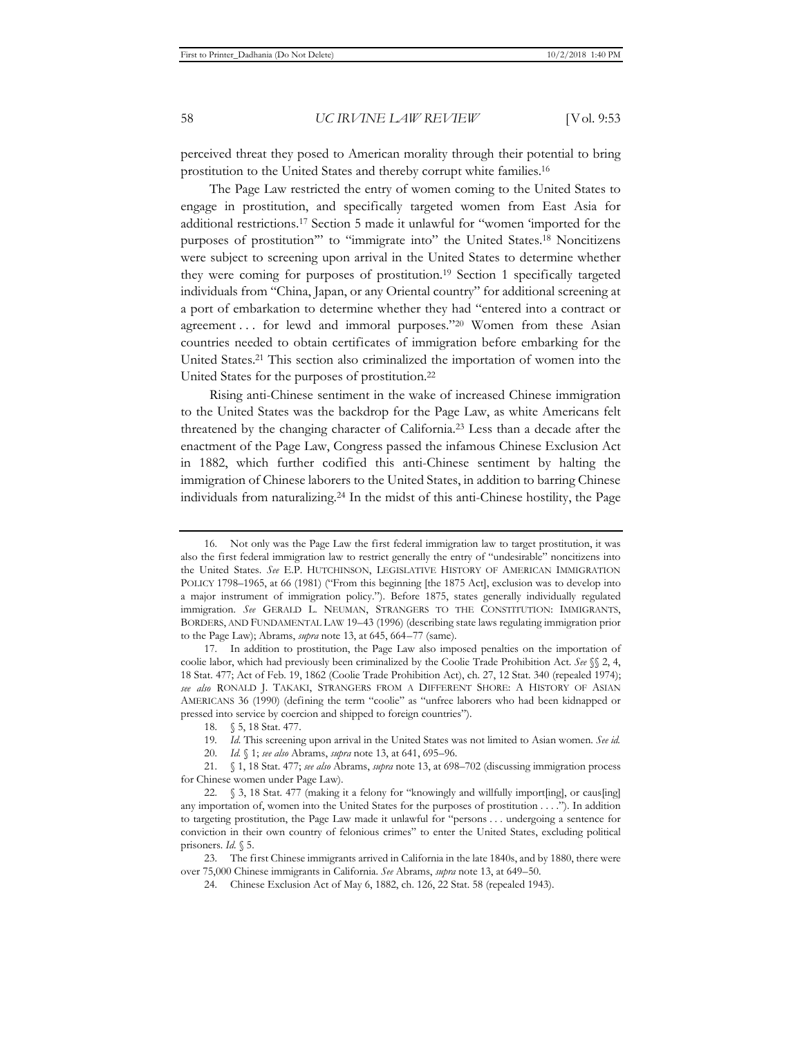perceived threat they posed to American morality through their potential to bring prostitution to the United States and thereby corrupt white families.[16]

The Page Law restricted the entry of women coming to the United States to engage in prostitution, and specifically targeted women from East Asia for additional restrictions.[17] Section 5 made it unlawful for "women 'imported for the purposes of prostitution'" to "immigrate into" the United States.[18] Noncitizens were subject to screening upon arrival in the United States to determine whether they were coming for purposes of prostitution.[19] Section 1 specifically targeted individuals from "China, Japan, or any Oriental country" for additional screening at a port of embarkation to determine whether they had "entered into a contract or agreement . . . for lewd and immoral purposes."[20] Women from these Asian countries needed to obtain certificates of immigration before embarking for the United States.[21] This section also criminalized the importation of women into the United States for the purposes of prostitution.[22]

Rising anti-Chinese sentiment in the wake of increased Chinese immigration to the United States was the backdrop for the Page Law, as white Americans felt threatened by the changing character of California.[23] Less than a decade after the enactment of the Page Law, Congress passed the infamous Chinese Exclusion Act in 1882, which further codified this anti-Chinese sentiment by halting the immigration of Chinese laborers to the United States, in addition to barring Chinese individuals from naturalizing.[24] In the midst of this anti-Chinese hostility, the Page

---

16. Not only was the Page Law the first federal immigration law to target prostitution, it was also the first federal immigration law to restrict generally the entry of "undesirable" noncitizens into the United States. *See* E.P. HUTCHINSON, LEGISLATIVE HISTORY OF AMERICAN IMMIGRATION POLICY 1798–1965, at 66 (1981) ("From this beginning [the 1875 Act], exclusion was to develop into a major instrument of immigration policy."). Before 1875, states generally individually regulated immigration. *See* GERALD L. NEUMAN, STRANGERS TO THE CONSTITUTION: IMMIGRANTS, BORDERS, AND FUNDAMENTAL LAW 19–43 (1996) (describing state laws regulating immigration prior to the Page Law); Abrams, *supra* note 13, at 645, 664–77 (same).

17. In addition to prostitution, the Page Law also imposed penalties on the importation of coolie labor, which had previously been criminalized by the Coolie Trade Prohibition Act. *See* §§ 2, 4, 18 Stat. 477; Act of Feb. 19, 1862 (Coolie Trade Prohibition Act), ch. 27, 12 Stat. 340 (repealed 1974); *see also* RONALD J. TAKAKI, STRANGERS FROM A DIFFERENT SHORE: A HISTORY OF ASIAN AMERICANS 36 (1990) (defining the term "coolie" as "unfree laborers who had been kidnapped or pressed into service by coercion and shipped to foreign countries").

18. § 5, 18 Stat. 477.

19. *Id.* This screening upon arrival in the United States was not limited to Asian women. *See id.*

20. *Id.* § 1; *see also* Abrams, *supra* note 13, at 641, 695–96.

21. § 1, 18 Stat. 477; *see also* Abrams, *supra* note 13, at 698–702 (discussing immigration process for Chinese women under Page Law).

22. § 3, 18 Stat. 477 (making it a felony for "knowingly and willfully import[ing], or caus[ing] any importation of, women into the United States for the purposes of prostitution . . . ."). In addition to targeting prostitution, the Page Law made it unlawful for "persons . . . undergoing a sentence for conviction in their own country of felonious crimes" to enter the United States, excluding political prisoners. *Id.* § 5.

23. The first Chinese immigrants arrived in California in the late 1840s, and by 1880, there were over 75,000 Chinese immigrants in California. *See* Abrams, *supra* note 13, at 649–50.

24. Chinese Exclusion Act of May 6, 1882, ch. 126, 22 Stat. 58 (repealed 1943).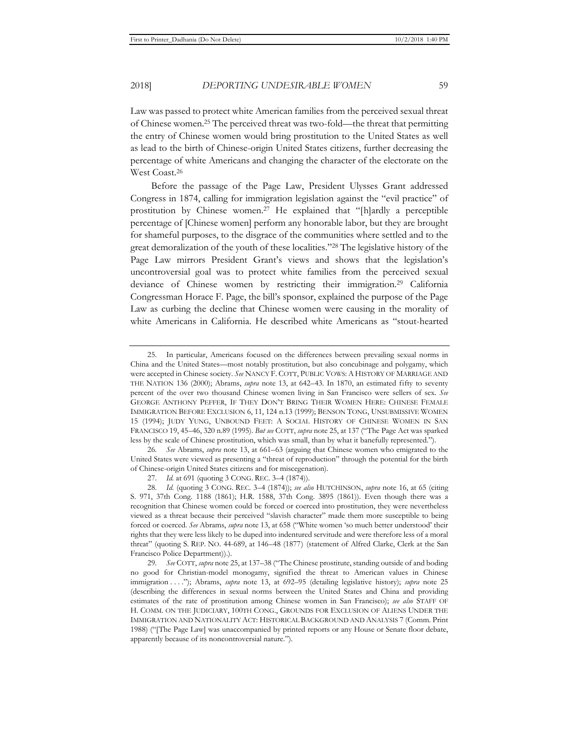Law was passed to protect white American families from the perceived sexual threat of Chinese women.[25] The perceived threat was two-fold—the threat that permitting the entry of Chinese women would bring prostitution to the United States as well as lead to the birth of Chinese-origin United States citizens, further decreasing the percentage of white Americans and changing the character of the electorate on the West Coast.[26]

Before the passage of the Page Law, President Ulysses Grant addressed Congress in 1874, calling for immigration legislation against the "evil practice" of prostitution by Chinese women.[27] He explained that "[h]ardly a perceptible percentage of [Chinese women] perform any honorable labor, but they are brought for shameful purposes, to the disgrace of the communities where settled and to the great demoralization of the youth of these localities."[28] The legislative history of the Page Law mirrors President Grant's views and shows that the legislation's uncontroversial goal was to protect white families from the perceived sexual deviance of Chinese women by restricting their immigration.[29] California Congressman Horace F. Page, the bill's sponsor, explained the purpose of the Page Law as curbing the decline that Chinese women were causing in the morality of white Americans in California. He described white Americans as "stout-hearted

---

25. In particular, Americans focused on the differences between prevailing sexual norms in China and the United States—most notably prostitution, but also concubinage and polygamy, which were accepted in Chinese society. *See* NANCY F. COTT, PUBLIC VOWS: A HISTORY OF MARRIAGE AND THE NATION 136 (2000); Abrams, *supra* note 13, at 642–43. In 1870, an estimated fifty to seventy percent of the over two thousand Chinese women living in San Francisco were sellers of sex. *See* GEORGE ANTHONY PEFFER, IF THEY DON'T BRING THEIR WOMEN HERE: CHINESE FEMALE IMMIGRATION BEFORE EXCLUSION 6, 11, 124 n.13 (1999); BENSON TONG, UNSUBMISSIVE WOMEN 15 (1994); JUDY YUNG, UNBOUND FEET: A SOCIAL HISTORY OF CHINESE WOMEN IN SAN FRANCISCO 19, 45–46, 320 n.89 (1995). *But see* COTT, *supra* note 25, at 137 ("The Page Act was sparked less by the scale of Chinese prostitution, which was small, than by what it banefully represented.").

26. *See* Abrams, *supra* note 13, at 661–63 (arguing that Chinese women who emigrated to the United States were viewed as presenting a "threat of reproduction" through the potential for the birth of Chinese-origin United States citizens and for miscegenation).

27. *Id.* at 691 (quoting 3 CONG. REC. 3–4 (1874)).

28. *Id.* (quoting 3 CONG. REC. 3–4 (1874)); *see also* HUTCHINSON, *supra* note 16, at 65 (citing S. 971, 37th Cong. 1188 (1861); H.R. 1588, 37th Cong. 3895 (1861)). Even though there was a recognition that Chinese women could be forced or coerced into prostitution, they were nevertheless viewed as a threat because their perceived "slavish character" made them more susceptible to being forced or coerced. *See* Abrams, *supra* note 13, at 658 ("White women 'so much better understood' their rights that they were less likely to be duped into indentured servitude and were therefore less of a moral threat" (quoting S. REP. NO. 44-689, at 146–48 (1877) (statement of Alfred Clarke, Clerk at the San Francisco Police Department)).).

29. *See* COTT, *supra* note 25, at 137–38 ("The Chinese prostitute, standing outside of and boding no good for Christian-model monogamy, signified the threat to American values in Chinese immigration . . . ."); Abrams, *supra* note 13, at 692–95 (detailing legislative history); *supra* note 25 (describing the differences in sexual norms between the United States and China and providing estimates of the rate of prostitution among Chinese women in San Francisco); *see also* STAFF OF H. COMM. ON THE JUDICIARY, 100TH CONG., GROUNDS FOR EXCLUSION OF ALIENS UNDER THE IMMIGRATION AND NATIONALITY ACT: HISTORICAL BACKGROUND AND ANALYSIS 7 (Comm. Print 1988) ("[The Page Law] was unaccompanied by printed reports or any House or Senate floor debate, apparently because of its noncontroversial nature.").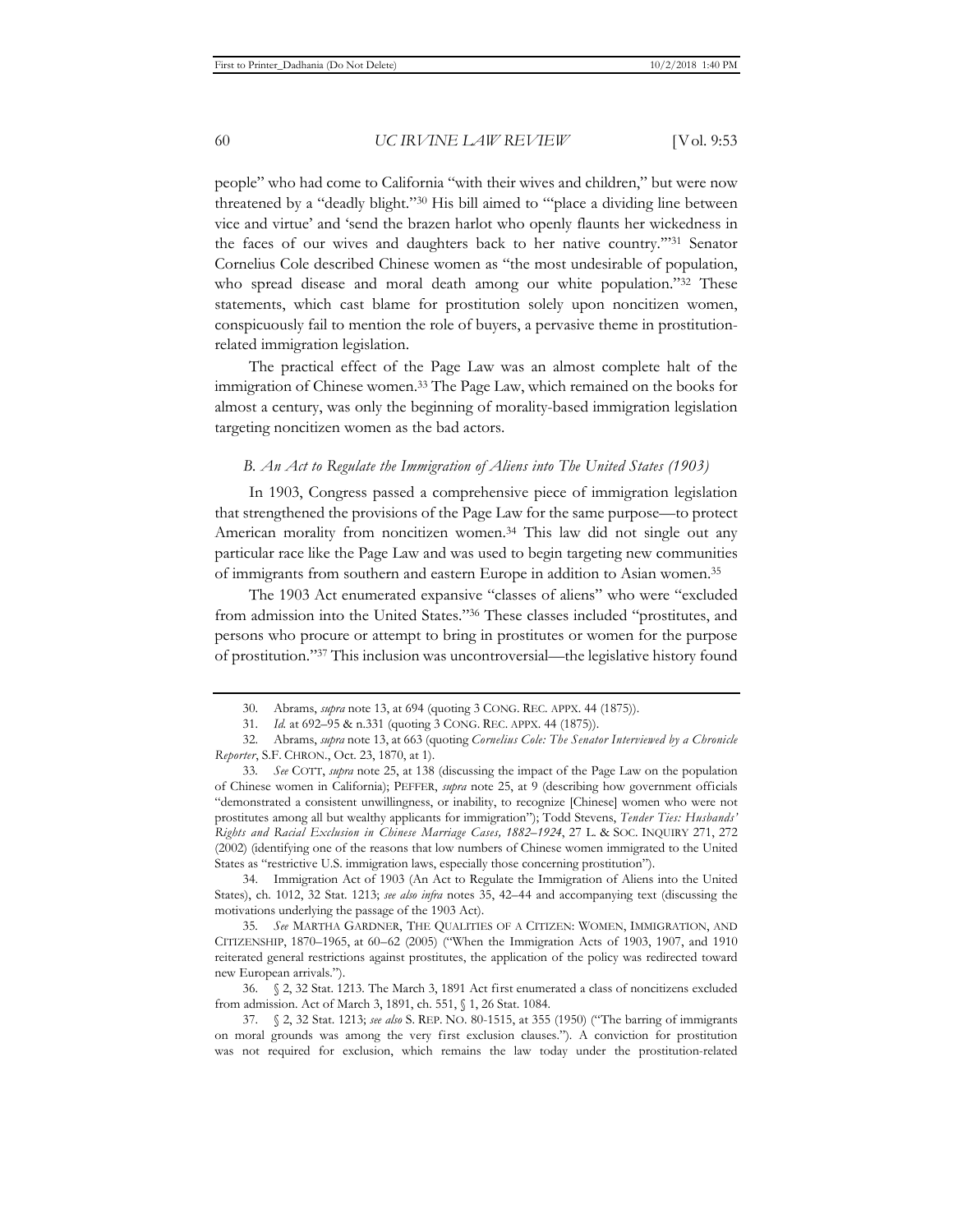people" who had come to California "with their wives and children," but were now threatened by a "deadly blight."[30] His bill aimed to "'place a dividing line between vice and virtue' and 'send the brazen harlot who openly flaunts her wickedness in the faces of our wives and daughters back to her native country.'"[31] Senator Cornelius Cole described Chinese women as "the most undesirable of population, who spread disease and moral death among our white population."[32] These statements, which cast blame for prostitution solely upon noncitizen women, conspicuously fail to mention the role of buyers, a pervasive theme in prostitution-related immigration legislation.

The practical effect of the Page Law was an almost complete halt of the immigration of Chinese women.[33] The Page Law, which remained on the books for almost a century, was only the beginning of morality-based immigration legislation targeting noncitizen women as the bad actors.

### *B. An Act to Regulate the Immigration of Aliens into The United States (1903)*

In 1903, Congress passed a comprehensive piece of immigration legislation that strengthened the provisions of the Page Law for the same purpose—to protect American morality from noncitizen women.[34] This law did not single out any particular race like the Page Law and was used to begin targeting new communities of immigrants from southern and eastern Europe in addition to Asian women.[35]

The 1903 Act enumerated expansive "classes of aliens" who were "excluded from admission into the United States."[36] These classes included "prostitutes, and persons who procure or attempt to bring in prostitutes or women for the purpose of prostitution."[37] This inclusion was uncontroversial—the legislative history found

---

30. Abrams, *supra* note 13, at 694 (quoting 3 CONG. REC. APPX. 44 (1875)).

31. *Id.* at 692–95 & n.331 (quoting 3 CONG. REC. APPX. 44 (1875)).

32. Abrams, *supra* note 13, at 663 (quoting *Cornelius Cole: The Senator Interviewed by a Chronicle Reporter*, S.F. CHRON., Oct. 23, 1870, at 1).

33. *See* COTT, *supra* note 25, at 138 (discussing the impact of the Page Law on the population of Chinese women in California); PEFFER, *supra* note 25, at 9 (describing how government officials "demonstrated a consistent unwillingness, or inability, to recognize [Chinese] women who were not prostitutes among all but wealthy applicants for immigration"); Todd Stevens, *Tender Ties: Husbands' Rights and Racial Exclusion in Chinese Marriage Cases, 1882–1924*, 27 L. & SOC. INQUIRY 271, 272 (2002) (identifying one of the reasons that low numbers of Chinese women immigrated to the United States as "restrictive U.S. immigration laws, especially those concerning prostitution").

34. Immigration Act of 1903 (An Act to Regulate the Immigration of Aliens into the United States), ch. 1012, 32 Stat. 1213; *see also infra* notes 35, 42–44 and accompanying text (discussing the motivations underlying the passage of the 1903 Act).

35. *See* MARTHA GARDNER, THE QUALITIES OF A CITIZEN: WOMEN, IMMIGRATION, AND CITIZENSHIP, 1870–1965, at 60–62 (2005) ("When the Immigration Acts of 1903, 1907, and 1910 reiterated general restrictions against prostitutes, the application of the policy was redirected toward new European arrivals.").

36. § 2, 32 Stat. 1213. The March 3, 1891 Act first enumerated a class of noncitizens excluded from admission. Act of March 3, 1891, ch. 551, § 1, 26 Stat. 1084.

37. § 2, 32 Stat. 1213; *see also* S. REP. NO. 80-1515, at 355 (1950) ("The barring of immigrants on moral grounds was among the very first exclusion clauses."). A conviction for prostitution was not required for exclusion, which remains the law today under the prostitution-related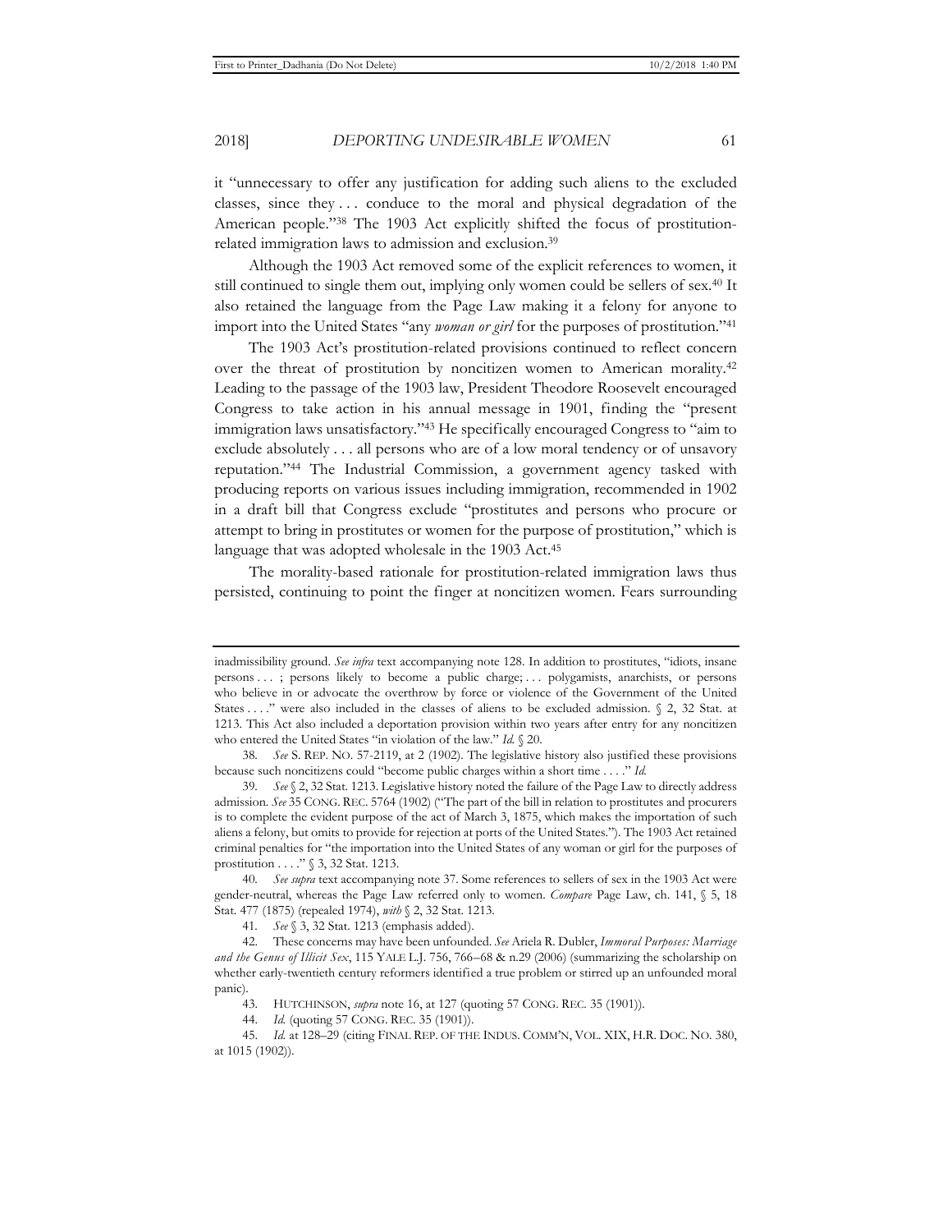it "unnecessary to offer any justification for adding such aliens to the excluded classes, since they . . . conduce to the moral and physical degradation of the American people."[38] The 1903 Act explicitly shifted the focus of prostitution-related immigration laws to admission and exclusion.[39]

Although the 1903 Act removed some of the explicit references to women, it still continued to single them out, implying only women could be sellers of sex.[40] It also retained the language from the Page Law making it a felony for anyone to import into the United States "any *woman or girl* for the purposes of prostitution."[41]

The 1903 Act's prostitution-related provisions continued to reflect concern over the threat of prostitution by noncitizen women to American morality.[42] Leading to the passage of the 1903 law, President Theodore Roosevelt encouraged Congress to take action in his annual message in 1901, finding the "present immigration laws unsatisfactory."[43] He specifically encouraged Congress to "aim to exclude absolutely . . . all persons who are of a low moral tendency or of unsavory reputation."[44] The Industrial Commission, a government agency tasked with producing reports on various issues including immigration, recommended in 1902 in a draft bill that Congress exclude "prostitutes and persons who procure or attempt to bring in prostitutes or women for the purpose of prostitution," which is language that was adopted wholesale in the 1903 Act.[45]

The morality-based rationale for prostitution-related immigration laws thus persisted, continuing to point the finger at noncitizen women. Fears surrounding

---

inadmissibility ground. *See infra* text accompanying note 128. In addition to prostitutes, "idiots, insane persons . . . ; persons likely to become a public charge; . . . polygamists, anarchists, or persons who believe in or advocate the overthrow by force or violence of the Government of the United States . . . ." were also included in the classes of aliens to be excluded admission. § 2, 32 Stat. at 1213. This Act also included a deportation provision within two years after entry for any noncitizen who entered the United States "in violation of the law." *Id.* § 20.

38. *See* S. REP. NO. 57-2119, at 2 (1902). The legislative history also justified these provisions because such noncitizens could "become public charges within a short time . . . ." *Id.*

39. *See* § 2, 32 Stat. 1213. Legislative history noted the failure of the Page Law to directly address admission. *See* 35 CONG. REC. 5764 (1902) ("The part of the bill in relation to prostitutes and procurers is to complete the evident purpose of the act of March 3, 1875, which makes the importation of such aliens a felony, but omits to provide for rejection at ports of the United States."). The 1903 Act retained criminal penalties for "the importation into the United States of any woman or girl for the purposes of prostitution . . . ." § 3, 32 Stat. 1213.

40. *See supra* text accompanying note 37. Some references to sellers of sex in the 1903 Act were gender-neutral, whereas the Page Law referred only to women. *Compare* Page Law, ch. 141, § 5, 18 Stat. 477 (1875) (repealed 1974), *with* § 2, 32 Stat. 1213.

41. *See* § 3, 32 Stat. 1213 (emphasis added).

42. These concerns may have been unfounded. *See* Ariela R. Dubler, *Immoral Purposes: Marriage and the Genus of Illicit Sex*, 115 YALE L.J. 756, 766–68 & n.29 (2006) (summarizing the scholarship on whether early-twentieth century reformers identified a true problem or stirred up an unfounded moral panic).

43. HUTCHINSON, *supra* note 16, at 127 (quoting 57 CONG. REC. 35 (1901)).

44. *Id.* (quoting 57 CONG. REC. 35 (1901)).

45. *Id.* at 128–29 (citing FINAL REP. OF THE INDUS. COMM'N, VOL. XIX, H.R. DOC. NO. 380, at 1015 (1902)).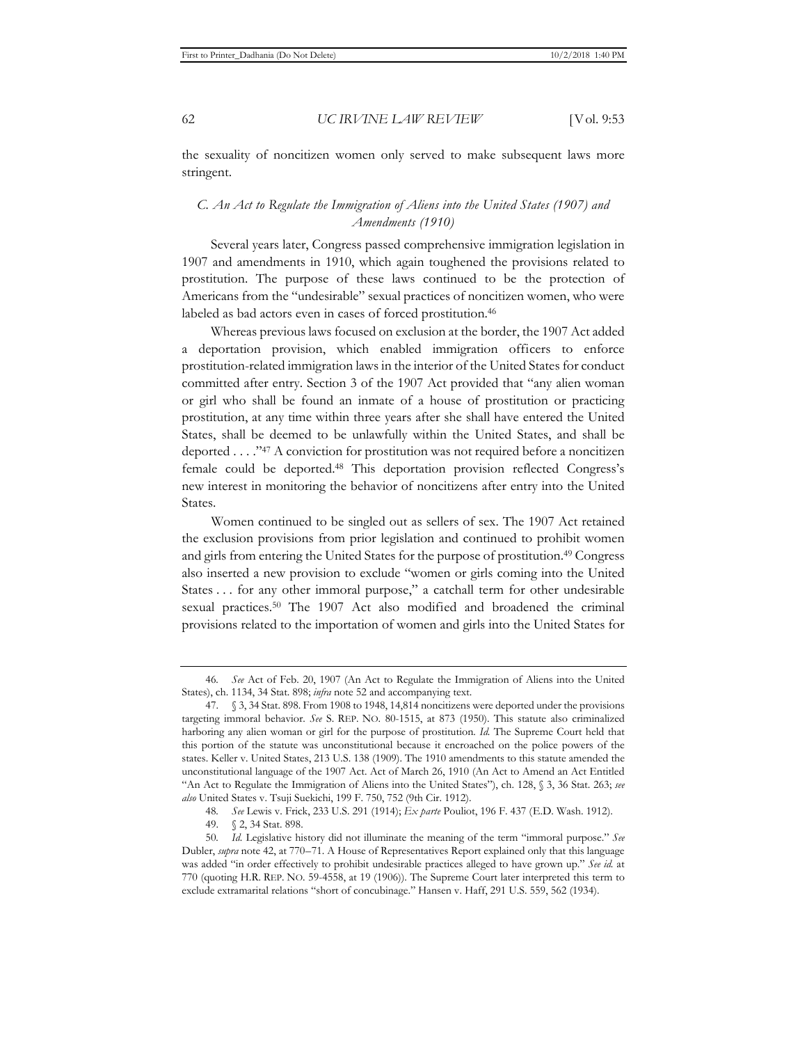the sexuality of noncitizen women only served to make subsequent laws more stringent.

### *C. An Act to Regulate the Immigration of Aliens into the United States (1907) and Amendments (1910)*

Several years later, Congress passed comprehensive immigration legislation in 1907 and amendments in 1910, which again toughened the provisions related to prostitution. The purpose of these laws continued to be the protection of Americans from the "undesirable" sexual practices of noncitizen women, who were labeled as bad actors even in cases of forced prostitution.[46]

Whereas previous laws focused on exclusion at the border, the 1907 Act added a deportation provision, which enabled immigration officers to enforce prostitution-related immigration laws in the interior of the United States for conduct committed after entry. Section 3 of the 1907 Act provided that "any alien woman or girl who shall be found an inmate of a house of prostitution or practicing prostitution, at any time within three years after she shall have entered the United States, shall be deemed to be unlawfully within the United States, and shall be deported . . . ."[47] A conviction for prostitution was not required before a noncitizen female could be deported.[48] This deportation provision reflected Congress's new interest in monitoring the behavior of noncitizens after entry into the United States.

Women continued to be singled out as sellers of sex. The 1907 Act retained the exclusion provisions from prior legislation and continued to prohibit women and girls from entering the United States for the purpose of prostitution.[49] Congress also inserted a new provision to exclude "women or girls coming into the United States . . . for any other immoral purpose," a catchall term for other undesirable sexual practices.[50] The 1907 Act also modified and broadened the criminal provisions related to the importation of women and girls into the United States for

---

46. *See* Act of Feb. 20, 1907 (An Act to Regulate the Immigration of Aliens into the United States), ch. 1134, 34 Stat. 898; *infra* note 52 and accompanying text.

47. § 3, 34 Stat. 898. From 1908 to 1948, 14,814 noncitizens were deported under the provisions targeting immoral behavior. *See* S. REP. NO. 80-1515, at 873 (1950). This statute also criminalized harboring any alien woman or girl for the purpose of prostitution. *Id.* The Supreme Court held that this portion of the statute was unconstitutional because it encroached on the police powers of the states. Keller v. United States, 213 U.S. 138 (1909). The 1910 amendments to this statute amended the unconstitutional language of the 1907 Act. Act of March 26, 1910 (An Act to Amend an Act Entitled "An Act to Regulate the Immigration of Aliens into the United States"), ch. 128, § 3, 36 Stat. 263; *see also* United States v. Tsuji Suekichi, 199 F. 750, 752 (9th Cir. 1912).

48. *See* Lewis v. Frick, 233 U.S. 291 (1914); *Ex parte* Pouliot, 196 F. 437 (E.D. Wash. 1912).

49. § 2, 34 Stat. 898.

50. *Id.* Legislative history did not illuminate the meaning of the term "immoral purpose." *See* Dubler, *supra* note 42, at 770–71. A House of Representatives Report explained only that this language was added "in order effectively to prohibit undesirable practices alleged to have grown up." *See id.* at 770 (quoting H.R. REP. NO. 59-4558, at 19 (1906)). The Supreme Court later interpreted this term to exclude extramarital relations "short of concubinage." Hansen v. Haff, 291 U.S. 559, 562 (1934).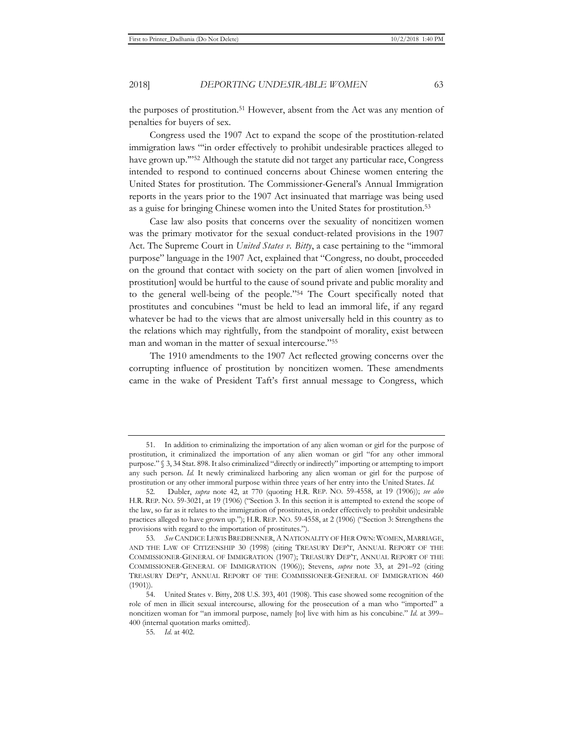the purposes of prostitution.[51] However, absent from the Act was any mention of penalties for buyers of sex.

Congress used the 1907 Act to expand the scope of the prostitution-related immigration laws "'in order effectively to prohibit undesirable practices alleged to have grown up.'"[52] Although the statute did not target any particular race, Congress intended to respond to continued concerns about Chinese women entering the United States for prostitution. The Commissioner-General's Annual Immigration reports in the years prior to the 1907 Act insinuated that marriage was being used as a guise for bringing Chinese women into the United States for prostitution.[53]

Case law also posits that concerns over the sexuality of noncitizen women was the primary motivator for the sexual conduct-related provisions in the 1907 Act. The Supreme Court in *United States v. Bitty*, a case pertaining to the "immoral purpose" language in the 1907 Act, explained that "Congress, no doubt, proceeded on the ground that contact with society on the part of alien women [involved in prostitution] would be hurtful to the cause of sound private and public morality and to the general well-being of the people."[54] The Court specifically noted that prostitutes and concubines "must be held to lead an immoral life, if any regard whatever be had to the views that are almost universally held in this country as to the relations which may rightfully, from the standpoint of morality, exist between man and woman in the matter of sexual intercourse."[55]

The 1910 amendments to the 1907 Act reflected growing concerns over the corrupting influence of prostitution by noncitizen women. These amendments came in the wake of President Taft's first annual message to Congress, which

---

51. In addition to criminalizing the importation of any alien woman or girl for the purpose of prostitution, it criminalized the importation of any alien woman or girl "for any other immoral purpose." § 3, 34 Stat. 898. It also criminalized "directly or indirectly" importing or attempting to import any such person. *Id.* It newly criminalized harboring any alien woman or girl for the purpose of prostitution or any other immoral purpose within three years of her entry into the United States. *Id.*

52. Dubler, *supra* note 42, at 770 (quoting H.R. REP. NO. 59-4558, at 19 (1906)); *see also* H.R. REP. NO. 59-3021, at 19 (1906) ("Section 3. In this section it is attempted to extend the scope of the law, so far as it relates to the immigration of prostitutes, in order effectively to prohibit undesirable practices alleged to have grown up."); H.R. REP. NO. 59-4558, at 2 (1906) ("Section 3: Strengthens the provisions with regard to the importation of prostitutes.").

53. *See* CANDICE LEWIS BREDBENNER, A NATIONALITY OF HER OWN: WOMEN, MARRIAGE, AND THE LAW OF CITIZENSHIP 30 (1998) (citing TREASURY DEP'T, ANNUAL REPORT OF THE COMMISSIONER-GENERAL OF IMMIGRATION (1907); TREASURY DEP'T, ANNUAL REPORT OF THE COMMISSIONER-GENERAL OF IMMIGRATION (1906)); Stevens, *supra* note 33, at 291–92 (citing TREASURY DEP'T, ANNUAL REPORT OF THE COMMISSIONER-GENERAL OF IMMIGRATION 460 (1901)).

54. United States v. Bitty, 208 U.S. 393, 401 (1908). This case showed some recognition of the role of men in illicit sexual intercourse, allowing for the prosecution of a man who "imported" a noncitizen woman for "an immoral purpose, namely [to] live with him as his concubine." *Id.* at 399–400 (internal quotation marks omitted).

55. *Id.* at 402.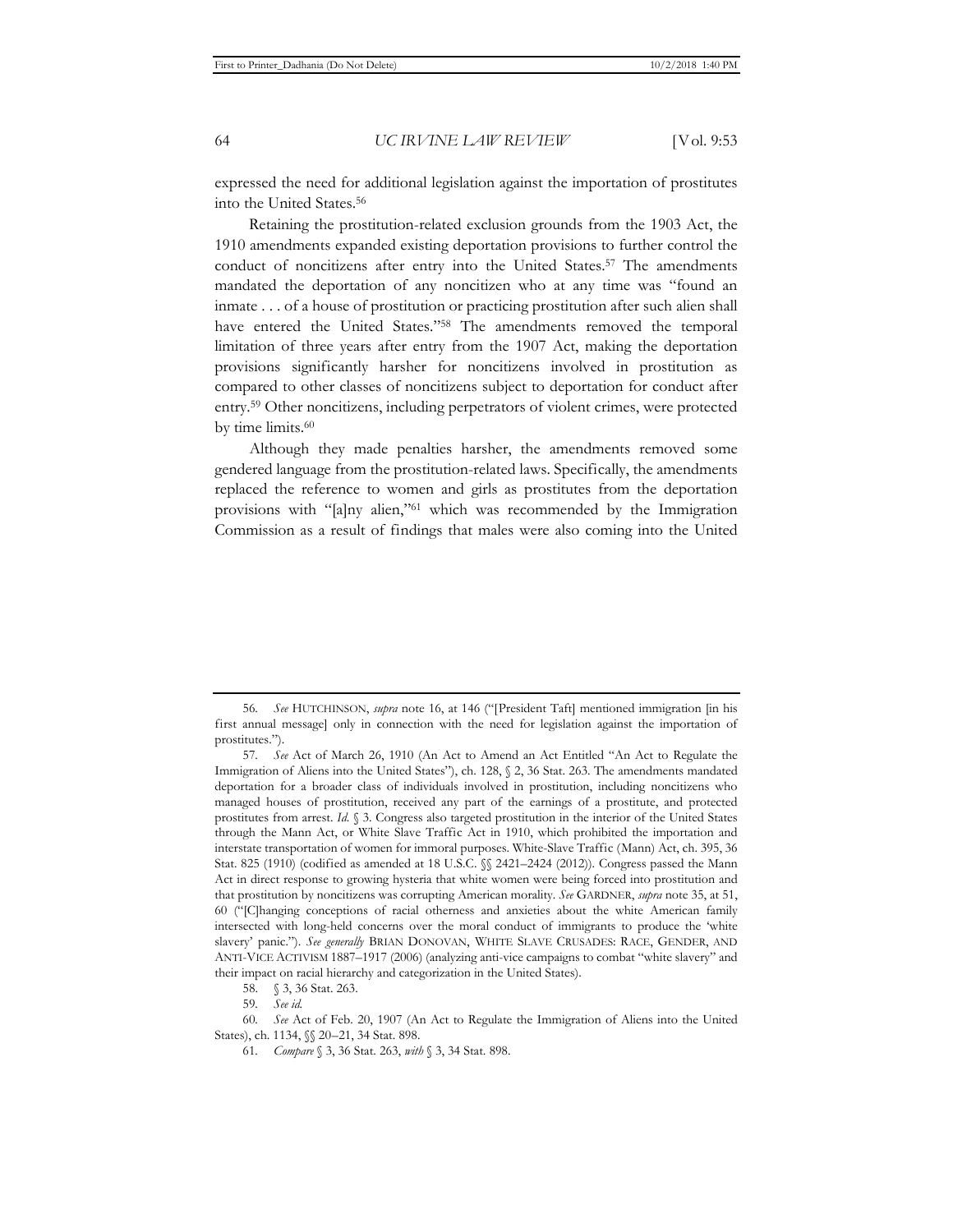expressed the need for additional legislation against the importation of prostitutes into the United States.[56]

Retaining the prostitution-related exclusion grounds from the 1903 Act, the 1910 amendments expanded existing deportation provisions to further control the conduct of noncitizens after entry into the United States.[57] The amendments mandated the deportation of any noncitizen who at any time was "found an inmate . . . of a house of prostitution or practicing prostitution after such alien shall have entered the United States."[58] The amendments removed the temporal limitation of three years after entry from the 1907 Act, making the deportation provisions significantly harsher for noncitizens involved in prostitution as compared to other classes of noncitizens subject to deportation for conduct after entry.[59] Other noncitizens, including perpetrators of violent crimes, were protected by time limits.[60]

Although they made penalties harsher, the amendments removed some gendered language from the prostitution-related laws. Specifically, the amendments replaced the reference to women and girls as prostitutes from the deportation provisions with "[a]ny alien,"[61] which was recommended by the Immigration Commission as a result of findings that males were also coming into the United

---

56. *See* HUTCHINSON, *supra* note 16, at 146 ("[President Taft] mentioned immigration [in his first annual message] only in connection with the need for legislation against the importation of prostitutes.").

57. *See* Act of March 26, 1910 (An Act to Amend an Act Entitled "An Act to Regulate the Immigration of Aliens into the United States"), ch. 128, § 2, 36 Stat. 263. The amendments mandated deportation for a broader class of individuals involved in prostitution, including noncitizens who managed houses of prostitution, received any part of the earnings of a prostitute, and protected prostitutes from arrest. *Id.* § 3. Congress also targeted prostitution in the interior of the United States through the Mann Act, or White Slave Traffic Act in 1910, which prohibited the importation and interstate transportation of women for immoral purposes. White-Slave Traffic (Mann) Act, ch. 395, 36 Stat. 825 (1910) (codified as amended at 18 U.S.C. §§ 2421–2424 (2012)). Congress passed the Mann Act in direct response to growing hysteria that white women were being forced into prostitution and that prostitution by noncitizens was corrupting American morality. *See* GARDNER, *supra* note 35, at 51, 60 ("[C]hanging conceptions of racial otherness and anxieties about the white American family intersected with long-held concerns over the moral conduct of immigrants to produce the 'white slavery' panic."). *See generally* BRIAN DONOVAN, WHITE SLAVE CRUSADES: RACE, GENDER, AND ANTI-VICE ACTIVISM 1887–1917 (2006) (analyzing anti-vice campaigns to combat "white slavery" and their impact on racial hierarchy and categorization in the United States).

58. § 3, 36 Stat. 263.

59. *See id.*

60. *See* Act of Feb. 20, 1907 (An Act to Regulate the Immigration of Aliens into the United States), ch. 1134, §§ 20–21, 34 Stat. 898.

61. *Compare* § 3, 36 Stat. 263, *with* § 3, 34 Stat. 898.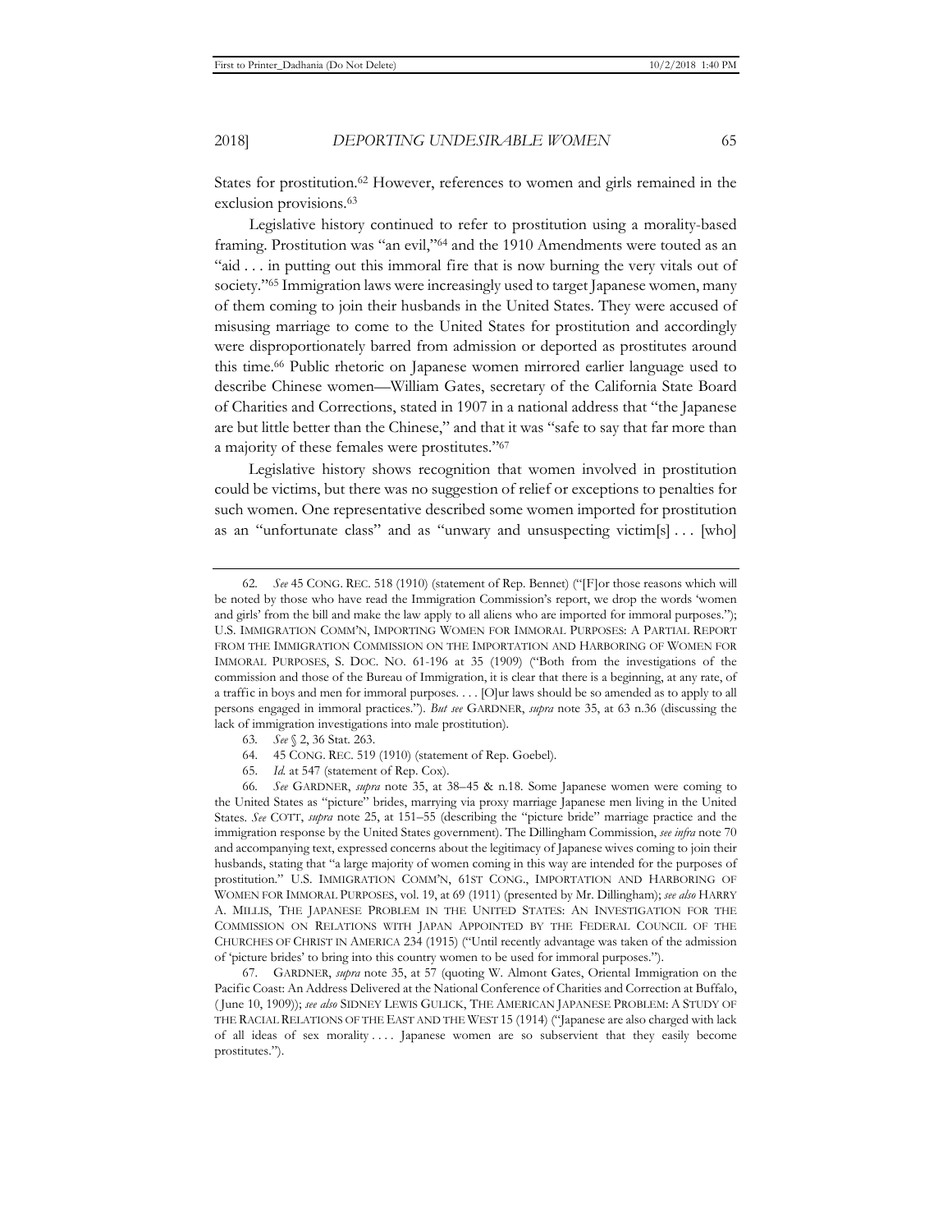States for prostitution.[62] However, references to women and girls remained in the exclusion provisions.[63]

Legislative history continued to refer to prostitution using a morality-based framing. Prostitution was "an evil,"[64] and the 1910 Amendments were touted as an "aid . . . in putting out this immoral fire that is now burning the very vitals out of society."[65] Immigration laws were increasingly used to target Japanese women, many of them coming to join their husbands in the United States. They were accused of misusing marriage to come to the United States for prostitution and accordingly were disproportionately barred from admission or deported as prostitutes around this time.[66] Public rhetoric on Japanese women mirrored earlier language used to describe Chinese women—William Gates, secretary of the California State Board of Charities and Corrections, stated in 1907 in a national address that "the Japanese are but little better than the Chinese," and that it was "safe to say that far more than a majority of these females were prostitutes."[67]

Legislative history shows recognition that women involved in prostitution could be victims, but there was no suggestion of relief or exceptions to penalties for such women. One representative described some women imported for prostitution as an "unfortunate class" and as "unwary and unsuspecting victim[s] . . . [who]

---

62. *See* 45 CONG. REC. 518 (1910) (statement of Rep. Bennet) ("[F]or those reasons which will be noted by those who have read the Immigration Commission's report, we drop the words 'women and girls' from the bill and make the law apply to all aliens who are imported for immoral purposes."); U.S. IMMIGRATION COMM'N, IMPORTING WOMEN FOR IMMORAL PURPOSES: A PARTIAL REPORT FROM THE IMMIGRATION COMMISSION ON THE IMPORTATION AND HARBORING OF WOMEN FOR IMMORAL PURPOSES, S. DOC. NO. 61-196 at 35 (1909) ("Both from the investigations of the commission and those of the Bureau of Immigration, it is clear that there is a beginning, at any rate, of a traffic in boys and men for immoral purposes. . . . [O]ur laws should be so amended as to apply to all persons engaged in immoral practices."). *But see* GARDNER, *supra* note 35, at 63 n.36 (discussing the lack of immigration investigations into male prostitution).

63. *See* § 2, 36 Stat. 263.

64. 45 CONG. REC. 519 (1910) (statement of Rep. Goebel).

65. *Id.* at 547 (statement of Rep. Cox).

66. *See* GARDNER, *supra* note 35, at 38–45 & n.18. Some Japanese women were coming to the United States as "picture" brides, marrying via proxy marriage Japanese men living in the United States. *See* COTT, *supra* note 25, at 151–55 (describing the "picture bride" marriage practice and the immigration response by the United States government). The Dillingham Commission, *see infra* note 70 and accompanying text, expressed concerns about the legitimacy of Japanese wives coming to join their husbands, stating that "a large majority of women coming in this way are intended for the purposes of prostitution." U.S. IMMIGRATION COMM'N, 61ST CONG., IMPORTATION AND HARBORING OF WOMEN FOR IMMORAL PURPOSES, vol. 19, at 69 (1911) (presented by Mr. Dillingham); *see also* HARRY A. MILLIS, THE JAPANESE PROBLEM IN THE UNITED STATES: AN INVESTIGATION FOR THE COMMISSION ON RELATIONS WITH JAPAN APPOINTED BY THE FEDERAL COUNCIL OF THE CHURCHES OF CHRIST IN AMERICA 234 (1915) ("Until recently advantage was taken of the admission of 'picture brides' to bring into this country women to be used for immoral purposes.").

67. GARDNER, *supra* note 35, at 57 (quoting W. Almont Gates, Oriental Immigration on the Pacific Coast: An Address Delivered at the National Conference of Charities and Correction at Buffalo, (June 10, 1909)); *see also* SIDNEY LEWIS GULICK, THE AMERICAN JAPANESE PROBLEM: A STUDY OF THE RACIAL RELATIONS OF THE EAST AND THE WEST 15 (1914) ("Japanese are also charged with lack of all ideas of sex morality . . . . Japanese women are so subservient that they easily become prostitutes.").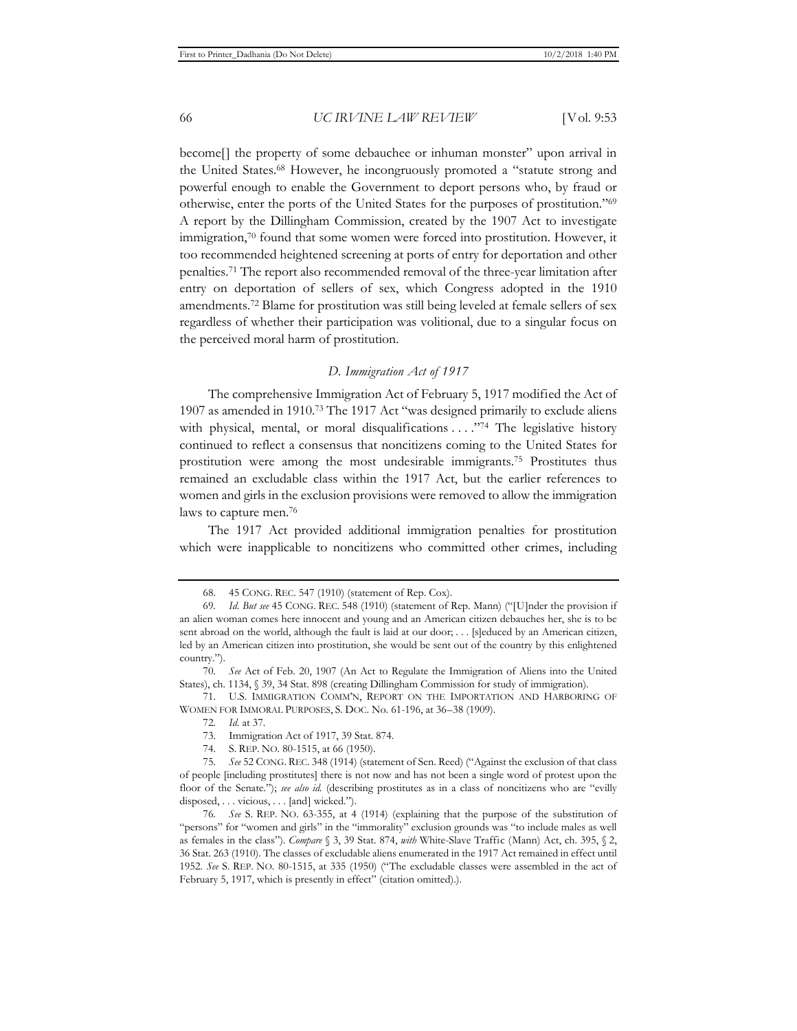become[] the property of some debauchee or inhuman monster" upon arrival in the United States.[68] However, he incongruously promoted a "statute strong and powerful enough to enable the Government to deport persons who, by fraud or otherwise, enter the ports of the United States for the purposes of prostitution."[69] A report by the Dillingham Commission, created by the 1907 Act to investigate immigration,[70] found that some women were forced into prostitution. However, it too recommended heightened screening at ports of entry for deportation and other penalties.[71] The report also recommended removal of the three-year limitation after entry on deportation of sellers of sex, which Congress adopted in the 1910 amendments.[72] Blame for prostitution was still being leveled at female sellers of sex regardless of whether their participation was volitional, due to a singular focus on the perceived moral harm of prostitution.

### *D. Immigration Act of 1917*

The comprehensive Immigration Act of February 5, 1917 modified the Act of 1907 as amended in 1910.[73] The 1917 Act "was designed primarily to exclude aliens with physical, mental, or moral disqualifications . . . ."[74] The legislative history continued to reflect a consensus that noncitizens coming to the United States for prostitution were among the most undesirable immigrants.[75] Prostitutes thus remained an excludable class within the 1917 Act, but the earlier references to women and girls in the exclusion provisions were removed to allow the immigration laws to capture men.[76]

The 1917 Act provided additional immigration penalties for prostitution which were inapplicable to noncitizens who committed other crimes, including

---

68. 45 CONG. REC. 547 (1910) (statement of Rep. Cox).

69. *Id. But see* 45 CONG. REC. 548 (1910) (statement of Rep. Mann) ("[U]nder the provision if an alien woman comes here innocent and young and an American citizen debauches her, she is to be sent abroad on the world, although the fault is laid at our door; . . . [s]educed by an American citizen, led by an American citizen into prostitution, she would be sent out of the country by this enlightened country.").

70. *See* Act of Feb. 20, 1907 (An Act to Regulate the Immigration of Aliens into the United States), ch. 1134, § 39, 34 Stat. 898 (creating Dillingham Commission for study of immigration).

71. U.S. IMMIGRATION COMM'N, REPORT ON THE IMPORTATION AND HARBORING OF WOMEN FOR IMMORAL PURPOSES, S. DOC. No. 61-196, at 36–38 (1909).

72. *Id.* at 37.

73. Immigration Act of 1917, 39 Stat. 874.

74. S. REP. NO. 80-1515, at 66 (1950).

75. *See* 52 CONG. REC. 348 (1914) (statement of Sen. Reed) ("Against the exclusion of that class of people [including prostitutes] there is not now and has not been a single word of protest upon the floor of the Senate."); *see also id.* (describing prostitutes as in a class of noncitizens who are "evilly disposed, . . . vicious, . . . [and] wicked.").

76. *See* S. REP. NO. 63-355, at 4 (1914) (explaining that the purpose of the substitution of "persons" for "women and girls" in the "immorality" exclusion grounds was "to include males as well as females in the class"). *Compare* § 3, 39 Stat. 874, *with* White-Slave Traffic (Mann) Act, ch. 395, § 2, 36 Stat. 263 (1910). The classes of excludable aliens enumerated in the 1917 Act remained in effect until 1952. *See* S. REP. NO. 80-1515, at 335 (1950) ("The excludable classes were assembled in the act of February 5, 1917, which is presently in effect" (citation omitted).).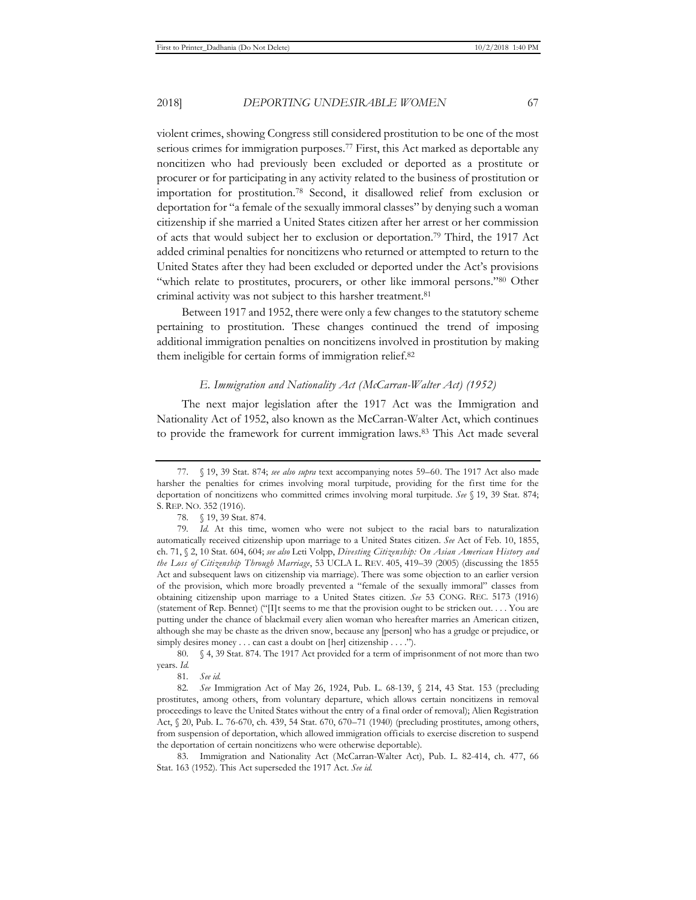violent crimes, showing Congress still considered prostitution to be one of the most serious crimes for immigration purposes.[77] First, this Act marked as deportable any noncitizen who had previously been excluded or deported as a prostitute or procurer or for participating in any activity related to the business of prostitution or importation for prostitution.[78] Second, it disallowed relief from exclusion or deportation for "a female of the sexually immoral classes" by denying such a woman citizenship if she married a United States citizen after her arrest or her commission of acts that would subject her to exclusion or deportation.[79] Third, the 1917 Act added criminal penalties for noncitizens who returned or attempted to return to the United States after they had been excluded or deported under the Act's provisions "which relate to prostitutes, procurers, or other like immoral persons."[80] Other criminal activity was not subject to this harsher treatment.[81]

Between 1917 and 1952, there were only a few changes to the statutory scheme pertaining to prostitution. These changes continued the trend of imposing additional immigration penalties on noncitizens involved in prostitution by making them ineligible for certain forms of immigration relief.[82]

### *E. Immigration and Nationality Act (McCarran-Walter Act) (1952)*

The next major legislation after the 1917 Act was the Immigration and Nationality Act of 1952, also known as the McCarran-Walter Act, which continues to provide the framework for current immigration laws.[83] This Act made several

---

77. § 19, 39 Stat. 874; *see also supra* text accompanying notes 59–60. The 1917 Act also made harsher the penalties for crimes involving moral turpitude, providing for the first time for the deportation of noncitizens who committed crimes involving moral turpitude. *See* § 19, 39 Stat. 874; S. REP. NO. 352 (1916).

78. § 19, 39 Stat. 874.

79. *Id.* At this time, women who were not subject to the racial bars to naturalization automatically received citizenship upon marriage to a United States citizen. *See* Act of Feb. 10, 1855, ch. 71, § 2, 10 Stat. 604, 604; *see also* Leti Volpp, *Divesting Citizenship: On Asian American History and the Loss of Citizenship Through Marriage*, 53 UCLA L. REV. 405, 419–39 (2005) (discussing the 1855 Act and subsequent laws on citizenship via marriage). There was some objection to an earlier version of the provision, which more broadly prevented a "female of the sexually immoral" classes from obtaining citizenship upon marriage to a United States citizen. *See* 53 CONG. REC. 5173 (1916) (statement of Rep. Bennet) ("[I]t seems to me that the provision ought to be stricken out. . . . You are putting under the chance of blackmail every alien woman who hereafter marries an American citizen, although she may be chaste as the driven snow, because any [person] who has a grudge or prejudice, or simply desires money . . . can cast a doubt on [her] citizenship . . . .").

80. § 4, 39 Stat. 874. The 1917 Act provided for a term of imprisonment of not more than two years. *Id.*

81. *See id.*

82. *See* Immigration Act of May 26, 1924, Pub. L. 68-139, § 214, 43 Stat. 153 (precluding prostitutes, among others, from voluntary departure, which allows certain noncitizens in removal proceedings to leave the United States without the entry of a final order of removal); Alien Registration Act, § 20, Pub. L. 76-670, ch. 439, 54 Stat. 670, 670–71 (1940) (precluding prostitutes, among others, from suspension of deportation, which allowed immigration officials to exercise discretion to suspend the deportation of certain noncitizens who were otherwise deportable).

83. Immigration and Nationality Act (McCarran-Walter Act), Pub. L. 82-414, ch. 477, 66 Stat. 163 (1952). This Act superseded the 1917 Act. *See id.*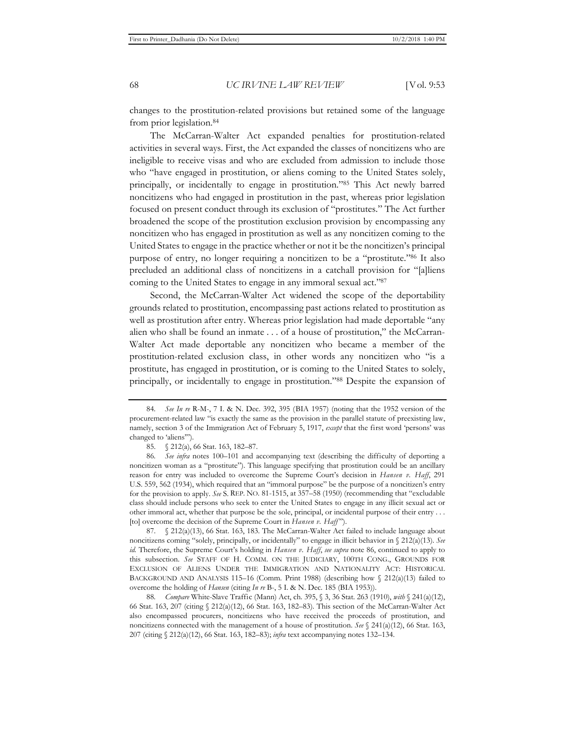changes to the prostitution-related provisions but retained some of the language from prior legislation.[84]

The McCarran-Walter Act expanded penalties for prostitution-related activities in several ways. First, the Act expanded the classes of noncitizens who are ineligible to receive visas and who are excluded from admission to include those who "have engaged in prostitution, or aliens coming to the United States solely, principally, or incidentally to engage in prostitution."[85] This Act newly barred noncitizens who had engaged in prostitution in the past, whereas prior legislation focused on present conduct through its exclusion of "prostitutes." The Act further broadened the scope of the prostitution exclusion provision by encompassing any noncitizen who has engaged in prostitution as well as any noncitizen coming to the United States to engage in the practice whether or not it be the noncitizen's principal purpose of entry, no longer requiring a noncitizen to be a "prostitute."[86] It also precluded an additional class of noncitizens in a catchall provision for "[a]liens coming to the United States to engage in any immoral sexual act."[87]

Second, the McCarran-Walter Act widened the scope of the deportability grounds related to prostitution, encompassing past actions related to prostitution as well as prostitution after entry. Whereas prior legislation had made deportable "any alien who shall be found an inmate . . . of a house of prostitution," the McCarran-Walter Act made deportable any noncitizen who became a member of the prostitution-related exclusion class, in other words any noncitizen who "is a prostitute, has engaged in prostitution, or is coming to the United States to solely, principally, or incidentally to engage in prostitution."[88] Despite the expansion of

---

84. *See In re* R-M-, 7 I. & N. Dec. 392, 395 (BIA 1957) (noting that the 1952 version of the procurement-related law "is exactly the same as the provision in the parallel statute of preexisting law, namely, section 3 of the Immigration Act of February 5, 1917, *except* that the first word 'persons' was changed to 'aliens'").

85. § 212(a), 66 Stat. 163, 182–87.

86. *See infra* notes 100–101 and accompanying text (describing the difficulty of deporting a noncitizen woman as a "prostitute"). This language specifying that prostitution could be an ancillary reason for entry was included to overcome the Supreme Court's decision in *Hansen v. Haff*, 291 U.S. 559, 562 (1934), which required that an "immoral purpose" be the purpose of a noncitizen's entry for the provision to apply. *See* S. REP. NO. 81-1515, at 357–58 (1950) (recommending that "excludable class should include persons who seek to enter the United States to engage in any illicit sexual act or other immoral act, whether that purpose be the sole, principal, or incidental purpose of their entry . . . [to] overcome the decision of the Supreme Court in *Hansen v. Haff*").

87. § 212(a)(13), 66 Stat. 163, 183. The McCarran-Walter Act failed to include language about noncitizens coming "solely, principally, or incidentally" to engage in illicit behavior in § 212(a)(13). *See id.* Therefore, the Supreme Court's holding in *Hansen v. Haff*, *see supra* note 86, continued to apply to this subsection. *See* STAFF OF H. COMM. ON THE JUDICIARY, 100TH CONG., GROUNDS FOR EXCLUSION OF ALIENS UNDER THE IMMIGRATION AND NATIONALITY ACT: HISTORICAL BACKGROUND AND ANALYSIS 115–16 (Comm. Print 1988) (describing how § 212(a)(13) failed to overcome the holding of *Hansen* (citing *In re* B-, 5 I. & N. Dec. 185 (BIA 1953)).

88. *Compare* White-Slave Traffic (Mann) Act, ch. 395, § 3, 36 Stat. 263 (1910), *with* § 241(a)(12), 66 Stat. 163, 207 (citing § 212(a)(12), 66 Stat. 163, 182–83). This section of the McCarran-Walter Act also encompassed procurers, noncitizens who have received the proceeds of prostitution, and noncitizens connected with the management of a house of prostitution. *See* § 241(a)(12), 66 Stat. 163, 207 (citing § 212(a)(12), 66 Stat. 163, 182–83); *infra* text accompanying notes 132–134.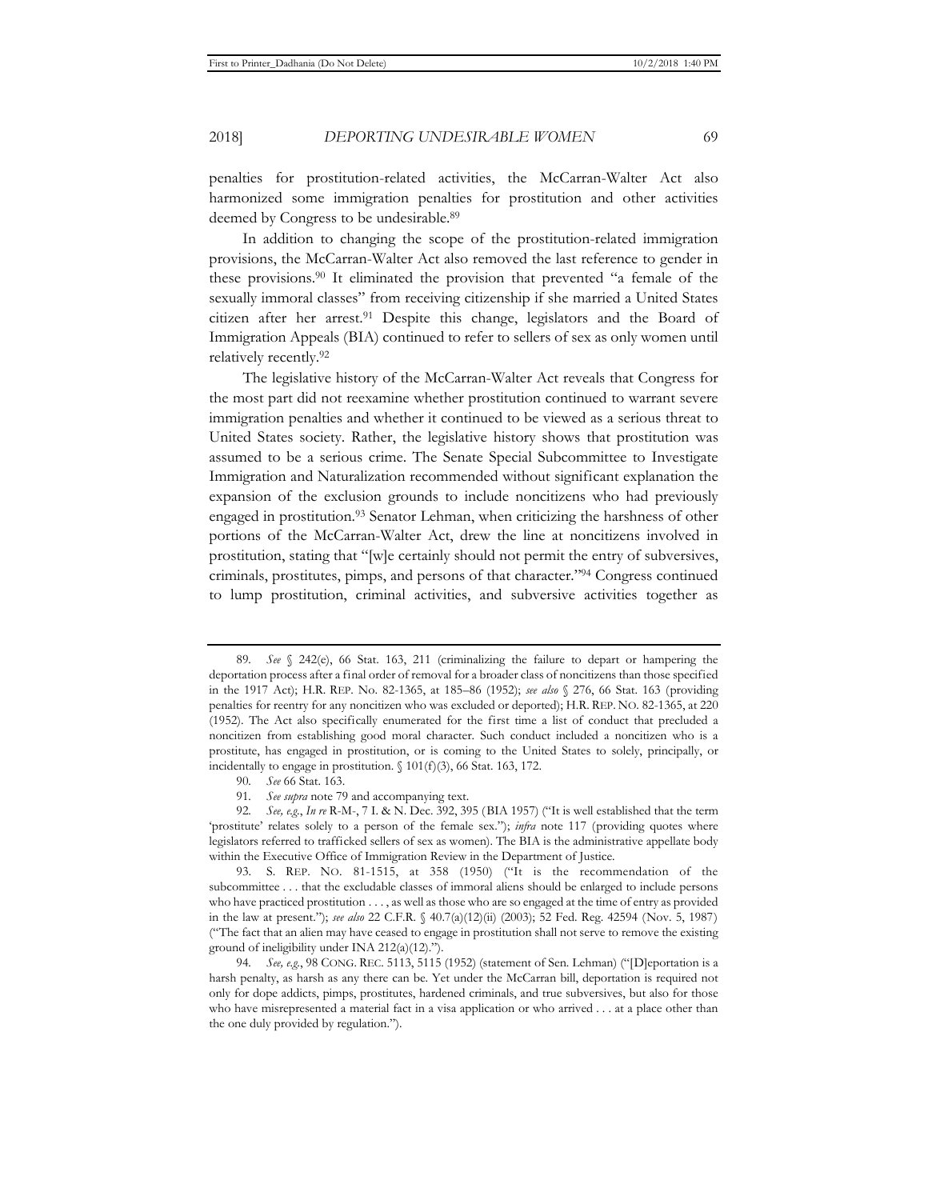penalties for prostitution-related activities, the McCarran-Walter Act also harmonized some immigration penalties for prostitution and other activities deemed by Congress to be undesirable.[89]

In addition to changing the scope of the prostitution-related immigration provisions, the McCarran-Walter Act also removed the last reference to gender in these provisions.[90] It eliminated the provision that prevented "a female of the sexually immoral classes" from receiving citizenship if she married a United States citizen after her arrest.[91] Despite this change, legislators and the Board of Immigration Appeals (BIA) continued to refer to sellers of sex as only women until relatively recently.[92]

The legislative history of the McCarran-Walter Act reveals that Congress for the most part did not reexamine whether prostitution continued to warrant severe immigration penalties and whether it continued to be viewed as a serious threat to United States society. Rather, the legislative history shows that prostitution was assumed to be a serious crime. The Senate Special Subcommittee to Investigate Immigration and Naturalization recommended without significant explanation the expansion of the exclusion grounds to include noncitizens who had previously engaged in prostitution.[93] Senator Lehman, when criticizing the harshness of other portions of the McCarran-Walter Act, drew the line at noncitizens involved in prostitution, stating that "[w]e certainly should not permit the entry of subversives, criminals, prostitutes, pimps, and persons of that character."[94] Congress continued to lump prostitution, criminal activities, and subversive activities together as

---

89. *See* § 242(e), 66 Stat. 163, 211 (criminalizing the failure to depart or hampering the deportation process after a final order of removal for a broader class of noncitizens than those specified in the 1917 Act); H.R. REP. No. 82-1365, at 185–86 (1952); *see also* § 276, 66 Stat. 163 (providing penalties for reentry for any noncitizen who was excluded or deported); H.R. REP. NO. 82-1365, at 220 (1952). The Act also specifically enumerated for the first time a list of conduct that precluded a noncitizen from establishing good moral character. Such conduct included a noncitizen who is a prostitute, has engaged in prostitution, or is coming to the United States to solely, principally, or incidentally to engage in prostitution. § 101(f)(3), 66 Stat. 163, 172.

90. *See* 66 Stat. 163.

91. *See supra* note 79 and accompanying text.

92. *See, e.g.*, *In re* R-M-, 7 I. & N. Dec. 392, 395 (BIA 1957) ("It is well established that the term 'prostitute' relates solely to a person of the female sex."); *infra* note 117 (providing quotes where legislators referred to trafficked sellers of sex as women). The BIA is the administrative appellate body within the Executive Office of Immigration Review in the Department of Justice.

93. S. REP. NO. 81-1515, at 358 (1950) ("It is the recommendation of the subcommittee . . . that the excludable classes of immoral aliens should be enlarged to include persons who have practiced prostitution . . . , as well as those who are so engaged at the time of entry as provided in the law at present."); *see also* 22 C.F.R. § 40.7(a)(12)(ii) (2003); 52 Fed. Reg. 42594 (Nov. 5, 1987) ("The fact that an alien may have ceased to engage in prostitution shall not serve to remove the existing ground of ineligibility under INA 212(a)(12).").

94. *See, e.g.*, 98 CONG. REC. 5113, 5115 (1952) (statement of Sen. Lehman) ("[D]eportation is a harsh penalty, as harsh as any there can be. Yet under the McCarran bill, deportation is required not only for dope addicts, pimps, prostitutes, hardened criminals, and true subversives, but also for those who have misrepresented a material fact in a visa application or who arrived . . . at a place other than the one duly provided by regulation.").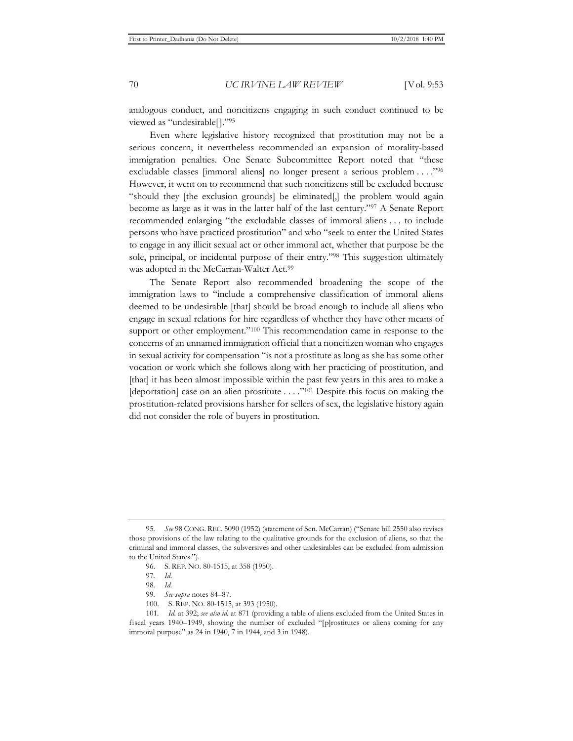analogous conduct, and noncitizens engaging in such conduct continued to be viewed as "undesirable[]."[95]

Even where legislative history recognized that prostitution may not be a serious concern, it nevertheless recommended an expansion of morality-based immigration penalties. One Senate Subcommittee Report noted that "these excludable classes [immoral aliens] no longer present a serious problem . . . ."[96] However, it went on to recommend that such noncitizens still be excluded because "should they [the exclusion grounds] be eliminated[,] the problem would again become as large as it was in the latter half of the last century."[97] A Senate Report recommended enlarging "the excludable classes of immoral aliens . . . to include persons who have practiced prostitution" and who "seek to enter the United States to engage in any illicit sexual act or other immoral act, whether that purpose be the sole, principal, or incidental purpose of their entry."[98] This suggestion ultimately was adopted in the McCarran-Walter Act.[99]

The Senate Report also recommended broadening the scope of the immigration laws to "include a comprehensive classification of immoral aliens deemed to be undesirable [that] should be broad enough to include all aliens who engage in sexual relations for hire regardless of whether they have other means of support or other employment."[100] This recommendation came in response to the concerns of an unnamed immigration official that a noncitizen woman who engages in sexual activity for compensation "is not a prostitute as long as she has some other vocation or work which she follows along with her practicing of prostitution, and [that] it has been almost impossible within the past few years in this area to make a [deportation] case on an alien prostitute . . . ."[101] Despite this focus on making the prostitution-related provisions harsher for sellers of sex, the legislative history again did not consider the role of buyers in prostitution.

---

95. *See* 98 CONG. REC. 5090 (1952) (statement of Sen. McCarran) ("Senate bill 2550 also revises those provisions of the law relating to the qualitative grounds for the exclusion of aliens, so that the criminal and immoral classes, the subversives and other undesirables can be excluded from admission to the United States.").

96. S. REP. NO. 80-1515, at 358 (1950).

97. *Id.*

98. *Id.*

99. *See supra* notes 84–87.

100. S. REP. NO. 80-1515, at 393 (1950).

101. *Id.* at 392; *see also id.* at 871 (providing a table of aliens excluded from the United States in fiscal years 1940–1949, showing the number of excluded "[p]rostitutes or aliens coming for any immoral purpose" as 24 in 1940, 7 in 1944, and 3 in 1948).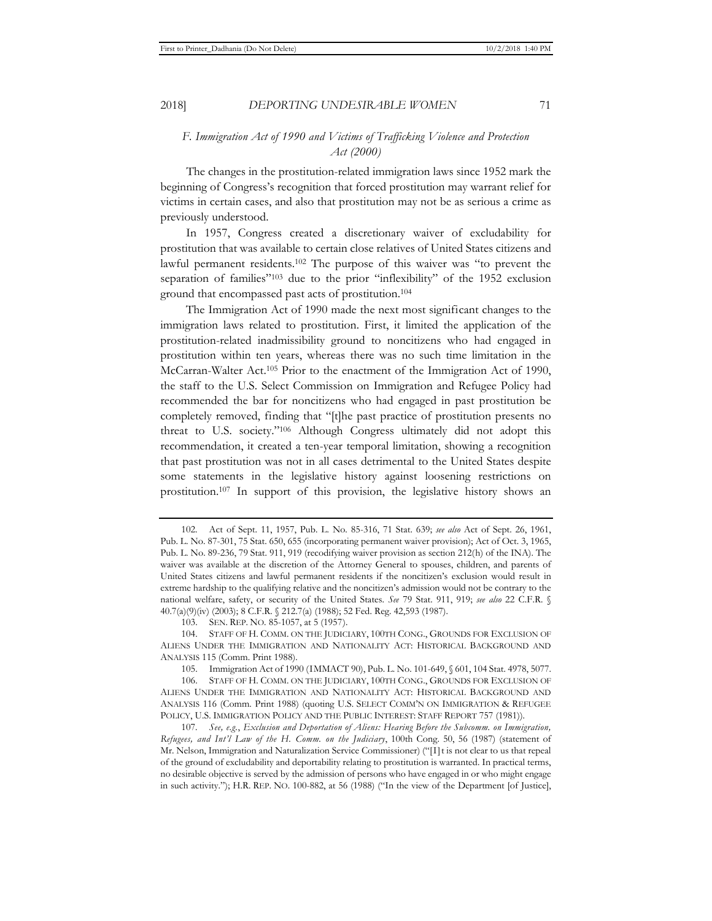### *F. Immigration Act of 1990 and Victims of Trafficking Violence and Protection Act (2000)*

The changes in the prostitution-related immigration laws since 1952 mark the beginning of Congress's recognition that forced prostitution may warrant relief for victims in certain cases, and also that prostitution may not be as serious a crime as previously understood.

In 1957, Congress created a discretionary waiver of excludability for prostitution that was available to certain close relatives of United States citizens and lawful permanent residents.[102] The purpose of this waiver was "to prevent the separation of families"[103] due to the prior "inflexibility" of the 1952 exclusion ground that encompassed past acts of prostitution.[104]

The Immigration Act of 1990 made the next most significant changes to the immigration laws related to prostitution. First, it limited the application of the prostitution-related inadmissibility ground to noncitizens who had engaged in prostitution within ten years, whereas there was no such time limitation in the McCarran-Walter Act.[105] Prior to the enactment of the Immigration Act of 1990, the staff to the U.S. Select Commission on Immigration and Refugee Policy had recommended the bar for noncitizens who had engaged in past prostitution be completely removed, finding that "[t]he past practice of prostitution presents no threat to U.S. society."[106] Although Congress ultimately did not adopt this recommendation, it created a ten-year temporal limitation, showing a recognition that past prostitution was not in all cases detrimental to the United States despite some statements in the legislative history against loosening restrictions on prostitution.[107] In support of this provision, the legislative history shows an

---

102. Act of Sept. 11, 1957, Pub. L. No. 85-316, 71 Stat. 639; *see also* Act of Sept. 26, 1961, Pub. L. No. 87-301, 75 Stat. 650, 655 (incorporating permanent waiver provision); Act of Oct. 3, 1965, Pub. L. No. 89-236, 79 Stat. 911, 919 (recodifying waiver provision as section 212(h) of the INA). The waiver was available at the discretion of the Attorney General to spouses, children, and parents of United States citizens and lawful permanent residents if the noncitizen's exclusion would result in extreme hardship to the qualifying relative and the noncitizen's admission would not be contrary to the national welfare, safety, or security of the United States. *See* 79 Stat. 911, 919; *see also* 22 C.F.R. § 40.7(a)(9)(iv) (2003); 8 C.F.R. § 212.7(a) (1988); 52 Fed. Reg. 42,593 (1987).

103. SEN. REP. NO. 85-1057, at 5 (1957).

104. STAFF OF H. COMM. ON THE JUDICIARY, 100TH CONG., GROUNDS FOR EXCLUSION OF ALIENS UNDER THE IMMIGRATION AND NATIONALITY ACT: HISTORICAL BACKGROUND AND ANALYSIS 115 (Comm. Print 1988).

105. Immigration Act of 1990 (IMMACT 90), Pub. L. No. 101-649, § 601, 104 Stat. 4978, 5077.

106. STAFF OF H. COMM. ON THE JUDICIARY, 100TH CONG., GROUNDS FOR EXCLUSION OF ALIENS UNDER THE IMMIGRATION AND NATIONALITY ACT: HISTORICAL BACKGROUND AND ANALYSIS 116 (Comm. Print 1988) (quoting U.S. SELECT COMM'N ON IMMIGRATION & REFUGEE POLICY, U.S. IMMIGRATION POLICY AND THE PUBLIC INTEREST: STAFF REPORT 757 (1981)).

107. *See, e.g.*, *Exclusion and Deportation of Aliens: Hearing Before the Subcomm. on Immigration, Refugees, and Int'l Law of the H. Comm. on the Judiciary*, 100th Cong. 50, 56 (1987) (statement of Mr. Nelson, Immigration and Naturalization Service Commissioner) ("[I]t is not clear to us that repeal of the ground of excludability and deportability relating to prostitution is warranted. In practical terms, no desirable objective is served by the admission of persons who have engaged in or who might engage in such activity."); H.R. REP. NO. 100-882, at 56 (1988) ("In the view of the Department [of Justice],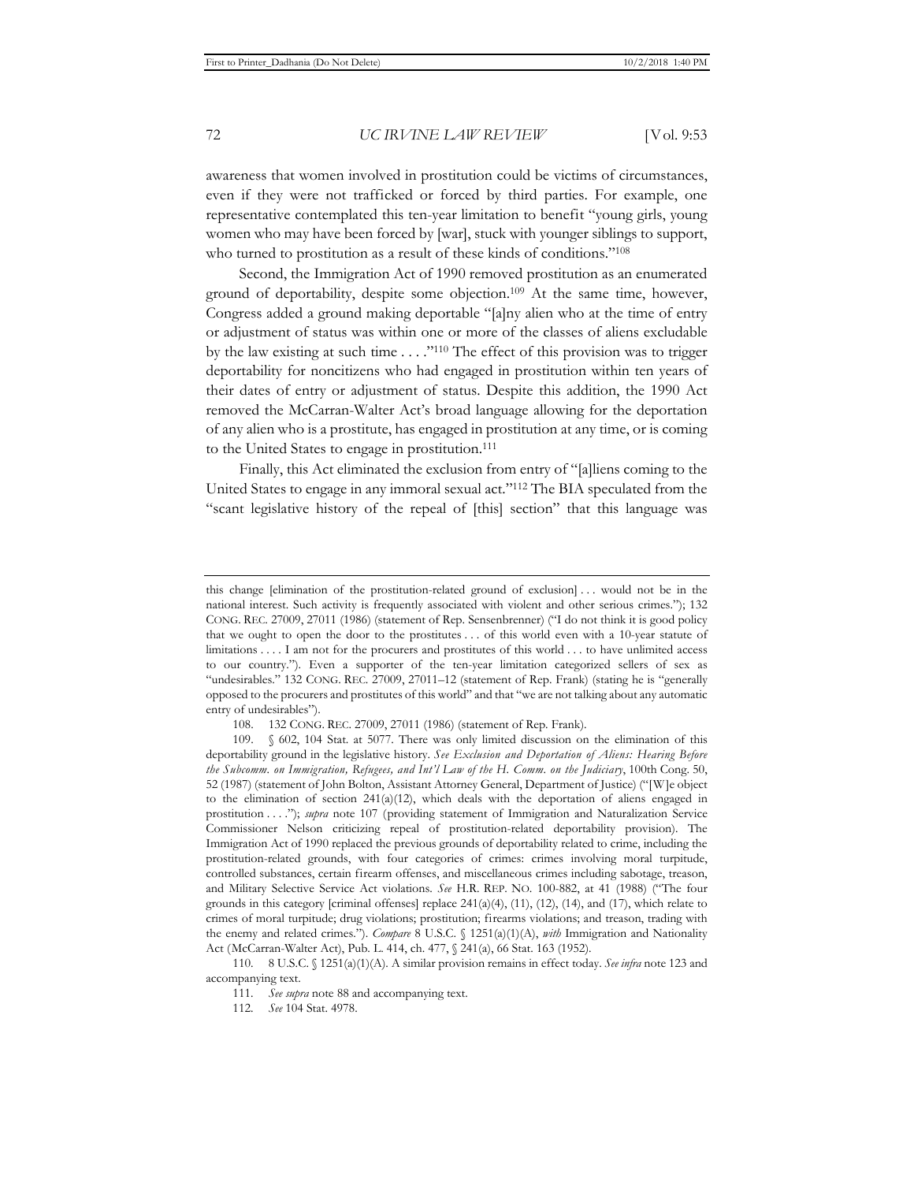awareness that women involved in prostitution could be victims of circumstances, even if they were not trafficked or forced by third parties. For example, one representative contemplated this ten-year limitation to benefit "young girls, young women who may have been forced by [war], stuck with younger siblings to support, who turned to prostitution as a result of these kinds of conditions."[108]

Second, the Immigration Act of 1990 removed prostitution as an enumerated ground of deportability, despite some objection.[109] At the same time, however, Congress added a ground making deportable "[a]ny alien who at the time of entry or adjustment of status was within one or more of the classes of aliens excludable by the law existing at such time . . . ."[110] The effect of this provision was to trigger deportability for noncitizens who had engaged in prostitution within ten years of their dates of entry or adjustment of status. Despite this addition, the 1990 Act removed the McCarran-Walter Act's broad language allowing for the deportation of any alien who is a prostitute, has engaged in prostitution at any time, or is coming to the United States to engage in prostitution.[111]

Finally, this Act eliminated the exclusion from entry of "[a]liens coming to the United States to engage in any immoral sexual act."[112] The BIA speculated from the "scant legislative history of the repeal of [this] section" that this language was

---

this change [elimination of the prostitution-related ground of exclusion] . . . would not be in the national interest. Such activity is frequently associated with violent and other serious crimes."); 132 CONG. REC. 27009, 27011 (1986) (statement of Rep. Sensenbrenner) ("I do not think it is good policy that we ought to open the door to the prostitutes . . . of this world even with a 10-year statute of limitations . . . . I am not for the procurers and prostitutes of this world . . . to have unlimited access to our country."). Even a supporter of the ten-year limitation categorized sellers of sex as "undesirables." 132 CONG. REC. 27009, 27011–12 (statement of Rep. Frank) (stating he is "generally opposed to the procurers and prostitutes of this world" and that "we are not talking about any automatic entry of undesirables").

108. 132 CONG. REC. 27009, 27011 (1986) (statement of Rep. Frank).

109. § 602, 104 Stat. at 5077. There was only limited discussion on the elimination of this deportability ground in the legislative history. *See Exclusion and Deportation of Aliens: Hearing Before the Subcomm. on Immigration, Refugees, and Int'l Law of the H. Comm. on the Judiciary*, 100th Cong. 50, 52 (1987) (statement of John Bolton, Assistant Attorney General, Department of Justice) ("[W]e object to the elimination of section 241(a)(12), which deals with the deportation of aliens engaged in prostitution . . . ."); *supra* note 107 (providing statement of Immigration and Naturalization Service Commissioner Nelson criticizing repeal of prostitution-related deportability provision). The Immigration Act of 1990 replaced the previous grounds of deportability related to crime, including the prostitution-related grounds, with four categories of crimes: crimes involving moral turpitude, controlled substances, certain firearm offenses, and miscellaneous crimes including sabotage, treason, and Military Selective Service Act violations. *See* H.R. REP. NO. 100-882, at 41 (1988) ("The four grounds in this category [criminal offenses] replace 241(a)(4), (11), (12), (14), and (17), which relate to crimes of moral turpitude; drug violations; prostitution; firearms violations; and treason, trading with the enemy and related crimes."). *Compare* 8 U.S.C. § 1251(a)(1)(A), *with* Immigration and Nationality Act (McCarran-Walter Act), Pub. L. 414, ch. 477, § 241(a), 66 Stat. 163 (1952).

110. 8 U.S.C. § 1251(a)(1)(A). A similar provision remains in effect today. *See infra* note 123 and accompanying text.

111. *See supra* note 88 and accompanying text.

112. *See* 104 Stat. 4978.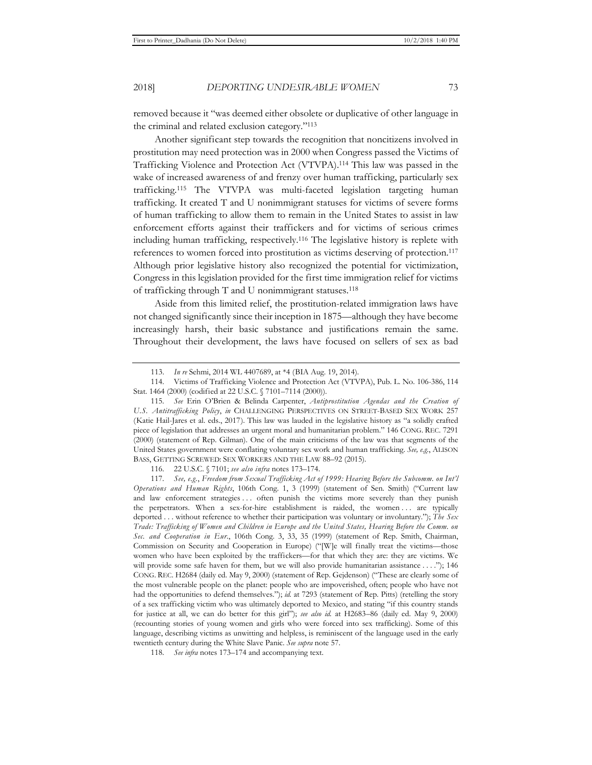removed because it "was deemed either obsolete or duplicative of other language in the criminal and related exclusion category."[113]

Another significant step towards the recognition that noncitizens involved in prostitution may need protection was in 2000 when Congress passed the Victims of Trafficking Violence and Protection Act (VTVPA).[114] This law was passed in the wake of increased awareness of and frenzy over human trafficking, particularly sex trafficking.[115] The VTVPA was multi-faceted legislation targeting human trafficking. It created T and U nonimmigrant statuses for victims of severe forms of human trafficking to allow them to remain in the United States to assist in law enforcement efforts against their traffickers and for victims of serious crimes including human trafficking, respectively.[116] The legislative history is replete with references to women forced into prostitution as victims deserving of protection.[117] Although prior legislative history also recognized the potential for victimization, Congress in this legislation provided for the first time immigration relief for victims of trafficking through T and U nonimmigrant statuses.[118]

Aside from this limited relief, the prostitution-related immigration laws have not changed significantly since their inception in 1875—although they have become increasingly harsh, their basic substance and justifications remain the same. Throughout their development, the laws have focused on sellers of sex as bad

---

113. *In re* Sehmi, 2014 WL 4407689, at *4 (BIA Aug. 19, 2014).

114. Victims of Trafficking Violence and Protection Act (VTVPA), Pub. L. No. 106-386, 114 Stat. 1464 (2000) (codified at 22 U.S.C. § 7101–7114 (2000)).

115. *See* Erin O'Brien & Belinda Carpenter, *Antiprostitution Agendas and the Creation of U.S. Antitrafficking Policy*, *in* CHALLENGING PERSPECTIVES ON STREET-BASED SEX WORK 257 (Katie Hail-Jares et al. eds., 2017). This law was lauded in the legislative history as "a solidly crafted piece of legislation that addresses an urgent moral and humanitarian problem." 146 CONG. REC. 7291 (2000) (statement of Rep. Gilman). One of the main criticisms of the law was that segments of the United States government were conflating voluntary sex work and human trafficking. *See, e.g.*, ALISON BASS, GETTING SCREWED: SEX WORKERS AND THE LAW 88–92 (2015).

116. 22 U.S.C. § 7101; *see also infra* notes 173–174.

117. *See, e.g.*, *Freedom from Sexual Trafficking Act of 1999: Hearing Before the Subcomm. on Int'l Operations and Human Rights*, 106th Cong. 1, 3 (1999) (statement of Sen. Smith) ("Current law and law enforcement strategies . . . often punish the victims more severely than they punish the perpetrators. When a sex-for-hire establishment is raided, the women . . . are typically deported . . . without reference to whether their participation was voluntary or involuntary."); *The Sex Trade: Trafficking of Women and Children in Europe and the United States, Hearing Before the Comm. on Sec. and Cooperation in Eur.*, 106th Cong. 3, 33, 35 (1999) (statement of Rep. Smith, Chairman, Commission on Security and Cooperation in Europe) ("[W]e will finally treat the victims—those women who have been exploited by the traffickers—for that which they are: they are victims. We will provide some safe haven for them, but we will also provide humanitarian assistance . . . ."); 146 CONG. REC. H2684 (daily ed. May 9, 2000) (statement of Rep. Gejdenson) ("These are clearly some of the most vulnerable people on the planet: people who are impoverished, often; people who have not had the opportunities to defend themselves."); *id.* at 7293 (statement of Rep. Pitts) (retelling the story of a sex trafficking victim who was ultimately deported to Mexico, and stating "if this country stands for justice at all, we can do better for this girl"); *see also id.* at H2683–86 (daily ed. May 9, 2000) (recounting stories of young women and girls who were forced into sex trafficking). Some of this language, describing victims as unwitting and helpless, is reminiscent of the language used in the early twentieth century during the White Slave Panic. *See supra* note 57.

118. *See infra* notes 173–174 and accompanying text.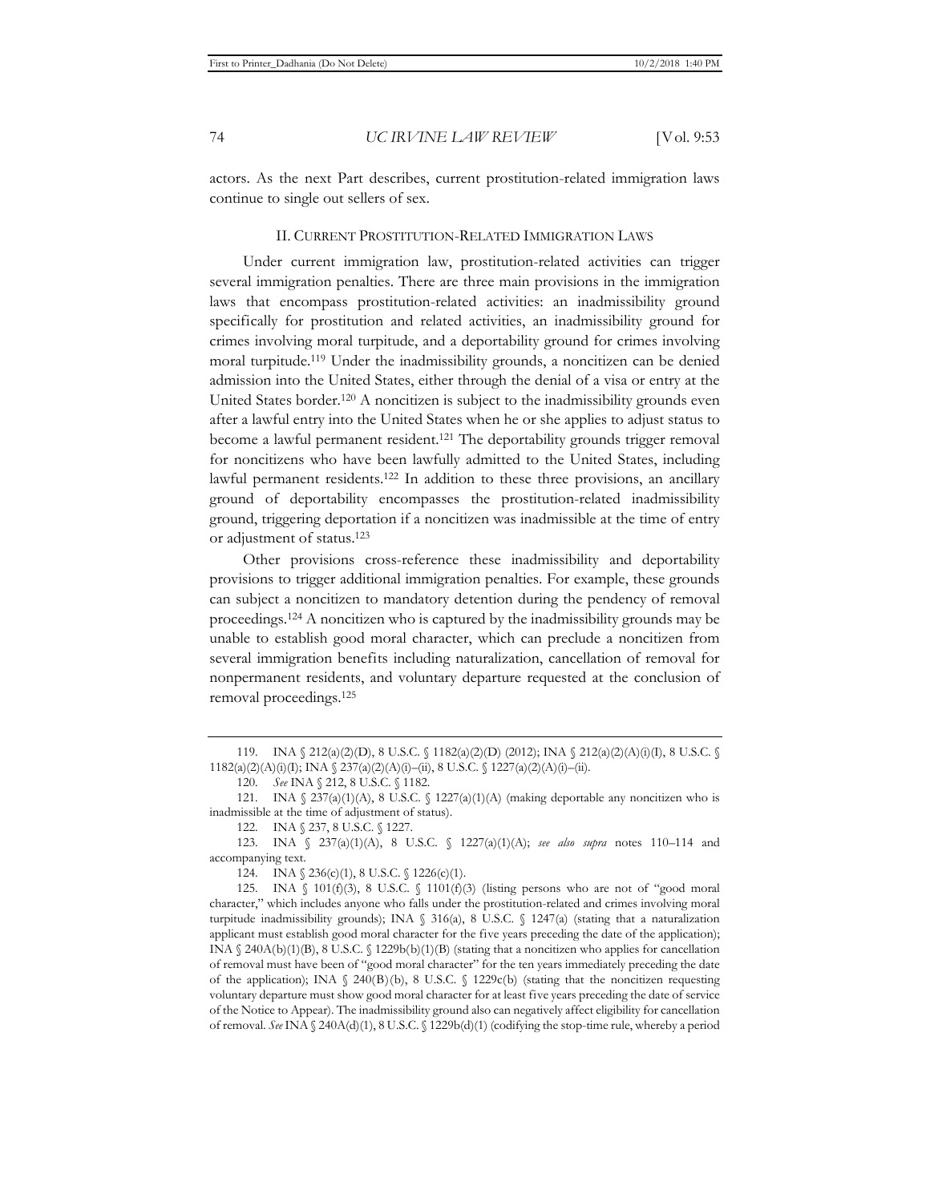actors. As the next Part describes, current prostitution-related immigration laws continue to single out sellers of sex.

## II. Current Prostitution-Related Immigration Laws

Under current immigration law, prostitution-related activities can trigger several immigration penalties. There are three main provisions in the immigration laws that encompass prostitution-related activities: an inadmissibility ground specifically for prostitution and related activities, an inadmissibility ground for crimes involving moral turpitude, and a deportability ground for crimes involving moral turpitude.[119] Under the inadmissibility grounds, a noncitizen can be denied admission into the United States, either through the denial of a visa or entry at the United States border.[120] A noncitizen is subject to the inadmissibility grounds even after a lawful entry into the United States when he or she applies to adjust status to become a lawful permanent resident.[121] The deportability grounds trigger removal for noncitizens who have been lawfully admitted to the United States, including lawful permanent residents.[122] In addition to these three provisions, an ancillary ground of deportability encompasses the prostitution-related inadmissibility ground, triggering deportation if a noncitizen was inadmissible at the time of entry or adjustment of status.[123]

Other provisions cross-reference these inadmissibility and deportability provisions to trigger additional immigration penalties. For example, these grounds can subject a noncitizen to mandatory detention during the pendency of removal proceedings.[124] A noncitizen who is captured by the inadmissibility grounds may be unable to establish good moral character, which can preclude a noncitizen from several immigration benefits including naturalization, cancellation of removal for nonpermanent residents, and voluntary departure requested at the conclusion of removal proceedings.[125]

---

119. INA § 212(a)(2)(D), 8 U.S.C. § 1182(a)(2)(D) (2012); INA § 212(a)(2)(A)(i)(I), 8 U.S.C. § 1182(a)(2)(A)(i)(I); INA § 237(a)(2)(A)(i)–(ii), 8 U.S.C. § 1227(a)(2)(A)(i)–(ii).

120. *See* INA § 212, 8 U.S.C. § 1182.

121. INA § 237(a)(1)(A), 8 U.S.C. § 1227(a)(1)(A) (making deportable any noncitizen who is inadmissible at the time of adjustment of status).

122. INA § 237, 8 U.S.C. § 1227.

123. INA § 237(a)(1)(A), 8 U.S.C. § 1227(a)(1)(A); *see also supra* notes 110–114 and accompanying text.

124. INA § 236(c)(1), 8 U.S.C. § 1226(c)(1).

125. INA § 101(f)(3), 8 U.S.C. § 1101(f)(3) (listing persons who are not of "good moral character," which includes anyone who falls under the prostitution-related and crimes involving moral turpitude inadmissibility grounds); INA § 316(a), 8 U.S.C. § 1247(a) (stating that a naturalization applicant must establish good moral character for the five years preceding the date of the application); INA § 240A(b)(1)(B), 8 U.S.C. § 1229b(b)(1)(B) (stating that a noncitizen who applies for cancellation of removal must have been of "good moral character" for the ten years immediately preceding the date of the application); INA § 240(B)(b), 8 U.S.C. § 1229c(b) (stating that the noncitizen requesting voluntary departure must show good moral character for at least five years preceding the date of service of the Notice to Appear). The inadmissibility ground also can negatively affect eligibility for cancellation of removal. *See* INA § 240A(d)(1), 8 U.S.C. § 1229b(d)(1) (codifying the stop-time rule, whereby a period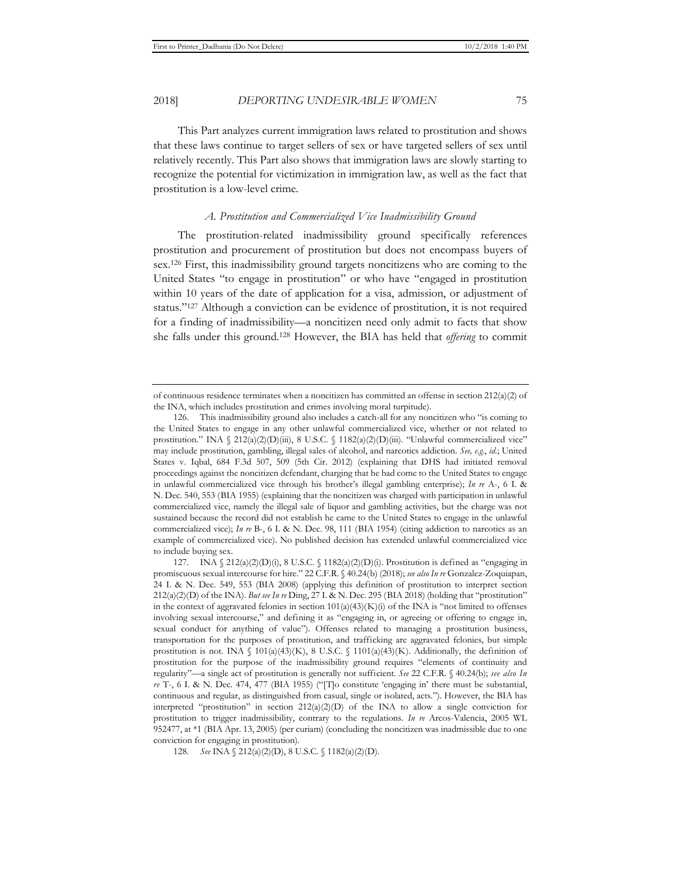This Part analyzes current immigration laws related to prostitution and shows that these laws continue to target sellers of sex or have targeted sellers of sex until relatively recently. This Part also shows that immigration laws are slowly starting to recognize the potential for victimization in immigration law, as well as the fact that prostitution is a low-level crime.

### *A. Prostitution and Commercialized Vice Inadmissibility Ground*

The prostitution-related inadmissibility ground specifically references prostitution and procurement of prostitution but does not encompass buyers of sex.[126] First, this inadmissibility ground targets noncitizens who are coming to the United States "to engage in prostitution" or who have "engaged in prostitution within 10 years of the date of application for a visa, admission, or adjustment of status."[127] Although a conviction can be evidence of prostitution, it is not required for a finding of inadmissibility—a noncitizen need only admit to facts that show she falls under this ground.[128] However, the BIA has held that *offering* to commit

---

of continuous residence terminates when a noncitizen has committed an offense in section 212(a)(2) of the INA, which includes prostitution and crimes involving moral turpitude).

126. This inadmissibility ground also includes a catch-all for any noncitizen who "is coming to the United States to engage in any other unlawful commercialized vice, whether or not related to prostitution." INA § 212(a)(2)(D)(iii), 8 U.S.C. § 1182(a)(2)(D)(iii). "Unlawful commercialized vice" may include prostitution, gambling, illegal sales of alcohol, and narcotics addiction. *See, e.g.*, *id.*; United States v. Iqbal, 684 F.3d 507, 509 (5th Cir. 2012) (explaining that DHS had initiated removal proceedings against the noncitizen defendant, charging that he had come to the United States to engage in unlawful commercialized vice through his brother's illegal gambling enterprise); *In re* A-, 6 I. & N. Dec. 540, 553 (BIA 1955) (explaining that the noncitizen was charged with participation in unlawful commercialized vice, namely the illegal sale of liquor and gambling activities, but the charge was not sustained because the record did not establish he came to the United States to engage in the unlawful commercialized vice); *In re* B-, 6 I. & N. Dec. 98, 111 (BIA 1954) (citing addiction to narcotics as an example of commercialized vice). No published decision has extended unlawful commercialized vice to include buying sex.

127. INA § 212(a)(2)(D)(i), 8 U.S.C. § 1182(a)(2)(D)(i). Prostitution is defined as "engaging in promiscuous sexual intercourse for hire." 22 C.F.R. § 40.24(b) (2018); *see also In re* Gonzalez-Zoquiapan, 24 I. & N. Dec. 549, 553 (BIA 2008) (applying this definition of prostitution to interpret section 212(a)(2)(D) of the INA). *But see In re* Ding, 27 I. & N. Dec. 295 (BIA 2018) (holding that "prostitution" in the context of aggravated felonies in section 101(a)(43)(K)(i) of the INA is "not limited to offenses involving sexual intercourse," and defining it as "engaging in, or agreeing or offering to engage in, sexual conduct for anything of value"). Offenses related to managing a prostitution business, transportation for the purposes of prostitution, and trafficking are aggravated felonies, but simple prostitution is not. INA § 101(a)(43)(K), 8 U.S.C. § 1101(a)(43)(K). Additionally, the definition of prostitution for the purpose of the inadmissibility ground requires "elements of continuity and regularity"—a single act of prostitution is generally not sufficient. *See* 22 C.F.R. § 40.24(b); *see also In re* T-, 6 I. & N. Dec. 474, 477 (BIA 1955) ("[T]o constitute 'engaging in' there must be substantial, continuous and regular, as distinguished from casual, single or isolated, acts."). However, the BIA has interpreted "prostitution" in section 212(a)(2)(D) of the INA to allow a single conviction for prostitution to trigger inadmissibility, contrary to the regulations. *In re* Arcos-Valencia, 2005 WL 952477, at *1 (BIA Apr. 13, 2005) (per curiam) (concluding the noncitizen was inadmissible due to one conviction for engaging in prostitution).

128. *See* INA § 212(a)(2)(D), 8 U.S.C. § 1182(a)(2)(D).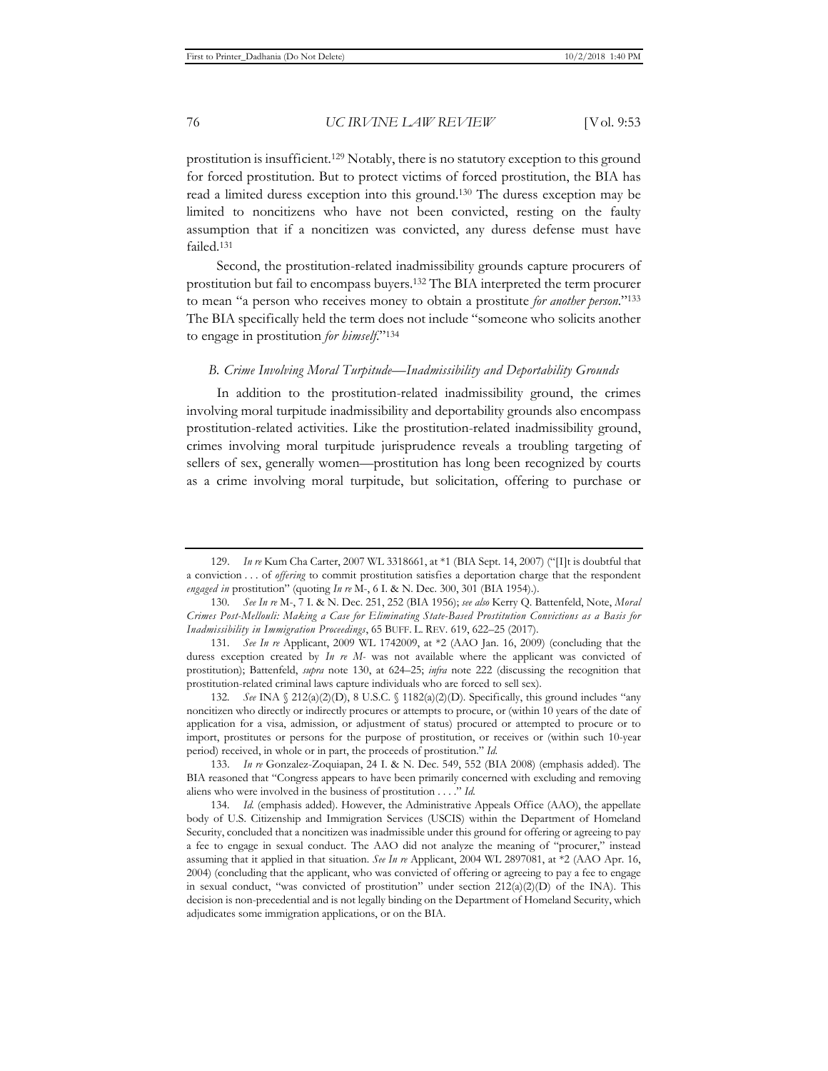prostitution is insufficient.[129] Notably, there is no statutory exception to this ground for forced prostitution. But to protect victims of forced prostitution, the BIA has read a limited duress exception into this ground.[130] The duress exception may be limited to noncitizens who have not been convicted, resting on the faulty assumption that if a noncitizen was convicted, any duress defense must have failed.[131]

Second, the prostitution-related inadmissibility grounds capture procurers of prostitution but fail to encompass buyers.[132] The BIA interpreted the term procurer to mean "a person who receives money to obtain a prostitute *for another person*."[133] The BIA specifically held the term does not include "someone who solicits another to engage in prostitution *for himself*."[134]

### *B. Crime Involving Moral Turpitude—Inadmissibility and Deportability Grounds*

In addition to the prostitution-related inadmissibility ground, the crimes involving moral turpitude inadmissibility and deportability grounds also encompass prostitution-related activities. Like the prostitution-related inadmissibility ground, crimes involving moral turpitude jurisprudence reveals a troubling targeting of sellers of sex, generally women—prostitution has long been recognized by courts as a crime involving moral turpitude, but solicitation, offering to purchase or

---

129. *In re* Kum Cha Carter, 2007 WL 3318661, at *1 (BIA Sept. 14, 2007) ("[I]t is doubtful that a conviction . . . of *offering* to commit prostitution satisfies a deportation charge that the respondent *engaged in* prostitution" (quoting *In re* M-, 6 I. & N. Dec. 300, 301 (BIA 1954).).

130. *See In re* M-, 7 I. & N. Dec. 251, 252 (BIA 1956); *see also* Kerry Q. Battenfeld, Note, *Moral Crimes Post-Mellouli: Making a Case for Eliminating State-Based Prostitution Convictions as a Basis for Inadmissibility in Immigration Proceedings*, 65 BUFF. L. REV. 619, 622–25 (2017).

131. *See In re* Applicant, 2009 WL 1742009, at *2 (AAO Jan. 16, 2009) (concluding that the duress exception created by *In re M-* was not available where the applicant was convicted of prostitution); Battenfeld, *supra* note 130, at 624–25; *infra* note 222 (discussing the recognition that prostitution-related criminal laws capture individuals who are forced to sell sex).

132. *See* INA § 212(a)(2)(D), 8 U.S.C. § 1182(a)(2)(D). Specifically, this ground includes "any noncitizen who directly or indirectly procures or attempts to procure, or (within 10 years of the date of application for a visa, admission, or adjustment of status) procured or attempted to procure or to import, prostitutes or persons for the purpose of prostitution, or receives or (within such 10-year period) received, in whole or in part, the proceeds of prostitution." *Id.*

133. *In re* Gonzalez-Zoquiapan, 24 I. & N. Dec. 549, 552 (BIA 2008) (emphasis added). The BIA reasoned that "Congress appears to have been primarily concerned with excluding and removing aliens who were involved in the business of prostitution . . . ." *Id.*

134. *Id.* (emphasis added). However, the Administrative Appeals Office (AAO), the appellate body of U.S. Citizenship and Immigration Services (USCIS) within the Department of Homeland Security, concluded that a noncitizen was inadmissible under this ground for offering or agreeing to pay a fee to engage in sexual conduct. The AAO did not analyze the meaning of "procurer," instead assuming that it applied in that situation. *See In re* Applicant, 2004 WL 2897081, at *2 (AAO Apr. 16, 2004) (concluding that the applicant, who was convicted of offering or agreeing to pay a fee to engage in sexual conduct, "was convicted of prostitution" under section 212(a)(2)(D) of the INA). This decision is non-precedential and is not legally binding on the Department of Homeland Security, which adjudicates some immigration applications, or on the BIA.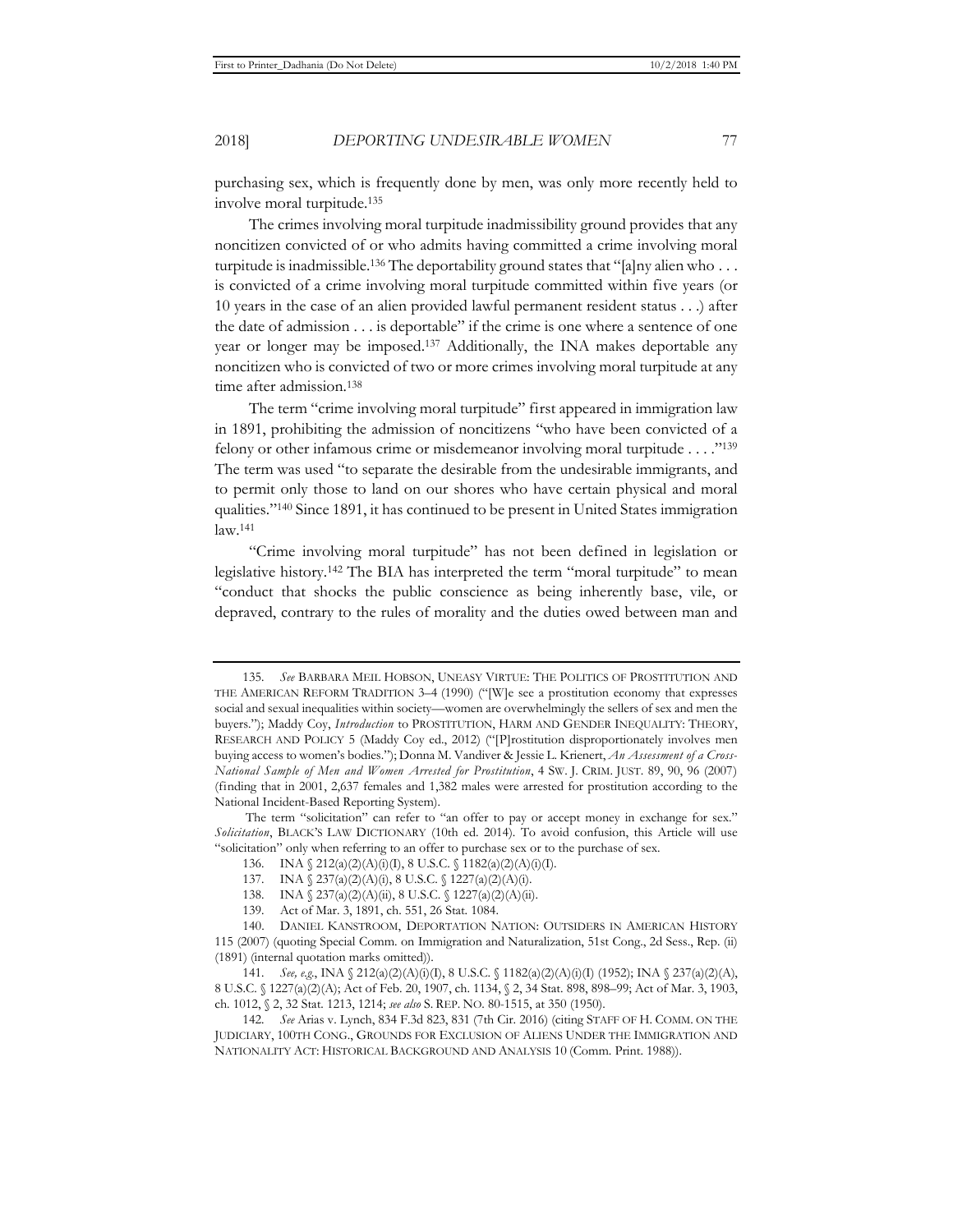purchasing sex, which is frequently done by men, was only more recently held to involve moral turpitude.[135]

The crimes involving moral turpitude inadmissibility ground provides that any noncitizen convicted of or who admits having committed a crime involving moral turpitude is inadmissible.[136] The deportability ground states that "[a]ny alien who . . . is convicted of a crime involving moral turpitude committed within five years (or 10 years in the case of an alien provided lawful permanent resident status . . .) after the date of admission . . . is deportable" if the crime is one where a sentence of one year or longer may be imposed.[137] Additionally, the INA makes deportable any noncitizen who is convicted of two or more crimes involving moral turpitude at any time after admission.[138]

The term "crime involving moral turpitude" first appeared in immigration law in 1891, prohibiting the admission of noncitizens "who have been convicted of a felony or other infamous crime or misdemeanor involving moral turpitude . . . ."[139] The term was used "to separate the desirable from the undesirable immigrants, and to permit only those to land on our shores who have certain physical and moral qualities."[140] Since 1891, it has continued to be present in United States immigration law.[141]

"Crime involving moral turpitude" has not been defined in legislation or legislative history.[142] The BIA has interpreted the term "moral turpitude" to mean "conduct that shocks the public conscience as being inherently base, vile, or depraved, contrary to the rules of morality and the duties owed between man and

---

135. *See* BARBARA MEIL HOBSON, UNEASY VIRTUE: THE POLITICS OF PROSTITUTION AND THE AMERICAN REFORM TRADITION 3–4 (1990) ("[W]e see a prostitution economy that expresses social and sexual inequalities within society—women are overwhelmingly the sellers of sex and men the buyers."); Maddy Coy, *Introduction* to PROSTITUTION, HARM AND GENDER INEQUALITY: THEORY, RESEARCH AND POLICY 5 (Maddy Coy ed., 2012) ("[P]rostitution disproportionately involves men buying access to women's bodies."); Donna M. Vandiver & Jessie L. Krienert, *An Assessment of a Cross-National Sample of Men and Women Arrested for Prostitution*, 4 SW. J. CRIM. JUST. 89, 90, 96 (2007) (finding that in 2001, 2,637 females and 1,382 males were arrested for prostitution according to the National Incident-Based Reporting System).

The term "solicitation" can refer to "an offer to pay or accept money in exchange for sex." *Solicitation*, BLACK'S LAW DICTIONARY (10th ed. 2014). To avoid confusion, this Article will use "solicitation" only when referring to an offer to purchase sex or to the purchase of sex.

136. INA § 212(a)(2)(A)(i)(I), 8 U.S.C. § 1182(a)(2)(A)(i)(I).

137. INA § 237(a)(2)(A)(i), 8 U.S.C. § 1227(a)(2)(A)(i).

138. INA § 237(a)(2)(A)(ii), 8 U.S.C. § 1227(a)(2)(A)(ii).

139. Act of Mar. 3, 1891, ch. 551, 26 Stat. 1084.

140. DANIEL KANSTROOM, DEPORTATION NATION: OUTSIDERS IN AMERICAN HISTORY 115 (2007) (quoting Special Comm. on Immigration and Naturalization, 51st Cong., 2d Sess., Rep. (ii) (1891) (internal quotation marks omitted)).

141. *See, e.g.*, INA § 212(a)(2)(A)(i)(I), 8 U.S.C. § 1182(a)(2)(A)(i)(I) (1952); INA § 237(a)(2)(A), 8 U.S.C. § 1227(a)(2)(A); Act of Feb. 20, 1907, ch. 1134, § 2, 34 Stat. 898, 898–99; Act of Mar. 3, 1903, ch. 1012, § 2, 32 Stat. 1213, 1214; *see also* S. REP. NO. 80-1515, at 350 (1950).

142. *See* Arias v. Lynch, 834 F.3d 823, 831 (7th Cir. 2016) (citing STAFF OF H. COMM. ON THE JUDICIARY, 100TH CONG., GROUNDS FOR EXCLUSION OF ALIENS UNDER THE IMMIGRATION AND NATIONALITY ACT: HISTORICAL BACKGROUND AND ANALYSIS 10 (Comm. Print. 1988)).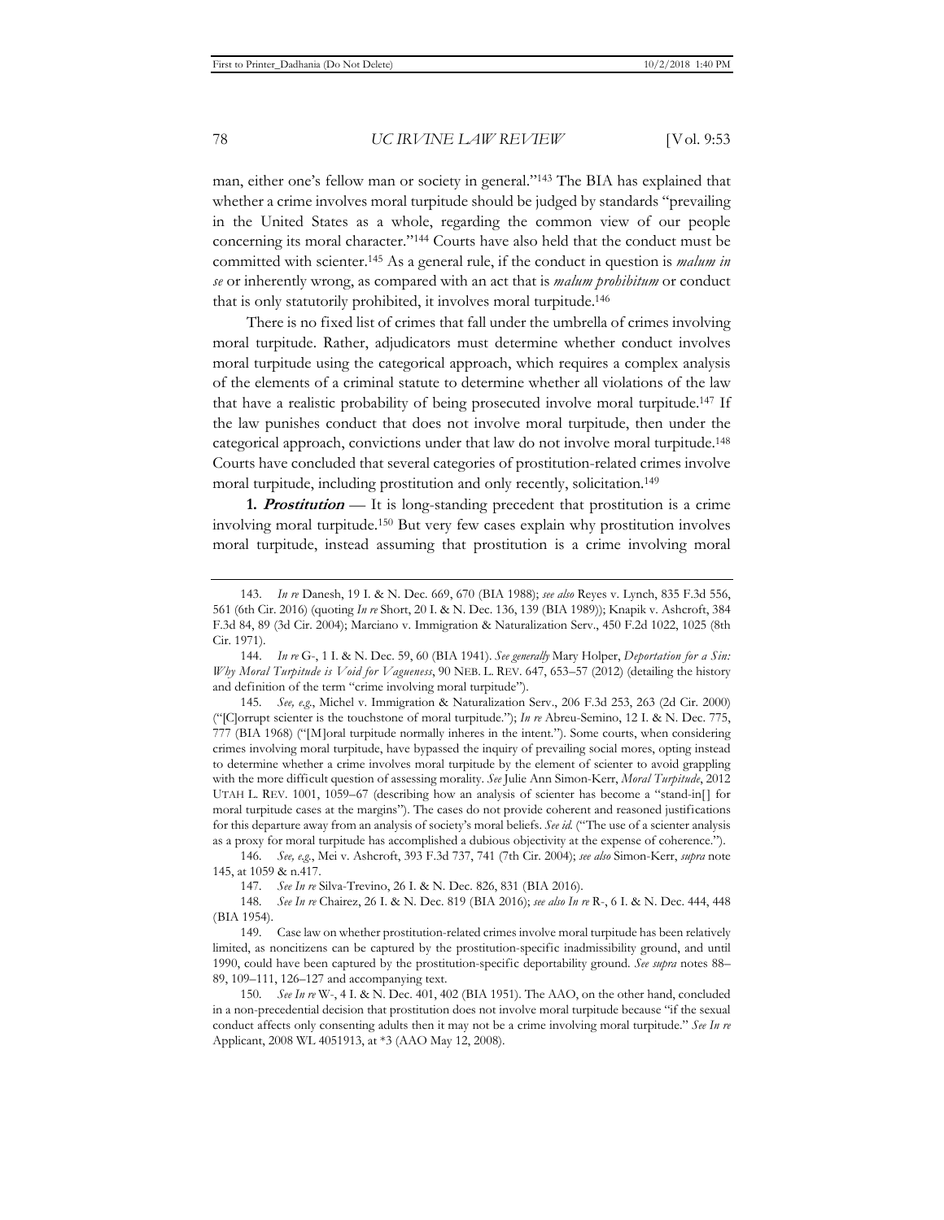man, either one's fellow man or society in general."[143] The BIA has explained that whether a crime involves moral turpitude should be judged by standards "prevailing in the United States as a whole, regarding the common view of our people concerning its moral character."[144] Courts have also held that the conduct must be committed with scienter.[145] As a general rule, if the conduct in question is *malum in se* or inherently wrong, as compared with an act that is *malum prohibitum* or conduct that is only statutorily prohibited, it involves moral turpitude.[146]

There is no fixed list of crimes that fall under the umbrella of crimes involving moral turpitude. Rather, adjudicators must determine whether conduct involves moral turpitude using the categorical approach, which requires a complex analysis of the elements of a criminal statute to determine whether all violations of the law that have a realistic probability of being prosecuted involve moral turpitude.[147] If the law punishes conduct that does not involve moral turpitude, then under the categorical approach, convictions under that law do not involve moral turpitude.[148] Courts have concluded that several categories of prostitution-related crimes involve moral turpitude, including prostitution and only recently, solicitation.[149]

**1. *Prostitution*** — It is long-standing precedent that prostitution is a crime involving moral turpitude.[150] But very few cases explain why prostitution involves moral turpitude, instead assuming that prostitution is a crime involving moral

---

143. *In re* Danesh, 19 I. & N. Dec. 669, 670 (BIA 1988); *see also* Reyes v. Lynch, 835 F.3d 556, 561 (6th Cir. 2016) (quoting *In re* Short, 20 I. & N. Dec. 136, 139 (BIA 1989)); Knapik v. Ashcroft, 384 F.3d 84, 89 (3d Cir. 2004); Marciano v. Immigration & Naturalization Serv., 450 F.2d 1022, 1025 (8th Cir. 1971).

144. *In re* G-, 1 I. & N. Dec. 59, 60 (BIA 1941). *See generally* Mary Holper, *Deportation for a Sin: Why Moral Turpitude is Void for Vagueness*, 90 NEB. L. REV. 647, 653–57 (2012) (detailing the history and definition of the term "crime involving moral turpitude").

145. *See, e.g.*, Michel v. Immigration & Naturalization Serv., 206 F.3d 253, 263 (2d Cir. 2000) ("[C]orrupt scienter is the touchstone of moral turpitude."); *In re* Abreu-Semino, 12 I. & N. Dec. 775, 777 (BIA 1968) ("[M]oral turpitude normally inheres in the intent."). Some courts, when considering crimes involving moral turpitude, have bypassed the inquiry of prevailing social mores, opting instead to determine whether a crime involves moral turpitude by the element of scienter to avoid grappling with the more difficult question of assessing morality. *See* Julie Ann Simon-Kerr, *Moral Turpitude*, 2012 UTAH L. REV. 1001, 1059–67 (describing how an analysis of scienter has become a "stand-in[] for moral turpitude cases at the margins"). The cases do not provide coherent and reasoned justifications for this departure away from an analysis of society's moral beliefs. *See id.* ("The use of a scienter analysis as a proxy for moral turpitude has accomplished a dubious objectivity at the expense of coherence.").

146. *See, e.g.*, Mei v. Ashcroft, 393 F.3d 737, 741 (7th Cir. 2004); *see also* Simon-Kerr, *supra* note 145, at 1059 & n.417.

147. *See In re* Silva-Trevino, 26 I. & N. Dec. 826, 831 (BIA 2016).

148. *See In re* Chairez, 26 I. & N. Dec. 819 (BIA 2016); *see also In re* R-, 6 I. & N. Dec. 444, 448 (BIA 1954).

149. Case law on whether prostitution-related crimes involve moral turpitude has been relatively limited, as noncitizens can be captured by the prostitution-specific inadmissibility ground, and until 1990, could have been captured by the prostitution-specific deportability ground. *See supra* notes 88–89, 109–111, 126–127 and accompanying text.

150. *See In re* W-, 4 I. & N. Dec. 401, 402 (BIA 1951). The AAO, on the other hand, concluded in a non-precedential decision that prostitution does not involve moral turpitude because "if the sexual conduct affects only consenting adults then it may not be a crime involving moral turpitude." *See In re* Applicant, 2008 WL 4051913, at *3 (AAO May 12, 2008).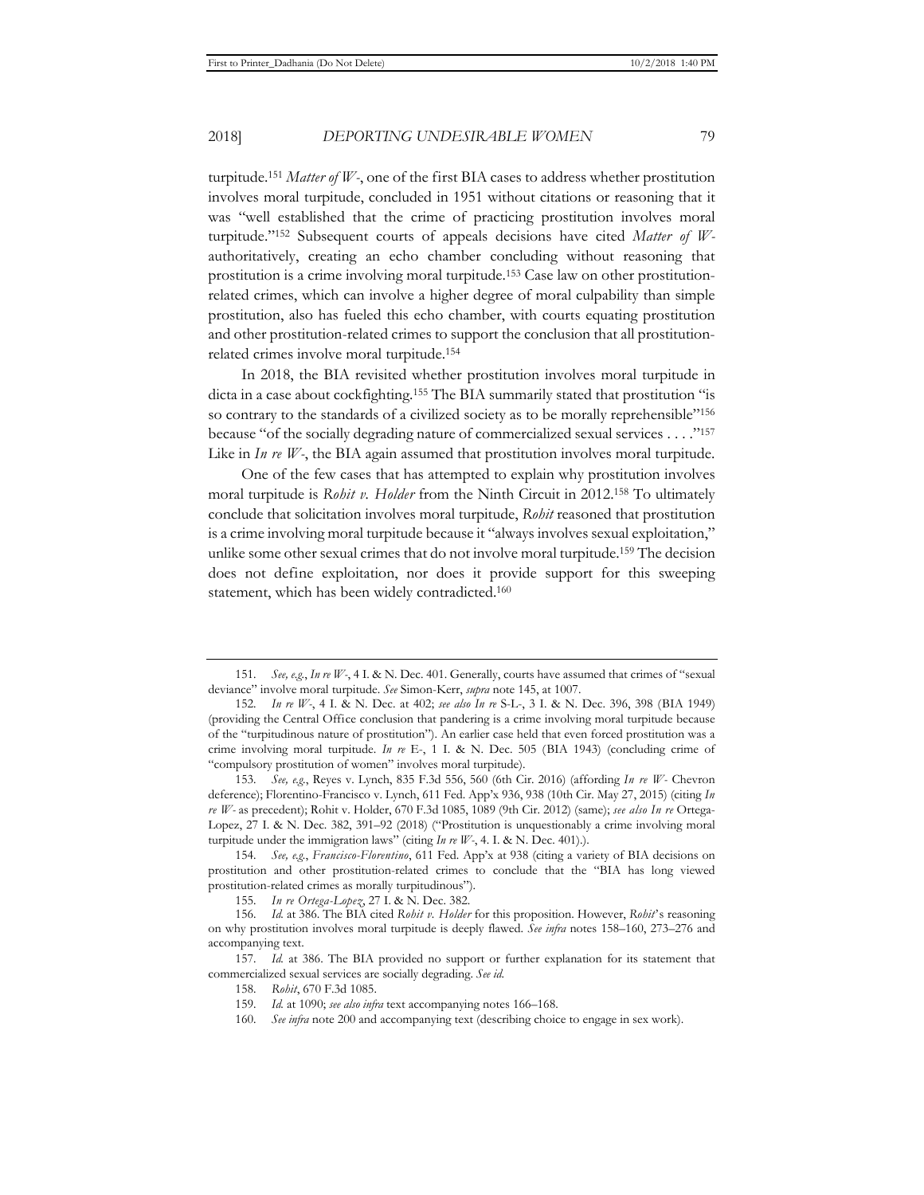turpitude.[151] *Matter of W-*, one of the first BIA cases to address whether prostitution involves moral turpitude, concluded in 1951 without citations or reasoning that it was "well established that the crime of practicing prostitution involves moral turpitude."[152] Subsequent courts of appeals decisions have cited *Matter of W-* authoritatively, creating an echo chamber concluding without reasoning that prostitution is a crime involving moral turpitude.[153] Case law on other prostitution-related crimes, which can involve a higher degree of moral culpability than simple prostitution, also has fueled this echo chamber, with courts equating prostitution and other prostitution-related crimes to support the conclusion that all prostitution-related crimes involve moral turpitude.[154]

In 2018, the BIA revisited whether prostitution involves moral turpitude in dicta in a case about cockfighting.[155] The BIA summarily stated that prostitution "is so contrary to the standards of a civilized society as to be morally reprehensible"[156] because "of the socially degrading nature of commercialized sexual services . . . ."[157] Like in *In re W-*, the BIA again assumed that prostitution involves moral turpitude.

One of the few cases that has attempted to explain why prostitution involves moral turpitude is *Rohit v. Holder* from the Ninth Circuit in 2012.[158] To ultimately conclude that solicitation involves moral turpitude, *Rohit* reasoned that prostitution is a crime involving moral turpitude because it "always involves sexual exploitation," unlike some other sexual crimes that do not involve moral turpitude.[159] The decision does not define exploitation, nor does it provide support for this sweeping statement, which has been widely contradicted.[160]

---

151. *See, e.g.*, *In re W-*, 4 I. & N. Dec. 401. Generally, courts have assumed that crimes of "sexual deviance" involve moral turpitude. *See* Simon-Kerr, *supra* note 145, at 1007.

152. *In re W-*, 4 I. & N. Dec. at 402; *see also In re* S-L-, 3 I. & N. Dec. 396, 398 (BIA 1949) (providing the Central Office conclusion that pandering is a crime involving moral turpitude because of the "turpitudinous nature of prostitution"). An earlier case held that even forced prostitution was a crime involving moral turpitude. *In re* E-, 1 I. & N. Dec. 505 (BIA 1943) (concluding crime of "compulsory prostitution of women" involves moral turpitude).

153. *See, e.g.*, Reyes v. Lynch, 835 F.3d 556, 560 (6th Cir. 2016) (affording *In re W-* Chevron deference); Florentino-Francisco v. Lynch, 611 Fed. App'x 936, 938 (10th Cir. May 27, 2015) (citing *In re W-* as precedent); Rohit v. Holder, 670 F.3d 1085, 1089 (9th Cir. 2012) (same); *see also In re* Ortega-Lopez, 27 I. & N. Dec. 382, 391–92 (2018) ("Prostitution is unquestionably a crime involving moral turpitude under the immigration laws" (citing *In re W-*, 4. I. & N. Dec. 401).).

154. *See, e.g.*, *Francisco-Florentino*, 611 Fed. App'x at 938 (citing a variety of BIA decisions on prostitution and other prostitution-related crimes to conclude that the "BIA has long viewed prostitution-related crimes as morally turpitudinous").

155. *In re Ortega-Lopez*, 27 I. & N. Dec. 382.

156. *Id.* at 386. The BIA cited *Rohit v. Holder* for this proposition. However, *Rohit*'s reasoning on why prostitution involves moral turpitude is deeply flawed. *See infra* notes 158–160, 273–276 and accompanying text.

157. *Id.* at 386. The BIA provided no support or further explanation for its statement that commercialized sexual services are socially degrading. *See id.*

158. *Rohit*, 670 F.3d 1085.

159. *Id.* at 1090; *see also infra* text accompanying notes 166–168.

160. *See infra* note 200 and accompanying text (describing choice to engage in sex work).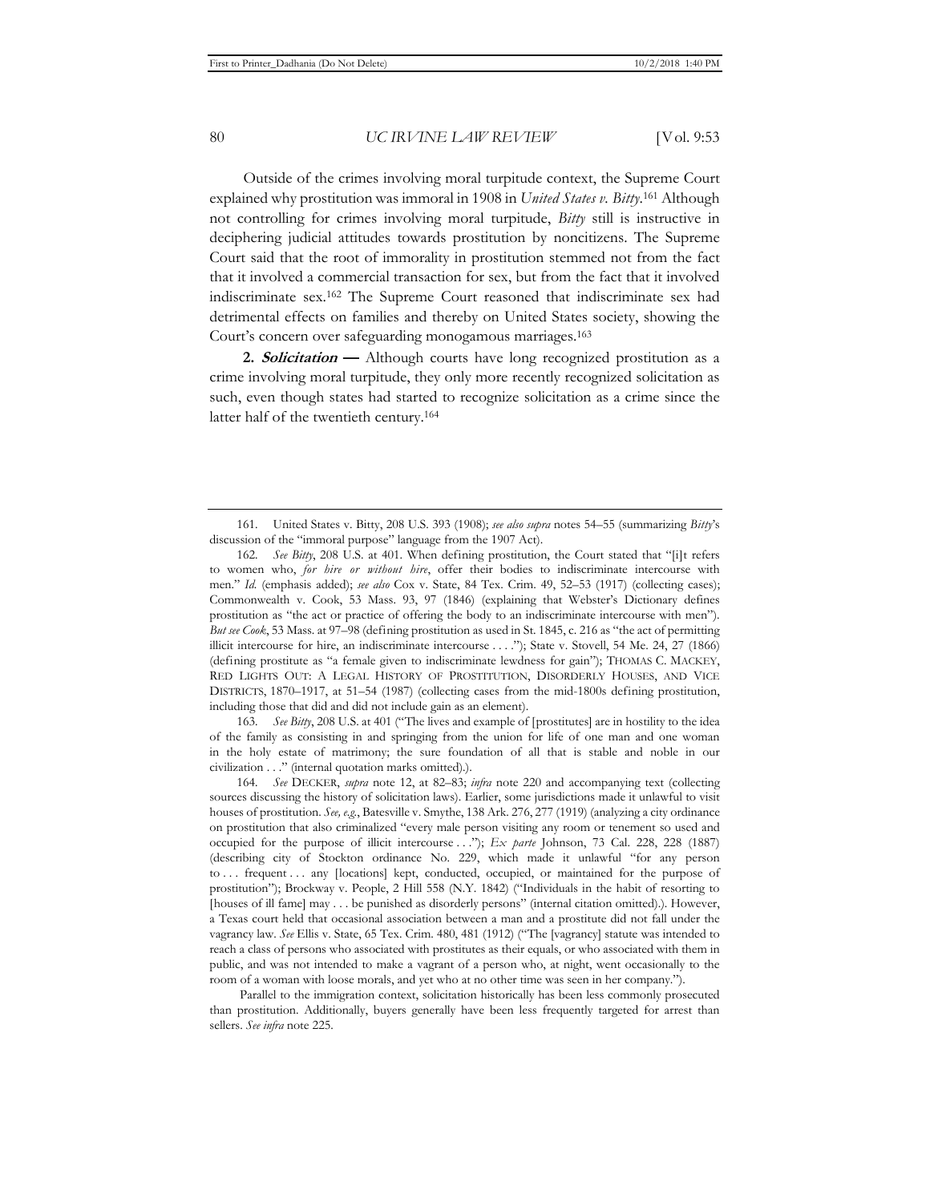Outside of the crimes involving moral turpitude context, the Supreme Court explained why prostitution was immoral in 1908 in *United States v. Bitty*.[161] Although not controlling for crimes involving moral turpitude, *Bitty* still is instructive in deciphering judicial attitudes towards prostitution by noncitizens. The Supreme Court said that the root of immorality in prostitution stemmed not from the fact that it involved a commercial transaction for sex, but from the fact that it involved indiscriminate sex.[162] The Supreme Court reasoned that indiscriminate sex had detrimental effects on families and thereby on United States society, showing the Court's concern over safeguarding monogamous marriages.[163]

**2. *Solicitation* —** Although courts have long recognized prostitution as a crime involving moral turpitude, they only more recently recognized solicitation as such, even though states had started to recognize solicitation as a crime since the latter half of the twentieth century.[164]

---

161. United States v. Bitty, 208 U.S. 393 (1908); *see also supra* notes 54–55 (summarizing *Bitty*'s discussion of the "immoral purpose" language from the 1907 Act).

162. *See Bitty*, 208 U.S. at 401. When defining prostitution, the Court stated that "[i]t refers to women who, *for hire or without hire*, offer their bodies to indiscriminate intercourse with men." *Id.* (emphasis added); *see also* Cox v. State, 84 Tex. Crim. 49, 52–53 (1917) (collecting cases); Commonwealth v. Cook, 53 Mass. 93, 97 (1846) (explaining that Webster's Dictionary defines prostitution as "the act or practice of offering the body to an indiscriminate intercourse with men"). *But see Cook*, 53 Mass. at 97–98 (defining prostitution as used in St. 1845, c. 216 as "the act of permitting illicit intercourse for hire, an indiscriminate intercourse . . . ."); State v. Stovell, 54 Me. 24, 27 (1866) (defining prostitute as "a female given to indiscriminate lewdness for gain"); THOMAS C. MACKEY, RED LIGHTS OUT: A LEGAL HISTORY OF PROSTITUTION, DISORDERLY HOUSES, AND VICE DISTRICTS, 1870–1917, at 51–54 (1987) (collecting cases from the mid-1800s defining prostitution, including those that did and did not include gain as an element).

163. *See Bitty*, 208 U.S. at 401 ("The lives and example of [prostitutes] are in hostility to the idea of the family as consisting in and springing from the union for life of one man and one woman in the holy estate of matrimony; the sure foundation of all that is stable and noble in our civilization . . ." (internal quotation marks omitted).).

164. *See* DECKER, *supra* note 12, at 82–83; *infra* note 220 and accompanying text (collecting sources discussing the history of solicitation laws). Earlier, some jurisdictions made it unlawful to visit houses of prostitution. *See, e.g.*, Batesville v. Smythe, 138 Ark. 276, 277 (1919) (analyzing a city ordinance on prostitution that also criminalized "every male person visiting any room or tenement so used and occupied for the purpose of illicit intercourse . . ."); *Ex parte* Johnson, 73 Cal. 228, 228 (1887) (describing city of Stockton ordinance No. 229, which made it unlawful "for any person to . . . frequent . . . any [locations] kept, conducted, occupied, or maintained for the purpose of prostitution"); Brockway v. People, 2 Hill 558 (N.Y. 1842) ("Individuals in the habit of resorting to [houses of ill fame] may . . . be punished as disorderly persons" (internal citation omitted).). However, a Texas court held that occasional association between a man and a prostitute did not fall under the vagrancy law. *See* Ellis v. State, 65 Tex. Crim. 480, 481 (1912) ("The [vagrancy] statute was intended to reach a class of persons who associated with prostitutes as their equals, or who associated with them in public, and was not intended to make a vagrant of a person who, at night, went occasionally to the room of a woman with loose morals, and yet who at no other time was seen in her company.").

Parallel to the immigration context, solicitation historically has been less commonly prosecuted than prostitution. Additionally, buyers generally have been less frequently targeted for arrest than sellers. *See infra* note 225.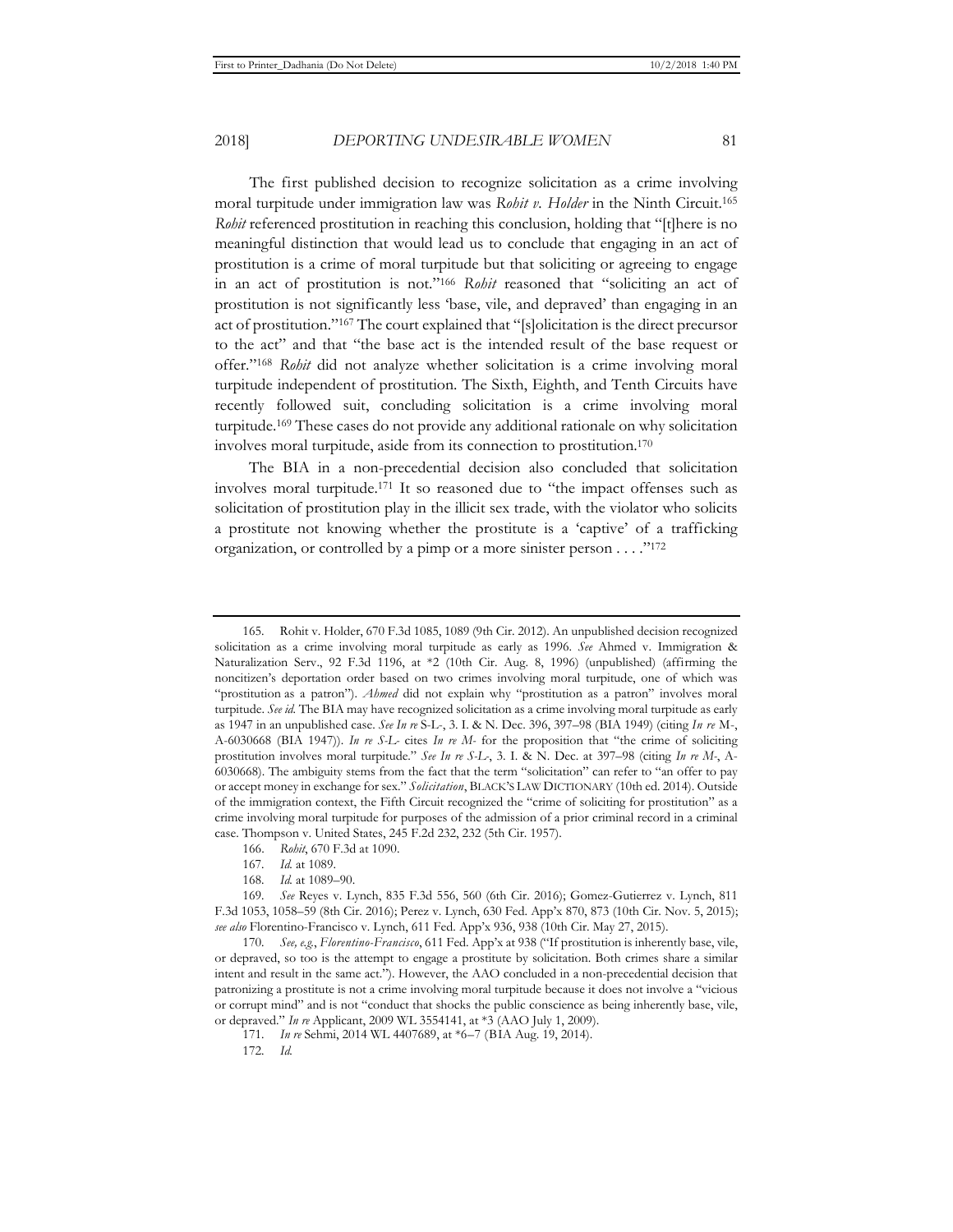The first published decision to recognize solicitation as a crime involving moral turpitude under immigration law was *Rohit v. Holder* in the Ninth Circuit.[165] *Rohit* referenced prostitution in reaching this conclusion, holding that "[t]here is no meaningful distinction that would lead us to conclude that engaging in an act of prostitution is a crime of moral turpitude but that soliciting or agreeing to engage in an act of prostitution is not."[166] *Rohit* reasoned that "soliciting an act of prostitution is not significantly less 'base, vile, and depraved' than engaging in an act of prostitution."[167] The court explained that "[s]olicitation is the direct precursor to the act" and that "the base act is the intended result of the base request or offer."[168] *Rohit* did not analyze whether solicitation is a crime involving moral turpitude independent of prostitution. The Sixth, Eighth, and Tenth Circuits have recently followed suit, concluding solicitation is a crime involving moral turpitude.[169] These cases do not provide any additional rationale on why solicitation involves moral turpitude, aside from its connection to prostitution.[170]

The BIA in a non-precedential decision also concluded that solicitation involves moral turpitude.[171] It so reasoned due to "the impact offenses such as solicitation of prostitution play in the illicit sex trade, with the violator who solicits a prostitute not knowing whether the prostitute is a 'captive' of a trafficking organization, or controlled by a pimp or a more sinister person . . . ."[172]

---

165. Rohit v. Holder, 670 F.3d 1085, 1089 (9th Cir. 2012). An unpublished decision recognized solicitation as a crime involving moral turpitude as early as 1996. *See* Ahmed v. Immigration & Naturalization Serv., 92 F.3d 1196, at *2 (10th Cir. Aug. 8, 1996) (unpublished) (affirming the noncitizen's deportation order based on two crimes involving moral turpitude, one of which was "prostitution as a patron"). *Ahmed* did not explain why "prostitution as a patron" involves moral turpitude. *See id.* The BIA may have recognized solicitation as a crime involving moral turpitude as early as 1947 in an unpublished case. *See In re* S-L-, 3. I. & N. Dec. 396, 397–98 (BIA 1949) (citing *In re* M-, A-6030668 (BIA 1947)). *In re S-L-* cites *In re M-* for the proposition that "the crime of soliciting prostitution involves moral turpitude." *See In re S-L-*, 3. I. & N. Dec. at 397–98 (citing *In re M-*, A-6030668). The ambiguity stems from the fact that the term "solicitation" can refer to "an offer to pay or accept money in exchange for sex." *Solicitation*, BLACK'S LAW DICTIONARY (10th ed. 2014). Outside of the immigration context, the Fifth Circuit recognized the "crime of soliciting for prostitution" as a crime involving moral turpitude for purposes of the admission of a prior criminal record in a criminal case. Thompson v. United States, 245 F.2d 232, 232 (5th Cir. 1957).

166. *Rohit*, 670 F.3d at 1090.

167. *Id.* at 1089.

168. *Id.* at 1089–90.

169. *See* Reyes v. Lynch, 835 F.3d 556, 560 (6th Cir. 2016); Gomez-Gutierrez v. Lynch, 811 F.3d 1053, 1058–59 (8th Cir. 2016); Perez v. Lynch, 630 Fed. App'x 870, 873 (10th Cir. Nov. 5, 2015); *see also* Florentino-Francisco v. Lynch, 611 Fed. App'x 936, 938 (10th Cir. May 27, 2015).

170. *See, e.g.*, *Florentino-Francisco*, 611 Fed. App'x at 938 ("If prostitution is inherently base, vile, or depraved, so too is the attempt to engage a prostitute by solicitation. Both crimes share a similar intent and result in the same act."). However, the AAO concluded in a non-precedential decision that patronizing a prostitute is not a crime involving moral turpitude because it does not involve a "vicious or corrupt mind" and is not "conduct that shocks the public conscience as being inherently base, vile, or depraved." *In re* Applicant, 2009 WL 3554141, at *3 (AAO July 1, 2009).

171. *In re* Sehmi, 2014 WL 4407689, at *6–7 (BIA Aug. 19, 2014).

172. *Id.*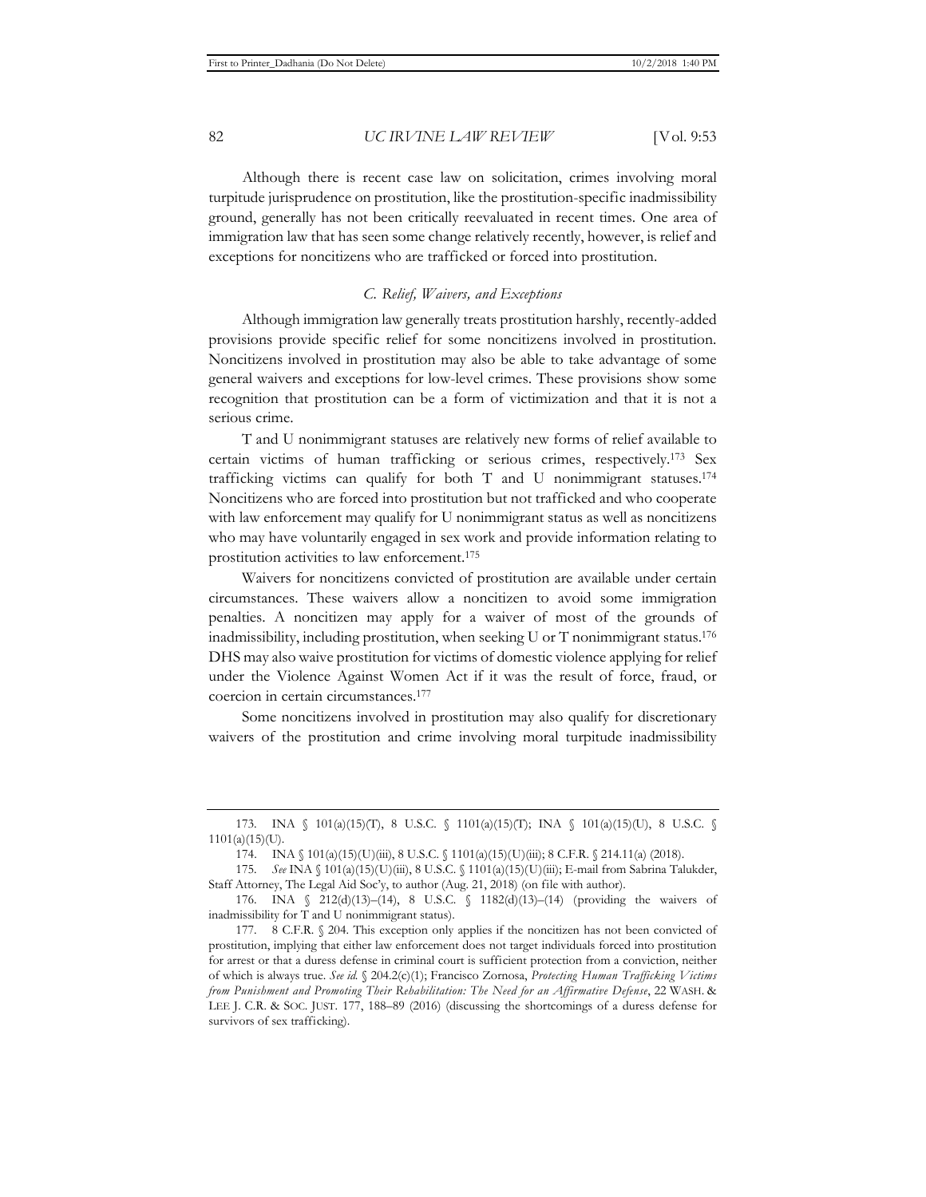Although there is recent case law on solicitation, crimes involving moral turpitude jurisprudence on prostitution, like the prostitution-specific inadmissibility ground, generally has not been critically reevaluated in recent times. One area of immigration law that has seen some change relatively recently, however, is relief and exceptions for noncitizens who are trafficked or forced into prostitution.

### *C. Relief, Waivers, and Exceptions*

Although immigration law generally treats prostitution harshly, recently-added provisions provide specific relief for some noncitizens involved in prostitution. Noncitizens involved in prostitution may also be able to take advantage of some general waivers and exceptions for low-level crimes. These provisions show some recognition that prostitution can be a form of victimization and that it is not a serious crime.

T and U nonimmigrant statuses are relatively new forms of relief available to certain victims of human trafficking or serious crimes, respectively.[173] Sex trafficking victims can qualify for both T and U nonimmigrant statuses.[174] Noncitizens who are forced into prostitution but not trafficked and who cooperate with law enforcement may qualify for U nonimmigrant status as well as noncitizens who may have voluntarily engaged in sex work and provide information relating to prostitution activities to law enforcement.[175]

Waivers for noncitizens convicted of prostitution are available under certain circumstances. These waivers allow a noncitizen to avoid some immigration penalties. A noncitizen may apply for a waiver of most of the grounds of inadmissibility, including prostitution, when seeking U or T nonimmigrant status.[176] DHS may also waive prostitution for victims of domestic violence applying for relief under the Violence Against Women Act if it was the result of force, fraud, or coercion in certain circumstances.[177]

Some noncitizens involved in prostitution may also qualify for discretionary waivers of the prostitution and crime involving moral turpitude inadmissibility

---

173. INA § 101(a)(15)(T), 8 U.S.C. § 1101(a)(15)(T); INA § 101(a)(15)(U), 8 U.S.C. § 1101(a)(15)(U).

174. INA § 101(a)(15)(U)(iii), 8 U.S.C. § 1101(a)(15)(U)(iii); 8 C.F.R. § 214.11(a) (2018).

175. *See* INA § 101(a)(15)(U)(iii), 8 U.S.C. § 1101(a)(15)(U)(iii); E-mail from Sabrina Talukder, Staff Attorney, The Legal Aid Soc'y, to author (Aug. 21, 2018) (on file with author).

176. INA § 212(d)(13)–(14), 8 U.S.C. § 1182(d)(13)–(14) (providing the waivers of inadmissibility for T and U nonimmigrant status).

177. 8 C.F.R. § 204. This exception only applies if the noncitizen has not been convicted of prostitution, implying that either law enforcement does not target individuals forced into prostitution for arrest or that a duress defense in criminal court is sufficient protection from a conviction, neither of which is always true. *See id.* § 204.2(c)(1); Francisco Zornosa, *Protecting Human Trafficking Victims from Punishment and Promoting Their Rehabilitation: The Need for an Affirmative Defense*, 22 WASH. & LEE J. C.R. & SOC. JUST. 177, 188–89 (2016) (discussing the shortcomings of a duress defense for survivors of sex trafficking).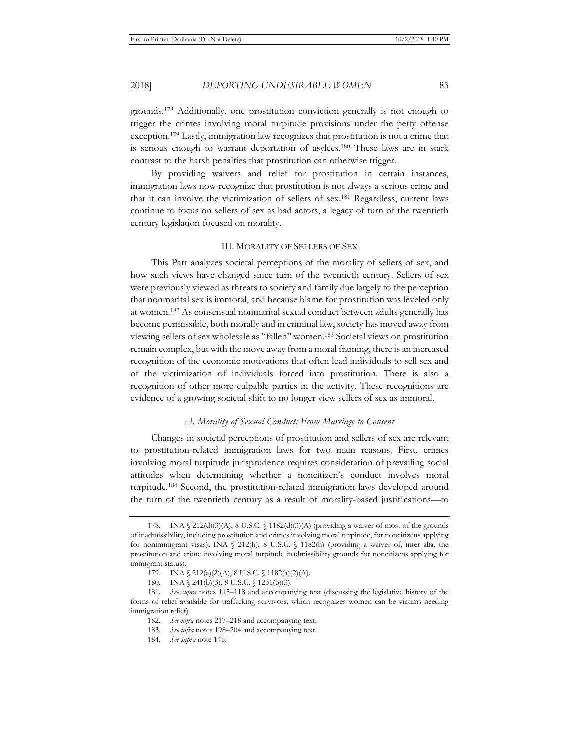grounds.[178] Additionally, one prostitution conviction generally is not enough to trigger the crimes involving moral turpitude provisions under the petty offense exception.[179] Lastly, immigration law recognizes that prostitution is not a crime that is serious enough to warrant deportation of asylees.[180] These laws are in stark contrast to the harsh penalties that prostitution can otherwise trigger.

By providing waivers and relief for prostitution in certain instances, immigration laws now recognize that prostitution is not always a serious crime and that it can involve the victimization of sellers of sex.[181] Regardless, current laws continue to focus on sellers of sex as bad actors, a legacy of turn of the twentieth century legislation focused on morality.

## III. MORALITY OF SELLERS OF SEX

This Part analyzes societal perceptions of the morality of sellers of sex, and how such views have changed since turn of the twentieth century. Sellers of sex were previously viewed as threats to society and family due largely to the perception that nonmarital sex is immoral, and because blame for prostitution was leveled only at women.[182] As consensual nonmarital sexual conduct between adults generally has become permissible, both morally and in criminal law, society has moved away from viewing sellers of sex wholesale as "fallen" women.[183] Societal views on prostitution remain complex, but with the move away from a moral framing, there is an increased recognition of the economic motivations that often lead individuals to sell sex and of the victimization of individuals forced into prostitution. There is also a recognition of other more culpable parties in the activity. These recognitions are evidence of a growing societal shift to no longer view sellers of sex as immoral.

### *A. Morality of Sexual Conduct: From Marriage to Consent*

Changes in societal perceptions of prostitution and sellers of sex are relevant to prostitution-related immigration laws for two main reasons. First, crimes involving moral turpitude jurisprudence requires consideration of prevailing social attitudes when determining whether a noncitizen's conduct involves moral turpitude.[184] Second, the prostitution-related immigration laws developed around the turn of the twentieth century as a result of morality-based justifications—to

---

178. INA § 212(d)(3)(A), 8 U.S.C. § 1182(d)(3)(A) (providing a waiver of most of the grounds of inadmissibility, including prostitution and crimes involving moral turpitude, for noncitizens applying for nonimmigrant visas); INA § 212(h), 8 U.S.C. § 1182(h) (providing a waiver of, inter alia, the prostitution and crime involving moral turpitude inadmissibility grounds for noncitizens applying for immigrant status).

179. INA § 212(a)(2)(A), 8 U.S.C. § 1182(a)(2)(A).

180. INA § 241(b)(3), 8 U.S.C. § 1231(b)(3).

181. *See supra* notes 115–118 and accompanying text (discussing the legislative history of the forms of relief available for trafficking survivors, which recognizes women can be victims needing immigration relief).

182. *See infra* notes 217–218 and accompanying text.

183. *See infra* notes 198–204 and accompanying text.

184. *See supra* note 145.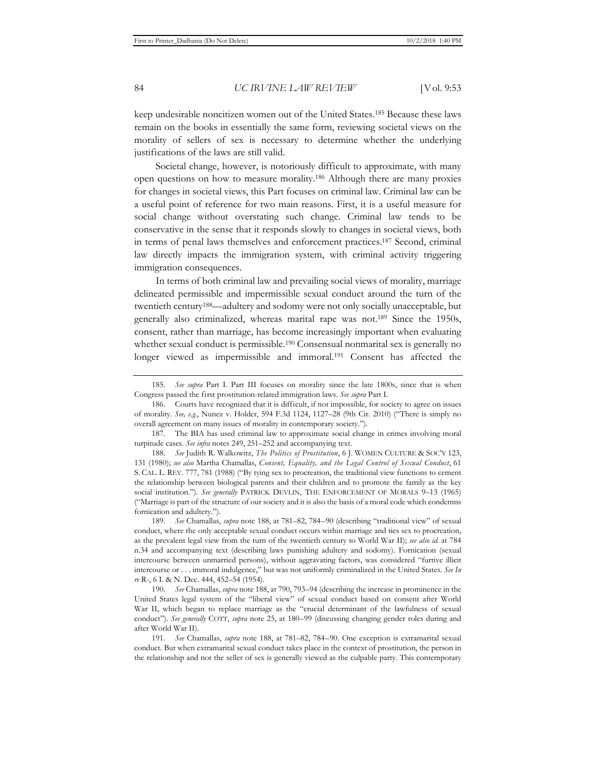keep undesirable noncitizen women out of the United States.[185] Because these laws remain on the books in essentially the same form, reviewing societal views on the morality of sellers of sex is necessary to determine whether the underlying justifications of the laws are still valid.

Societal change, however, is notoriously difficult to approximate, with many open questions on how to measure morality.[186] Although there are many proxies for changes in societal views, this Part focuses on criminal law. Criminal law can be a useful point of reference for two main reasons. First, it is a useful measure for social change without overstating such change. Criminal law tends to be conservative in the sense that it responds slowly to changes in societal views, both in terms of penal laws themselves and enforcement practices.[187] Second, criminal law directly impacts the immigration system, with criminal activity triggering immigration consequences.

In terms of both criminal law and prevailing social views of morality, marriage delineated permissible and impermissible sexual conduct around the turn of the twentieth century[188]—adultery and sodomy were not only socially unacceptable, but generally also criminalized, whereas marital rape was not.[189] Since the 1950s, consent, rather than marriage, has become increasingly important when evaluating whether sexual conduct is permissible.[190] Consensual nonmarital sex is generally no longer viewed as impermissible and immoral.[191] Consent has affected the

---

185. *See supra* Part I. Part III focuses on morality since the late 1800s, since that is when Congress passed the first prostitution-related immigration laws. *See supra* Part I.

186. Courts have recognized that it is difficult, if not impossible, for society to agree on issues of morality. *See, e.g.*, Nunez v. Holder, 594 F.3d 1124, 1127–28 (9th Cir. 2010) ("There is simply no overall agreement on many issues of morality in contemporary society.").

187. The BIA has used criminal law to approximate social change in crimes involving moral turpitude cases. *See infra* notes 249, 251–252 and accompanying text.

188. *See* Judith R. Walkowitz, *The Politics of Prostitution*, 6 J. WOMEN CULTURE & SOC'Y 123, 131 (1980); *see also* Martha Chamallas, *Consent, Equality, and the Legal Control of Sexual Conduct*, 61 S. CAL. L. REV. 777, 781 (1988) ("By tying sex to procreation, the traditional view functions to cement the relationship between biological parents and their children and to promote the family as the key social institution."). *See generally* PATRICK DEVLIN, THE ENFORCEMENT OF MORALS 9–13 (1965) ("Marriage is part of the structure of our society and it is also the basis of a moral code which condemns fornication and adultery.").

189. *See* Chamallas, *supra* note 188, at 781–82, 784–90 (describing "traditional view" of sexual conduct, where the only acceptable sexual conduct occurs within marriage and ties sex to procreation, as the prevalent legal view from the turn of the twentieth century to World War II); *see also id.* at 784 n.34 and accompanying text (describing laws punishing adultery and sodomy). Fornication (sexual intercourse between unmarried persons), without aggravating factors, was considered "furtive illicit intercourse or . . . immoral indulgence," but was not uniformly criminalized in the United States. *See In re* R-, 6 I. & N. Dec. 444, 452–54 (1954).

190. *See* Chamallas, *supra* note 188, at 790, 793–94 (describing the increase in prominence in the United States legal system of the "liberal view" of sexual conduct based on consent after World War II, which began to replace marriage as the "crucial determinant of the lawfulness of sexual conduct"). *See generally* COTT, *supra* note 25, at 180–99 (discussing changing gender roles during and after World War II).

191. *See* Chamallas, *supra* note 188, at 781–82, 784–90. One exception is extramarital sexual conduct. But when extramarital sexual conduct takes place in the context of prostitution, the person in the relationship and not the seller of sex is generally viewed as the culpable party. This contemporary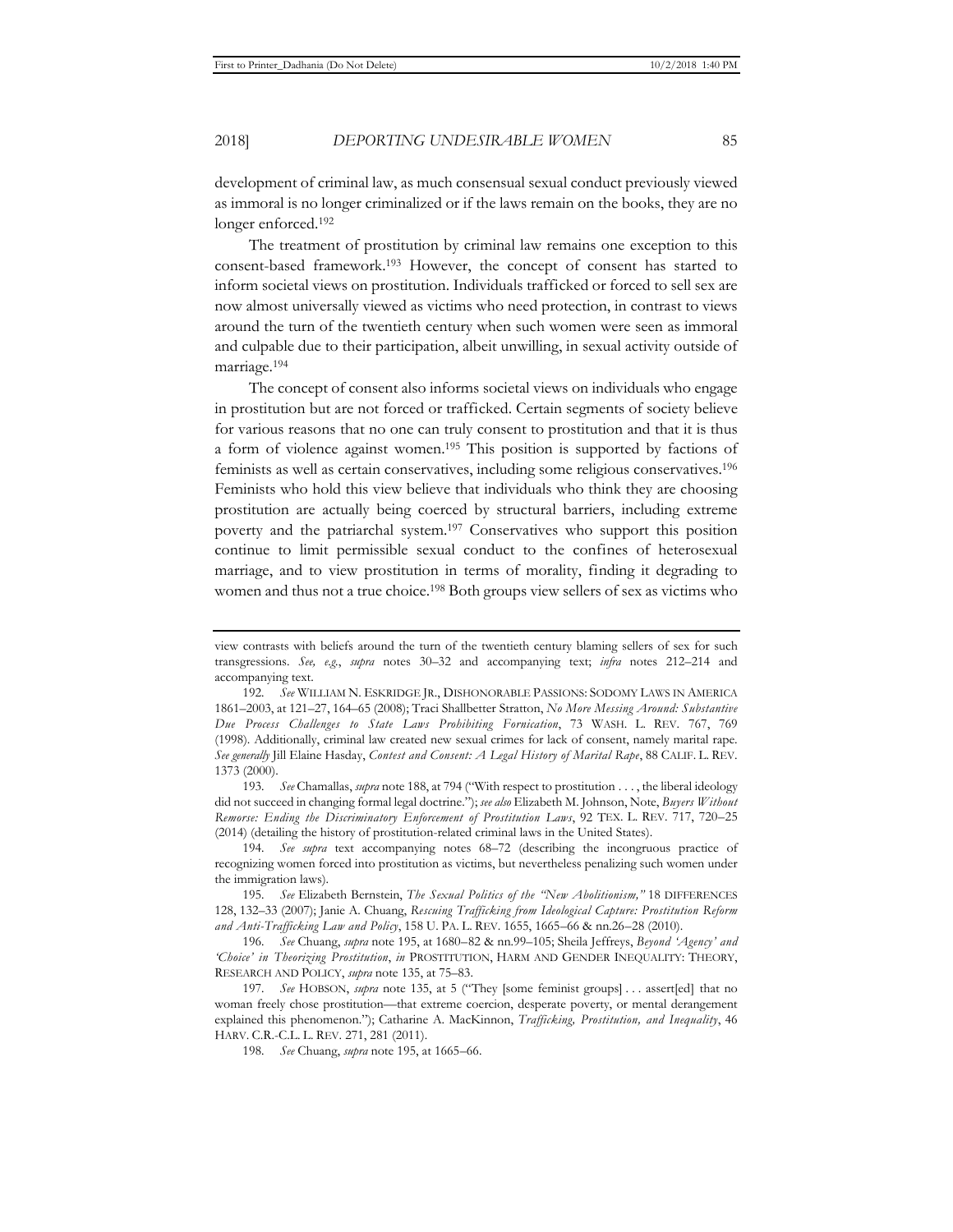development of criminal law, as much consensual sexual conduct previously viewed as immoral is no longer criminalized or if the laws remain on the books, they are no longer enforced.[192]

The treatment of prostitution by criminal law remains one exception to this consent-based framework.[193] However, the concept of consent has started to inform societal views on prostitution. Individuals trafficked or forced to sell sex are now almost universally viewed as victims who need protection, in contrast to views around the turn of the twentieth century when such women were seen as immoral and culpable due to their participation, albeit unwilling, in sexual activity outside of marriage.[194]

The concept of consent also informs societal views on individuals who engage in prostitution but are not forced or trafficked. Certain segments of society believe for various reasons that no one can truly consent to prostitution and that it is thus a form of violence against women.[195] This position is supported by factions of feminists as well as certain conservatives, including some religious conservatives.[196] Feminists who hold this view believe that individuals who think they are choosing prostitution are actually being coerced by structural barriers, including extreme poverty and the patriarchal system.[197] Conservatives who support this position continue to limit permissible sexual conduct to the confines of heterosexual marriage, and to view prostitution in terms of morality, finding it degrading to women and thus not a true choice.[198] Both groups view sellers of sex as victims who

---

view contrasts with beliefs around the turn of the twentieth century blaming sellers of sex for such transgressions. *See, e.g.*, *supra* notes 30–32 and accompanying text; *infra* notes 212–214 and accompanying text.

192. *See* WILLIAM N. ESKRIDGE JR., DISHONORABLE PASSIONS: SODOMY LAWS IN AMERICA 1861–2003, at 121–27, 164–65 (2008); Traci Shallbetter Stratton, *No More Messing Around: Substantive Due Process Challenges to State Laws Prohibiting Fornication*, 73 WASH. L. REV. 767, 769 (1998). Additionally, criminal law created new sexual crimes for lack of consent, namely marital rape. *See generally* Jill Elaine Hasday, *Contest and Consent: A Legal History of Marital Rape*, 88 CALIF. L. REV. 1373 (2000).

193. *See* Chamallas, *supra* note 188, at 794 ("With respect to prostitution . . . , the liberal ideology did not succeed in changing formal legal doctrine."); *see also* Elizabeth M. Johnson, Note, *Buyers Without Remorse: Ending the Discriminatory Enforcement of Prostitution Laws*, 92 TEX. L. REV. 717, 720–25 (2014) (detailing the history of prostitution-related criminal laws in the United States).

194. *See supra* text accompanying notes 68–72 (describing the incongruous practice of recognizing women forced into prostitution as victims, but nevertheless penalizing such women under the immigration laws).

195. *See* Elizabeth Bernstein, *The Sexual Politics of the "New Abolitionism,"* 18 DIFFERENCES 128, 132–33 (2007); Janie A. Chuang, *Rescuing Trafficking from Ideological Capture: Prostitution Reform and Anti-Trafficking Law and Policy*, 158 U. PA. L. REV. 1655, 1665–66 & nn.26–28 (2010).

196. *See* Chuang, *supra* note 195, at 1680–82 & nn.99–105; Sheila Jeffreys, *Beyond 'Agency' and 'Choice' in Theorizing Prostitution*, *in* PROSTITUTION, HARM AND GENDER INEQUALITY: THEORY, RESEARCH AND POLICY, *supra* note 135, at 75–83.

197. *See* HOBSON, *supra* note 135, at 5 ("They [some feminist groups] . . . assert[ed] that no woman freely chose prostitution—that extreme coercion, desperate poverty, or mental derangement explained this phenomenon."); Catharine A. MacKinnon, *Trafficking, Prostitution, and Inequality*, 46 HARV. C.R.-C.L. L. REV. 271, 281 (2011).

198. *See* Chuang, *supra* note 195, at 1665–66.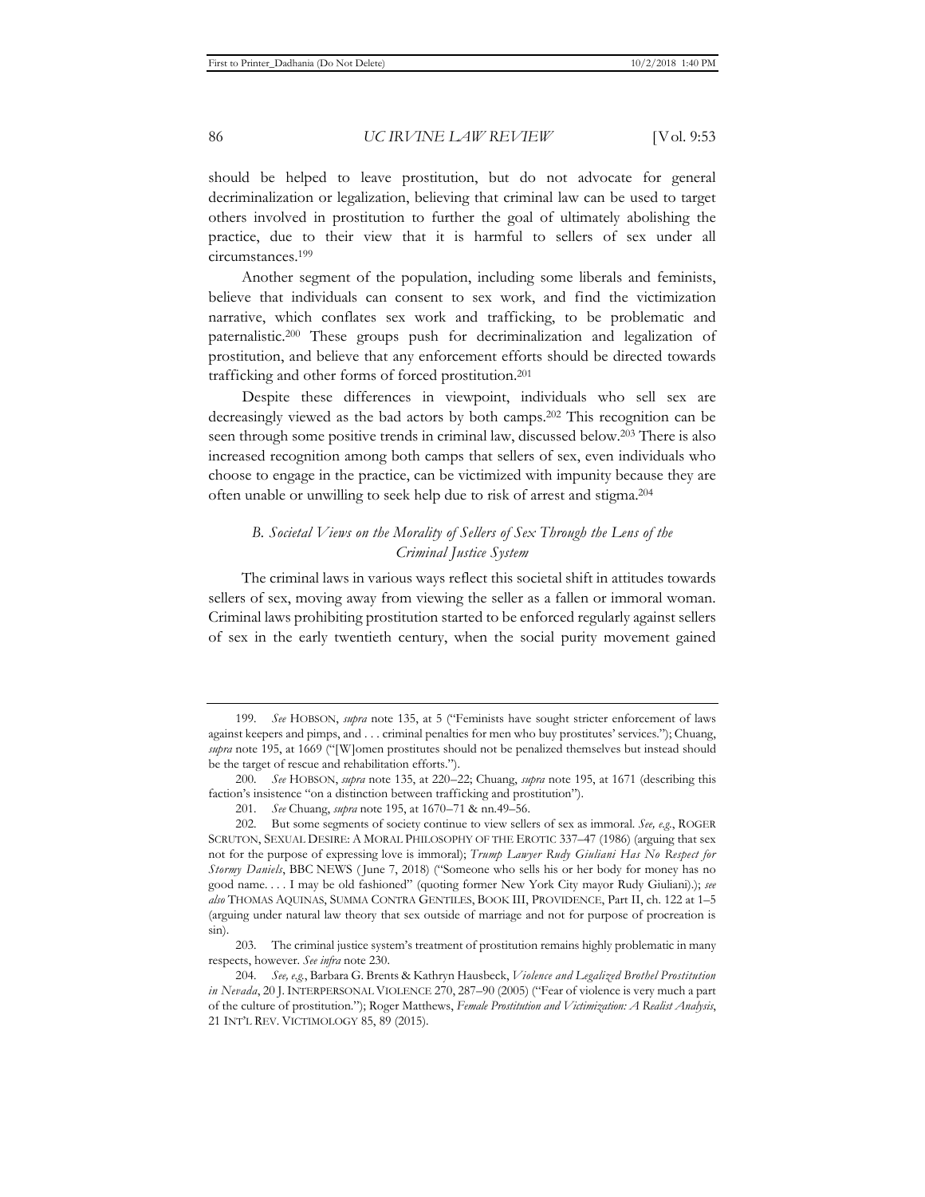should be helped to leave prostitution, but do not advocate for general decriminalization or legalization, believing that criminal law can be used to target others involved in prostitution to further the goal of ultimately abolishing the practice, due to their view that it is harmful to sellers of sex under all circumstances.[199]

Another segment of the population, including some liberals and feminists, believe that individuals can consent to sex work, and find the victimization narrative, which conflates sex work and trafficking, to be problematic and paternalistic.[200] These groups push for decriminalization and legalization of prostitution, and believe that any enforcement efforts should be directed towards trafficking and other forms of forced prostitution.[201]

Despite these differences in viewpoint, individuals who sell sex are decreasingly viewed as the bad actors by both camps.[202] This recognition can be seen through some positive trends in criminal law, discussed below.[203] There is also increased recognition among both camps that sellers of sex, even individuals who choose to engage in the practice, can be victimized with impunity because they are often unable or unwilling to seek help due to risk of arrest and stigma.[204]

### *B. Societal Views on the Morality of Sellers of Sex Through the Lens of the Criminal Justice System*

The criminal laws in various ways reflect this societal shift in attitudes towards sellers of sex, moving away from viewing the seller as a fallen or immoral woman. Criminal laws prohibiting prostitution started to be enforced regularly against sellers of sex in the early twentieth century, when the social purity movement gained

---

199. *See* HOBSON, *supra* note 135, at 5 ("Feminists have sought stricter enforcement of laws against keepers and pimps, and . . . criminal penalties for men who buy prostitutes' services."); Chuang, *supra* note 195, at 1669 ("[W]omen prostitutes should not be penalized themselves but instead should be the target of rescue and rehabilitation efforts.").

200. *See* HOBSON, *supra* note 135, at 220–22; Chuang, *supra* note 195, at 1671 (describing this faction's insistence "on a distinction between trafficking and prostitution").

201. *See* Chuang, *supra* note 195, at 1670–71 & nn.49–56.

202. But some segments of society continue to view sellers of sex as immoral. *See, e.g.*, ROGER SCRUTON, SEXUAL DESIRE: A MORAL PHILOSOPHY OF THE EROTIC 337–47 (1986) (arguing that sex not for the purpose of expressing love is immoral); *Trump Lawyer Rudy Giuliani Has No Respect for Stormy Daniels*, BBC NEWS (June 7, 2018) ("Someone who sells his or her body for money has no good name. . . . I may be old fashioned" (quoting former New York City mayor Rudy Giuliani).); *see also* THOMAS AQUINAS, SUMMA CONTRA GENTILES, BOOK III, PROVIDENCE, Part II, ch. 122 at 1–5 (arguing under natural law theory that sex outside of marriage and not for purpose of procreation is sin).

203. The criminal justice system's treatment of prostitution remains highly problematic in many respects, however. *See infra* note 230.

204. *See, e.g.*, Barbara G. Brents & Kathryn Hausbeck, *Violence and Legalized Brothel Prostitution in Nevada*, 20 J. INTERPERSONAL VIOLENCE 270, 287–90 (2005) ("Fear of violence is very much a part of the culture of prostitution."); Roger Matthews, *Female Prostitution and Victimization: A Realist Analysis*, 21 INT'L REV. VICTIMOLOGY 85, 89 (2015).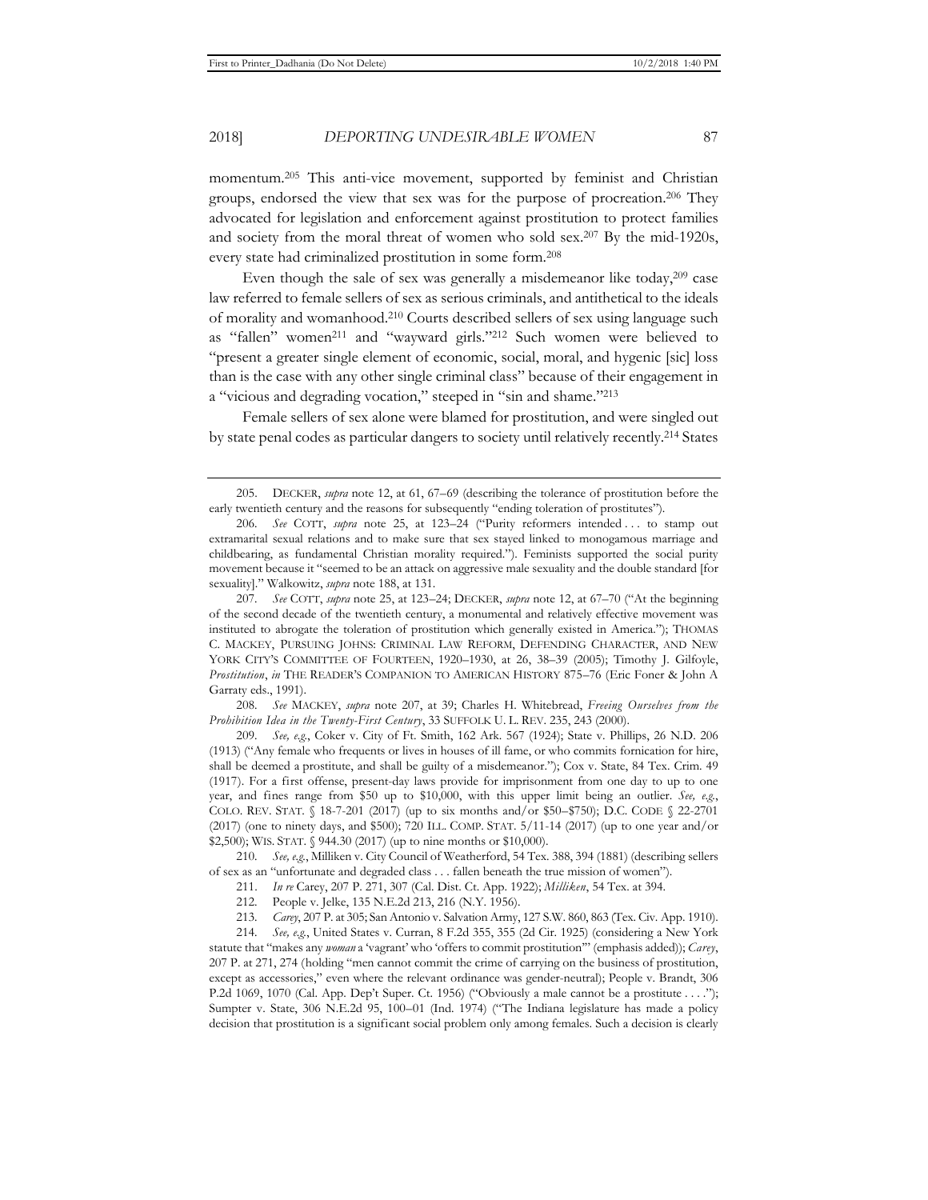momentum.[205] This anti-vice movement, supported by feminist and Christian groups, endorsed the view that sex was for the purpose of procreation.[206] They advocated for legislation and enforcement against prostitution to protect families and society from the moral threat of women who sold sex.[207] By the mid-1920s, every state had criminalized prostitution in some form.[208]

Even though the sale of sex was generally a misdemeanor like today,[209] case law referred to female sellers of sex as serious criminals, and antithetical to the ideals of morality and womanhood.[210] Courts described sellers of sex using language such as "fallen" women[211] and "wayward girls."[212] Such women were believed to "present a greater single element of economic, social, moral, and hygenic [sic] loss than is the case with any other single criminal class" because of their engagement in a "vicious and degrading vocation," steeped in "sin and shame."[213]

Female sellers of sex alone were blamed for prostitution, and were singled out by state penal codes as particular dangers to society until relatively recently.[214] States

---

205. DECKER, *supra* note 12, at 61, 67–69 (describing the tolerance of prostitution before the early twentieth century and the reasons for subsequently "ending toleration of prostitutes").

206. *See* COTT, *supra* note 25, at 123–24 ("Purity reformers intended . . . to stamp out extramarital sexual relations and to make sure that sex stayed linked to monogamous marriage and childbearing, as fundamental Christian morality required."). Feminists supported the social purity movement because it "seemed to be an attack on aggressive male sexuality and the double standard [for sexuality]." Walkowitz, *supra* note 188, at 131.

207. *See* COTT, *supra* note 25, at 123–24; DECKER, *supra* note 12, at 67–70 ("At the beginning of the second decade of the twentieth century, a monumental and relatively effective movement was instituted to abrogate the toleration of prostitution which generally existed in America."); THOMAS C. MACKEY, PURSUING JOHNS: CRIMINAL LAW REFORM, DEFENDING CHARACTER, AND NEW YORK CITY'S COMMITTEE OF FOURTEEN, 1920–1930, at 26, 38–39 (2005); Timothy J. Gilfoyle, *Prostitution*, *in* THE READER'S COMPANION TO AMERICAN HISTORY 875–76 (Eric Foner & John A Garraty eds., 1991).

208. *See* MACKEY, *supra* note 207, at 39; Charles H. Whitebread, *Freeing Ourselves from the Prohibition Idea in the Twenty-First Century*, 33 SUFFOLK U. L. REV. 235, 243 (2000).

209. *See, e.g.*, Coker v. City of Ft. Smith, 162 Ark. 567 (1924); State v. Phillips, 26 N.D. 206 (1913) ("Any female who frequents or lives in houses of ill fame, or who commits fornication for hire, shall be deemed a prostitute, and shall be guilty of a misdemeanor."); Cox v. State, 84 Tex. Crim. 49 (1917). For a first offense, present-day laws provide for imprisonment from one day to up to one year, and fines range from $50 up to $10,000, with this upper limit being an outlier. *See, e.g.*, COLO. REV. STAT. § 18-7-201 (2017) (up to six months and/or $50–$750); D.C. CODE § 22-2701 (2017) (one to ninety days, and $500); 720 ILL. COMP. STAT. 5/11-14 (2017) (up to one year and/or $2,500); WIS. STAT. § 944.30 (2017) (up to nine months or $10,000).

210. *See, e.g.*, Milliken v. City Council of Weatherford, 54 Tex. 388, 394 (1881) (describing sellers of sex as an "unfortunate and degraded class . . . fallen beneath the true mission of women").

211. *In re* Carey, 207 P. 271, 307 (Cal. Dist. Ct. App. 1922); *Milliken*, 54 Tex. at 394.

212. People v. Jelke, 135 N.E.2d 213, 216 (N.Y. 1956).

213. *Carey*, 207 P. at 305; San Antonio v. Salvation Army, 127 S.W. 860, 863 (Tex. Civ. App. 1910).

214. *See, e.g.*, United States v. Curran, 8 F.2d 355, 355 (2d Cir. 1925) (considering a New York statute that "makes any *woman* a 'vagrant' who 'offers to commit prostitution'" (emphasis added)); *Carey*, 207 P. at 271, 274 (holding "men cannot commit the crime of carrying on the business of prostitution, except as accessories," even where the relevant ordinance was gender-neutral); People v. Brandt, 306 P.2d 1069, 1070 (Cal. App. Dep't Super. Ct. 1956) ("Obviously a male cannot be a prostitute . . . ."); Sumpter v. State, 306 N.E.2d 95, 100–01 (Ind. 1974) ("The Indiana legislature has made a policy decision that prostitution is a significant social problem only among females. Such a decision is clearly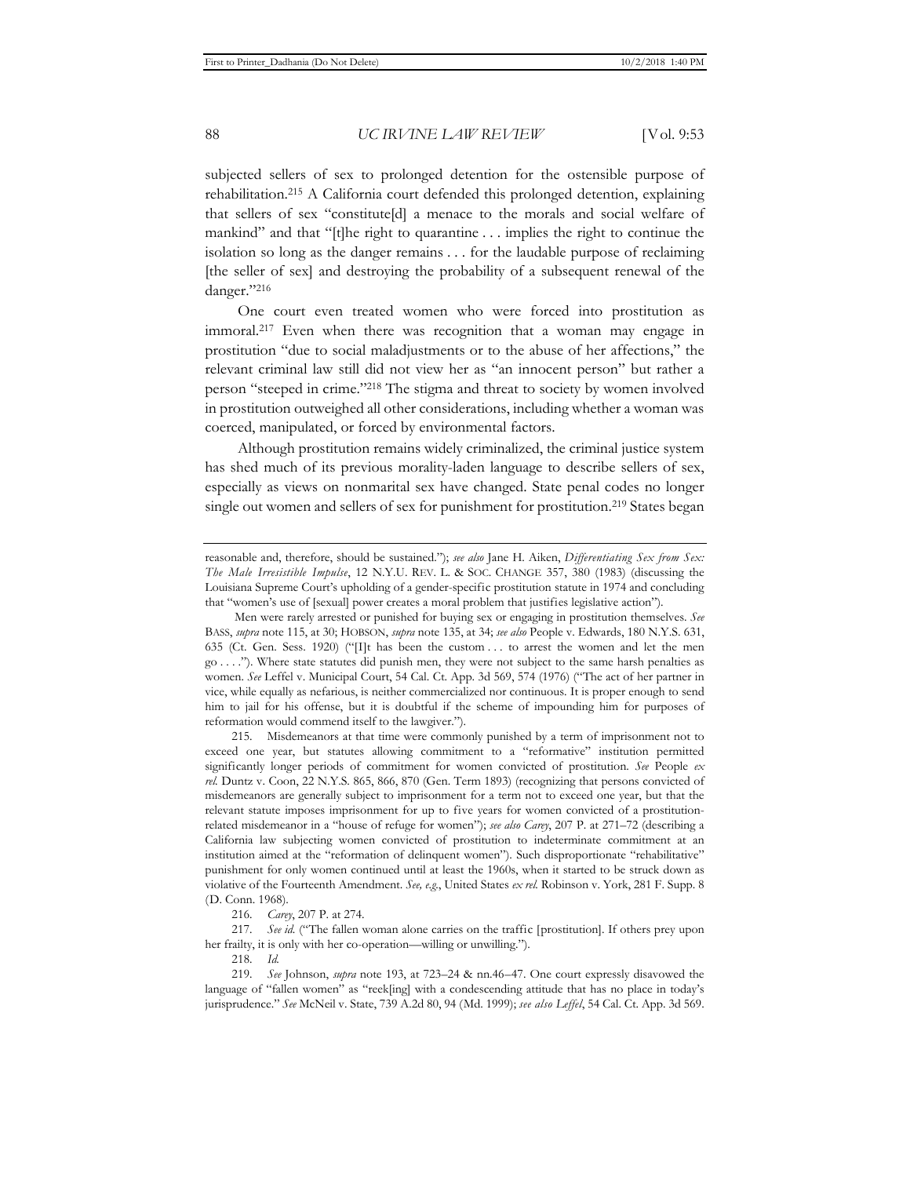subjected sellers of sex to prolonged detention for the ostensible purpose of rehabilitation.[215] A California court defended this prolonged detention, explaining that sellers of sex "constitute[d] a menace to the morals and social welfare of mankind" and that "[t]he right to quarantine . . . implies the right to continue the isolation so long as the danger remains . . . for the laudable purpose of reclaiming [the seller of sex] and destroying the probability of a subsequent renewal of the danger."[216]

One court even treated women who were forced into prostitution as immoral.[217] Even when there was recognition that a woman may engage in prostitution "due to social maladjustments or to the abuse of her affections," the relevant criminal law still did not view her as "an innocent person" but rather a person "steeped in crime."[218] The stigma and threat to society by women involved in prostitution outweighed all other considerations, including whether a woman was coerced, manipulated, or forced by environmental factors.

Although prostitution remains widely criminalized, the criminal justice system has shed much of its previous morality-laden language to describe sellers of sex, especially as views on nonmarital sex have changed. State penal codes no longer single out women and sellers of sex for punishment for prostitution.[219] States began

---

reasonable and, therefore, should be sustained."); *see also* Jane H. Aiken, *Differentiating Sex from Sex: The Male Irresistible Impulse*, 12 N.Y.U. REV. L. & SOC. CHANGE 357, 380 (1983) (discussing the Louisiana Supreme Court's upholding of a gender-specific prostitution statute in 1974 and concluding that "women's use of [sexual] power creates a moral problem that justifies legislative action").

Men were rarely arrested or punished for buying sex or engaging in prostitution themselves. *See* BASS, *supra* note 115, at 30; HOBSON, *supra* note 135, at 34; *see also* People v. Edwards, 180 N.Y.S. 631, 635 (Ct. Gen. Sess. 1920) ("[I]t has been the custom . . . to arrest the women and let the men go . . . ."). Where state statutes did punish men, they were not subject to the same harsh penalties as women. *See* Leffel v. Municipal Court, 54 Cal. Ct. App. 3d 569, 574 (1976) ("The act of her partner in vice, while equally as nefarious, is neither commercialized nor continuous. It is proper enough to send him to jail for his offense, but it is doubtful if the scheme of impounding him for purposes of reformation would commend itself to the lawgiver.").

215. Misdemeanors at that time were commonly punished by a term of imprisonment not to exceed one year, but statutes allowing commitment to a "reformative" institution permitted significantly longer periods of commitment for women convicted of prostitution. *See* People *ex rel.* Duntz v. Coon, 22 N.Y.S. 865, 866, 870 (Gen. Term 1893) (recognizing that persons convicted of misdemeanors are generally subject to imprisonment for a term not to exceed one year, but that the relevant statute imposes imprisonment for up to five years for women convicted of a prostitution-related misdemeanor in a "house of refuge for women"); *see also Carey*, 207 P. at 271–72 (describing a California law subjecting women convicted of prostitution to indeterminate commitment at an institution aimed at the "reformation of delinquent women"). Such disproportionate "rehabilitative" punishment for only women continued until at least the 1960s, when it started to be struck down as violative of the Fourteenth Amendment. *See, e.g.*, United States *ex rel.* Robinson v. York, 281 F. Supp. 8 (D. Conn. 1968).

216. *Carey*, 207 P. at 274.

217. *See id.* ("The fallen woman alone carries on the traffic [prostitution]. If others prey upon her frailty, it is only with her co-operation—willing or unwilling.").

218. *Id.*

219. *See* Johnson, *supra* note 193, at 723–24 & nn.46–47. One court expressly disavowed the language of "fallen women" as "reek[ing] with a condescending attitude that has no place in today's jurisprudence." *See* McNeil v. State, 739 A.2d 80, 94 (Md. 1999); *see also Leffel*, 54 Cal. Ct. App. 3d 569.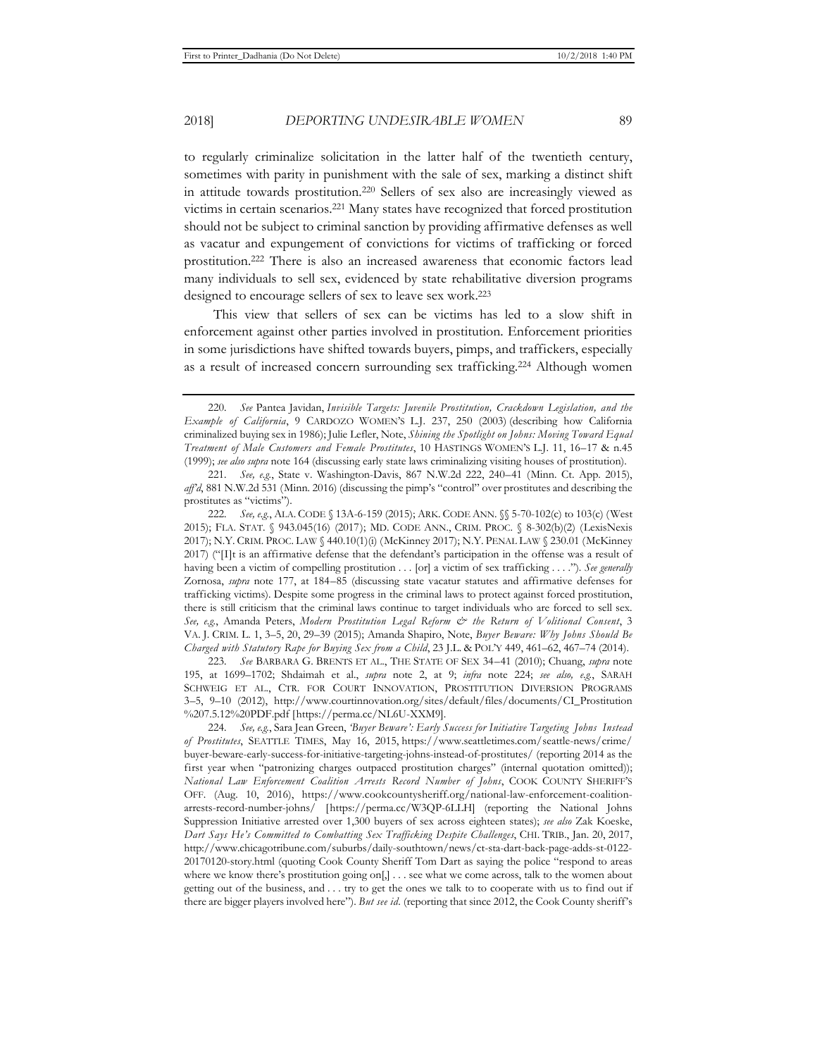to regularly criminalize solicitation in the latter half of the twentieth century, sometimes with parity in punishment with the sale of sex, marking a distinct shift in attitude towards prostitution.[220] Sellers of sex also are increasingly viewed as victims in certain scenarios.[221] Many states have recognized that forced prostitution should not be subject to criminal sanction by providing affirmative defenses as well as vacatur and expungement of convictions for victims of trafficking or forced prostitution.[222] There is also an increased awareness that economic factors lead many individuals to sell sex, evidenced by state rehabilitative diversion programs designed to encourage sellers of sex to leave sex work.[223]

This view that sellers of sex can be victims has led to a slow shift in enforcement against other parties involved in prostitution. Enforcement priorities in some jurisdictions have shifted towards buyers, pimps, and traffickers, especially as a result of increased concern surrounding sex trafficking.[224] Although women

---

220. *See* Pantea Javidan, *Invisible Targets: Juvenile Prostitution, Crackdown Legislation, and the Example of California*, 9 CARDOZO WOMEN'S L.J. 237, 250 (2003) (describing how California criminalized buying sex in 1986); Julie Lefler, Note, *Shining the Spotlight on Johns: Moving Toward Equal Treatment of Male Customers and Female Prostitutes*, 10 HASTINGS WOMEN'S L.J. 11, 16–17 & n.45 (1999); *see also supra* note 164 (discussing early state laws criminalizing visiting houses of prostitution).

221. *See, e.g.*, State v. Washington-Davis, 867 N.W.2d 222, 240–41 (Minn. Ct. App. 2015), *aff'd*, 881 N.W.2d 531 (Minn. 2016) (discussing the pimp's "control" over prostitutes and describing the prostitutes as "victims").

222. *See, e.g.*, ALA. CODE § 13A-6-159 (2015); ARK. CODE ANN. §§ 5-70-102(c) to 103(c) (West 2015); FLA. STAT. § 943.045(16) (2017); MD. CODE ANN., CRIM. PROC. § 8-302(b)(2) (LexisNexis 2017); N.Y. CRIM. PROC. LAW § 440.10(1)(i) (McKinney 2017); N.Y. PENAL LAW § 230.01 (McKinney 2017) ("[I]t is an affirmative defense that the defendant's participation in the offense was a result of having been a victim of compelling prostitution . . . [or] a victim of sex trafficking . . . ."). *See generally* Zornosa, *supra* note 177, at 184–85 (discussing state vacatur statutes and affirmative defenses for trafficking victims). Despite some progress in the criminal laws to protect against forced prostitution, there is still criticism that the criminal laws continue to target individuals who are forced to sell sex. *See, e.g.*, Amanda Peters, *Modern Prostitution Legal Reform & the Return of Volitional Consent*, 3 VA. J. CRIM. L. 1, 3–5, 20, 29–39 (2015); Amanda Shapiro, Note, *Buyer Beware: Why Johns Should Be Charged with Statutory Rape for Buying Sex from a Child*, 23 J.L. & POL'Y 449, 461–62, 467–74 (2014).

223. *See* BARBARA G. BRENTS ET AL., THE STATE OF SEX 34–41 (2010); Chuang, *supra* note 195, at 1699–1702; Shdaimah et al., *supra* note 2, at 9; *infra* note 224; *see also, e.g.*, SARAH SCHWEIG ET AL., CTR. FOR COURT INNOVATION, PROSTITUTION DIVERSION PROGRAMS 3–5, 9–10 (2012), http://www.courtinnovation.org/sites/default/files/documents/CI_Prostitution%207.5.12%20PDF.pdf [https://perma.cc/NL6U-XXM9].

224. *See, e.g.*, Sara Jean Green, *'Buyer Beware': Early Success for Initiative Targeting Johns Instead of Prostitutes*, SEATTLE TIMES, May 16, 2015, https://www.seattletimes.com/seattle-news/crime/buyer-beware-early-success-for-initiative-targeting-johns-instead-of-prostitutes/ (reporting 2014 as the first year when "patronizing charges outpaced prostitution charges" (internal quotation omitted)); *National Law Enforcement Coalition Arrests Record Number of Johns*, COOK COUNTY SHERIFF'S OFF. (Aug. 10, 2016), https://www.cookcountysheriff.org/national-law-enforcement-coalition-arrests-record-number-johns/ [https://perma.cc/W3QP-6LLH] (reporting the National Johns Suppression Initiative arrested over 1,300 buyers of sex across eighteen states); *see also* Zak Koeske, *Dart Says He's Committed to Combatting Sex Trafficking Despite Challenges*, CHI. TRIB., Jan. 20, 2017, http://www.chicagotribune.com/suburbs/daily-southtown/news/ct-sta-dart-back-page-adds-st-0122-20170120-story.html (quoting Cook County Sheriff Tom Dart as saying the police "respond to areas where we know there's prostitution going on[,] . . . see what we come across, talk to the women about getting out of the business, and . . . try to get the ones we talk to to cooperate with us to find out if there are bigger players involved here"). *But see id.* (reporting that since 2012, the Cook County sheriff's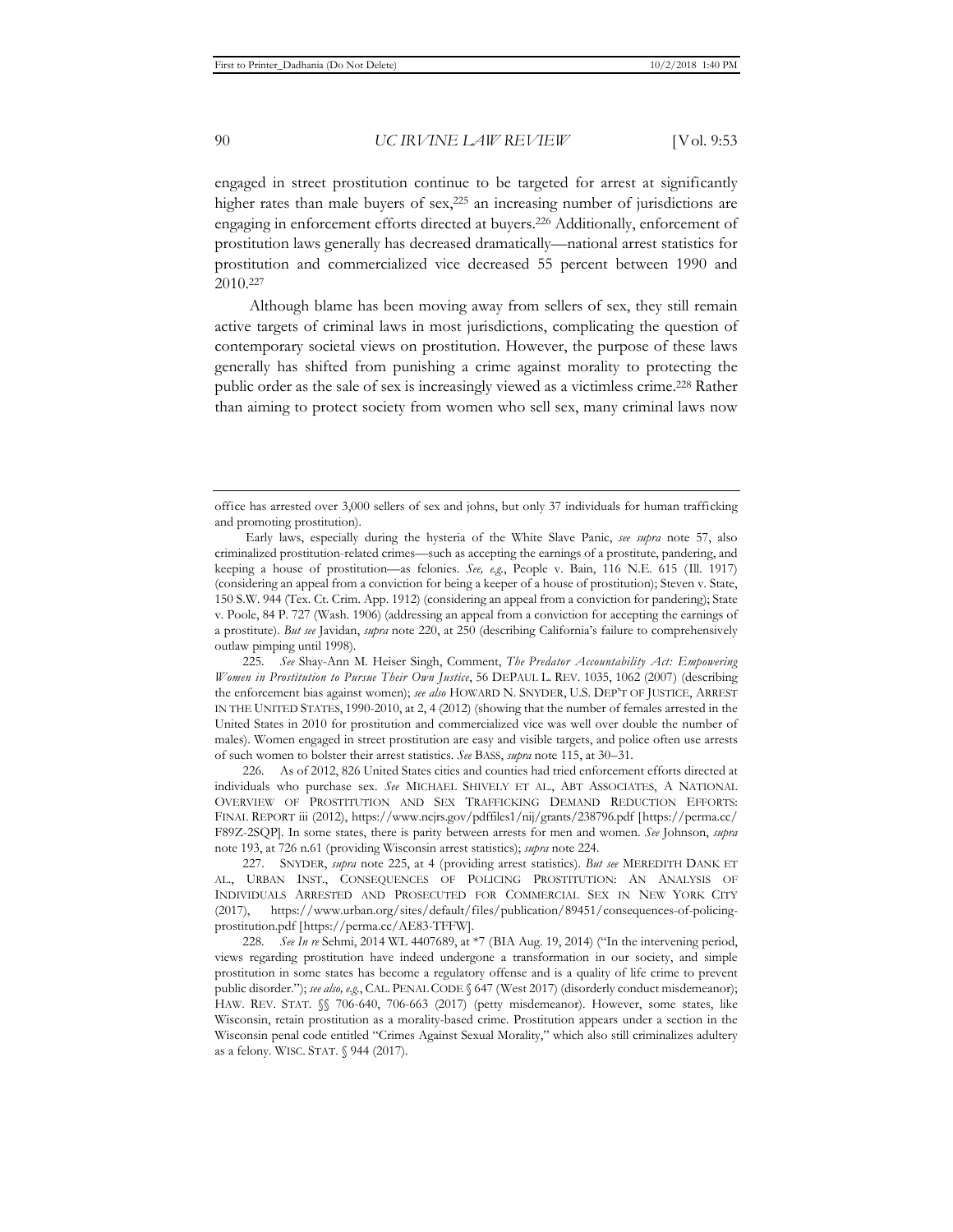engaged in street prostitution continue to be targeted for arrest at significantly higher rates than male buyers of sex,[225] an increasing number of jurisdictions are engaging in enforcement efforts directed at buyers.[226] Additionally, enforcement of prostitution laws generally has decreased dramatically—national arrest statistics for prostitution and commercialized vice decreased 55 percent between 1990 and 2010.[227]

Although blame has been moving away from sellers of sex, they still remain active targets of criminal laws in most jurisdictions, complicating the question of contemporary societal views on prostitution. However, the purpose of these laws generally has shifted from punishing a crime against morality to protecting the public order as the sale of sex is increasingly viewed as a victimless crime.[228] Rather than aiming to protect society from women who sell sex, many criminal laws now

---

office has arrested over 3,000 sellers of sex and johns, but only 37 individuals for human trafficking and promoting prostitution).

Early laws, especially during the hysteria of the White Slave Panic, *see supra* note 57, also criminalized prostitution-related crimes—such as accepting the earnings of a prostitute, pandering, and keeping a house of prostitution—as felonies. *See, e.g.*, People v. Bain, 116 N.E. 615 (Ill. 1917) (considering an appeal from a conviction for being a keeper of a house of prostitution); Steven v. State, 150 S.W. 944 (Tex. Ct. Crim. App. 1912) (considering an appeal from a conviction for pandering); State v. Poole, 84 P. 727 (Wash. 1906) (addressing an appeal from a conviction for accepting the earnings of a prostitute). *But see* Javidan, *supra* note 220, at 250 (describing California's failure to comprehensively outlaw pimping until 1998).

225. *See* Shay-Ann M. Heiser Singh, Comment, *The Predator Accountability Act: Empowering Women in Prostitution to Pursue Their Own Justice*, 56 DEPAUL L. REV. 1035, 1062 (2007) (describing the enforcement bias against women); *see also* HOWARD N. SNYDER, U.S. DEP'T OF JUSTICE, ARREST IN THE UNITED STATES, 1990-2010, at 2, 4 (2012) (showing that the number of females arrested in the United States in 2010 for prostitution and commercialized vice was well over double the number of males). Women engaged in street prostitution are easy and visible targets, and police often use arrests of such women to bolster their arrest statistics. *See* BASS, *supra* note 115, at 30–31.

226. As of 2012, 826 United States cities and counties had tried enforcement efforts directed at individuals who purchase sex. *See* MICHAEL SHIVELY ET AL., ABT ASSOCIATES, A NATIONAL OVERVIEW OF PROSTITUTION AND SEX TRAFFICKING DEMAND REDUCTION EFFORTS: FINAL REPORT iii (2012), https://www.ncjrs.gov/pdffiles1/nij/grants/238796.pdf [https://perma.cc/F89Z-2SQP]. In some states, there is parity between arrests for men and women. *See* Johnson, *supra* note 193, at 726 n.61 (providing Wisconsin arrest statistics); *supra* note 224.

227. SNYDER, *supra* note 225, at 4 (providing arrest statistics). *But see* MEREDITH DANK ET AL., URBAN INST., CONSEQUENCES OF POLICING PROSTITUTION: AN ANALYSIS OF INDIVIDUALS ARRESTED AND PROSECUTED FOR COMMERCIAL SEX IN NEW YORK CITY (2017), https://www.urban.org/sites/default/files/publication/89451/consequences-of-policing-prostitution.pdf [https://perma.cc/AE83-TFFW].

228. *See In re* Sehmi, 2014 WL 4407689, at *7 (BIA Aug. 19, 2014) ("In the intervening period, views regarding prostitution have indeed undergone a transformation in our society, and simple prostitution in some states has become a regulatory offense and is a quality of life crime to prevent public disorder."); *see also, e.g.*, CAL. PENAL CODE § 647 (West 2017) (disorderly conduct misdemeanor); HAW. REV. STAT. §§ 706-640, 706-663 (2017) (petty misdemeanor). However, some states, like Wisconsin, retain prostitution as a morality-based crime. Prostitution appears under a section in the Wisconsin penal code entitled "Crimes Against Sexual Morality," which also still criminalizes adultery as a felony. WISC. STAT. § 944 (2017).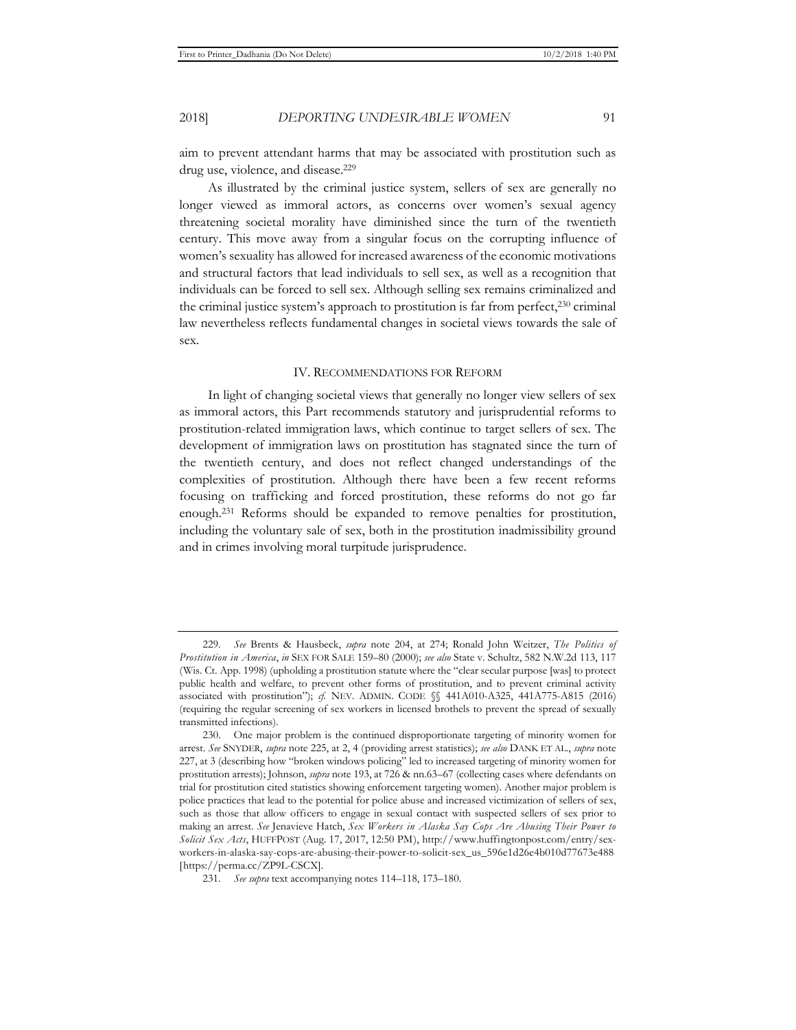aim to prevent attendant harms that may be associated with prostitution such as drug use, violence, and disease.[229]

As illustrated by the criminal justice system, sellers of sex are generally no longer viewed as immoral actors, as concerns over women's sexual agency threatening societal morality have diminished since the turn of the twentieth century. This move away from a singular focus on the corrupting influence of women's sexuality has allowed for increased awareness of the economic motivations and structural factors that lead individuals to sell sex, as well as a recognition that individuals can be forced to sell sex. Although selling sex remains criminalized and the criminal justice system's approach to prostitution is far from perfect,[230] criminal law nevertheless reflects fundamental changes in societal views towards the sale of sex.

## IV. RECOMMENDATIONS FOR REFORM

In light of changing societal views that generally no longer view sellers of sex as immoral actors, this Part recommends statutory and jurisprudential reforms to prostitution-related immigration laws, which continue to target sellers of sex. The development of immigration laws on prostitution has stagnated since the turn of the twentieth century, and does not reflect changed understandings of the complexities of prostitution. Although there have been a few recent reforms focusing on trafficking and forced prostitution, these reforms do not go far enough.[231] Reforms should be expanded to remove penalties for prostitution, including the voluntary sale of sex, both in the prostitution inadmissibility ground and in crimes involving moral turpitude jurisprudence.

---

229. *See* Brents & Hausbeck, *supra* note 204, at 274; Ronald John Weitzer, *The Politics of Prostitution in America*, *in* SEX FOR SALE 159–80 (2000); *see also* State v. Schultz, 582 N.W.2d 113, 117 (Wis. Ct. App. 1998) (upholding a prostitution statute where the "clear secular purpose [was] to protect public health and welfare, to prevent other forms of prostitution, and to prevent criminal activity associated with prostitution"); *cf.* NEV. ADMIN. CODE §§ 441A010-A325, 441A775-A815 (2016) (requiring the regular screening of sex workers in licensed brothels to prevent the spread of sexually transmitted infections).

230. One major problem is the continued disproportionate targeting of minority women for arrest. *See* SNYDER, *supra* note 225, at 2, 4 (providing arrest statistics); *see also* DANK ET AL., *supra* note 227, at 3 (describing how "broken windows policing" led to increased targeting of minority women for prostitution arrests); Johnson, *supra* note 193, at 726 & nn.63–67 (collecting cases where defendants on trial for prostitution cited statistics showing enforcement targeting women). Another major problem is police practices that lead to the potential for police abuse and increased victimization of sellers of sex, such as those that allow officers to engage in sexual contact with suspected sellers of sex prior to making an arrest. *See* Jenavieve Hatch, *Sex Workers in Alaska Say Cops Are Abusing Their Power to Solicit Sex Acts*, HUFFPOST (Aug. 17, 2017, 12:50 PM), http://www.huffingtonpost.com/entry/sex-workers-in-alaska-say-cops-are-abusing-their-power-to-solicit-sex_us_596e1d26e4b010d77673e488 [https://perma.cc/ZP9L-CSCX].

231. *See supra* text accompanying notes 114–118, 173–180.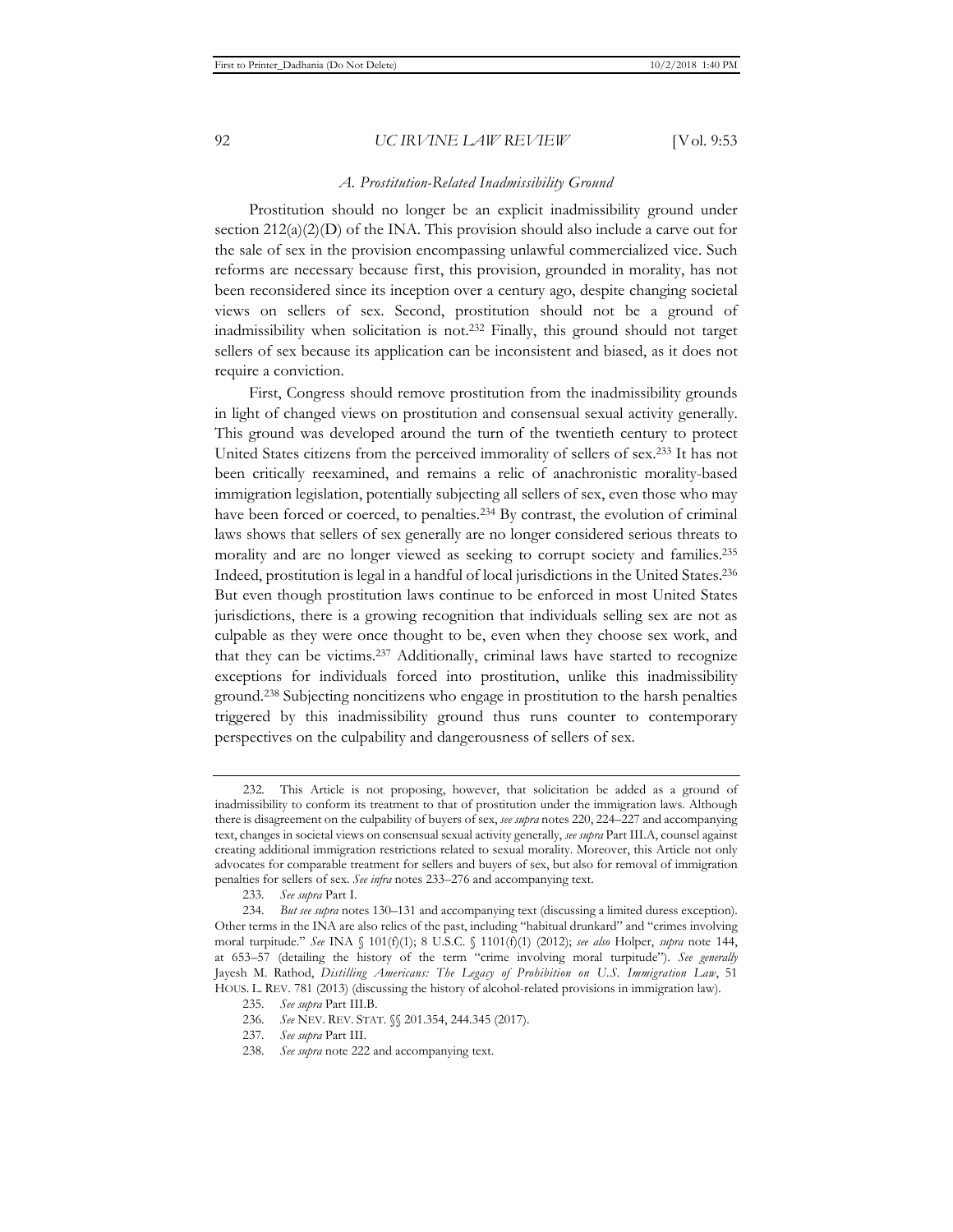### *A. Prostitution-Related Inadmissibility Ground*

Prostitution should no longer be an explicit inadmissibility ground under section 212(a)(2)(D) of the INA. This provision should also include a carve out for the sale of sex in the provision encompassing unlawful commercialized vice. Such reforms are necessary because first, this provision, grounded in morality, has not been reconsidered since its inception over a century ago, despite changing societal views on sellers of sex. Second, prostitution should not be a ground of inadmissibility when solicitation is not.[232] Finally, this ground should not target sellers of sex because its application can be inconsistent and biased, as it does not require a conviction.

First, Congress should remove prostitution from the inadmissibility grounds in light of changed views on prostitution and consensual sexual activity generally. This ground was developed around the turn of the twentieth century to protect United States citizens from the perceived immorality of sellers of sex.[233] It has not been critically reexamined, and remains a relic of anachronistic morality-based immigration legislation, potentially subjecting all sellers of sex, even those who may have been forced or coerced, to penalties.[234] By contrast, the evolution of criminal laws shows that sellers of sex generally are no longer considered serious threats to morality and are no longer viewed as seeking to corrupt society and families.[235] Indeed, prostitution is legal in a handful of local jurisdictions in the United States.[236] But even though prostitution laws continue to be enforced in most United States jurisdictions, there is a growing recognition that individuals selling sex are not as culpable as they were once thought to be, even when they choose sex work, and that they can be victims.[237] Additionally, criminal laws have started to recognize exceptions for individuals forced into prostitution, unlike this inadmissibility ground.[238] Subjecting noncitizens who engage in prostitution to the harsh penalties triggered by this inadmissibility ground thus runs counter to contemporary perspectives on the culpability and dangerousness of sellers of sex.

---

232. This Article is not proposing, however, that solicitation be added as a ground of inadmissibility to conform its treatment to that of prostitution under the immigration laws. Although there is disagreement on the culpability of buyers of sex, *see supra* notes 220, 224–227 and accompanying text, changes in societal views on consensual sexual activity generally, *see supra* Part III.A, counsel against creating additional immigration restrictions related to sexual morality. Moreover, this Article not only advocates for comparable treatment for sellers and buyers of sex, but also for removal of immigration penalties for sellers of sex. *See infra* notes 233–276 and accompanying text.

233. *See supra* Part I.

234. *But see supra* notes 130–131 and accompanying text (discussing a limited duress exception). Other terms in the INA are also relics of the past, including "habitual drunkard" and "crimes involving moral turpitude." *See* INA § 101(f)(1); 8 U.S.C. § 1101(f)(1) (2012); *see also* Holper, *supra* note 144, at 653–57 (detailing the history of the term "crime involving moral turpitude"). *See generally* Jayesh M. Rathod, *Distilling Americans: The Legacy of Prohibition on U.S. Immigration Law*, 51 HOUS. L. REV. 781 (2013) (discussing the history of alcohol-related provisions in immigration law).

235. *See supra* Part III.B.

236. *See* NEV. REV. STAT. §§ 201.354, 244.345 (2017).

237. *See supra* Part III.

238. *See supra* note 222 and accompanying text.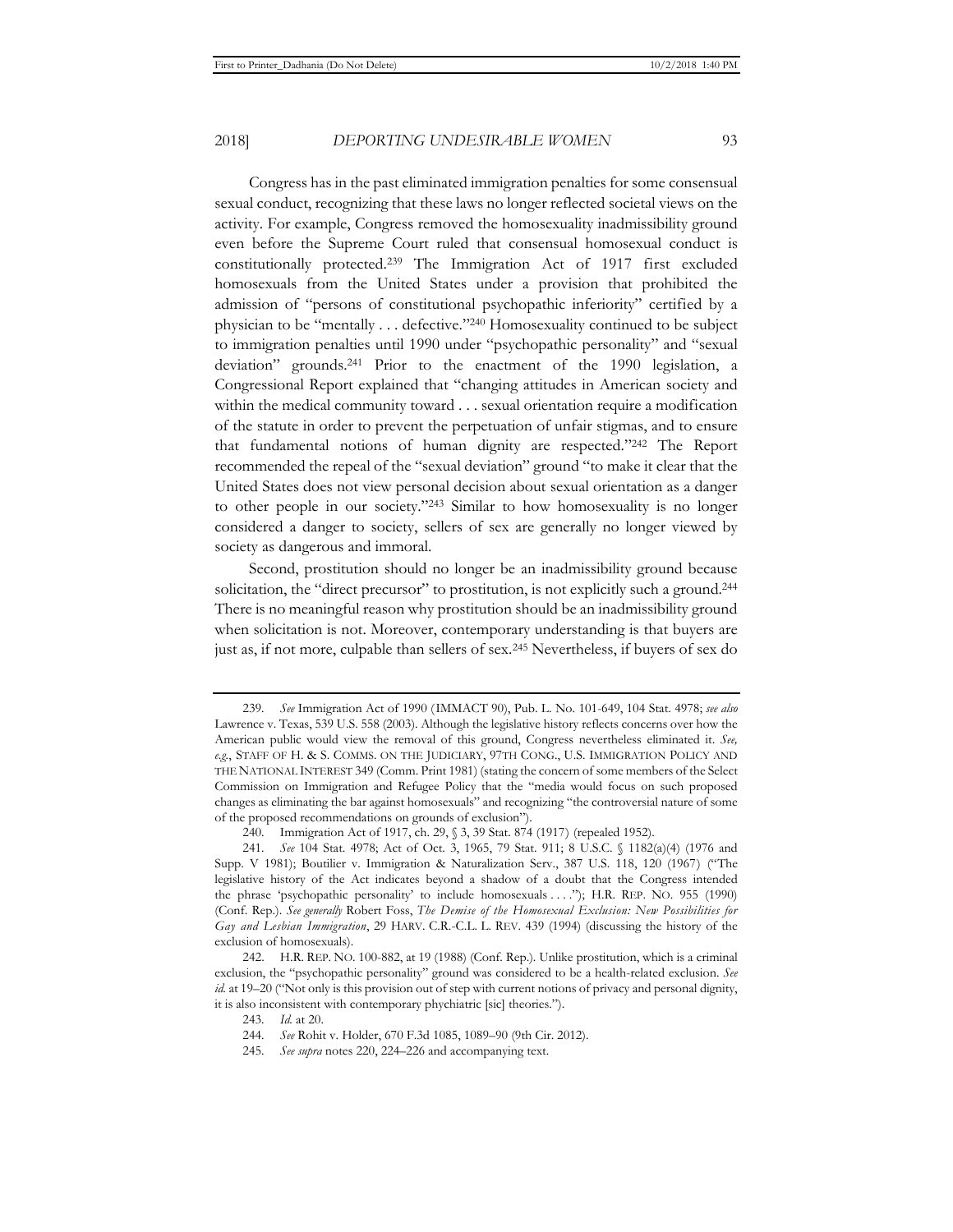Congress has in the past eliminated immigration penalties for some consensual sexual conduct, recognizing that these laws no longer reflected societal views on the activity. For example, Congress removed the homosexuality inadmissibility ground even before the Supreme Court ruled that consensual homosexual conduct is constitutionally protected.[239] The Immigration Act of 1917 first excluded homosexuals from the United States under a provision that prohibited the admission of "persons of constitutional psychopathic inferiority" certified by a physician to be "mentally . . . defective."[240] Homosexuality continued to be subject to immigration penalties until 1990 under "psychopathic personality" and "sexual deviation" grounds.[241] Prior to the enactment of the 1990 legislation, a Congressional Report explained that "changing attitudes in American society and within the medical community toward . . . sexual orientation require a modification of the statute in order to prevent the perpetuation of unfair stigmas, and to ensure that fundamental notions of human dignity are respected."[242] The Report recommended the repeal of the "sexual deviation" ground "to make it clear that the United States does not view personal decision about sexual orientation as a danger to other people in our society."[243] Similar to how homosexuality is no longer considered a danger to society, sellers of sex are generally no longer viewed by society as dangerous and immoral.

Second, prostitution should no longer be an inadmissibility ground because solicitation, the "direct precursor" to prostitution, is not explicitly such a ground.[244] There is no meaningful reason why prostitution should be an inadmissibility ground when solicitation is not. Moreover, contemporary understanding is that buyers are just as, if not more, culpable than sellers of sex.[245] Nevertheless, if buyers of sex do

---

239. *See* Immigration Act of 1990 (IMMACT 90), Pub. L. No. 101-649, 104 Stat. 4978; *see also* Lawrence v. Texas, 539 U.S. 558 (2003). Although the legislative history reflects concerns over how the American public would view the removal of this ground, Congress nevertheless eliminated it. *See, e.g.*, STAFF OF H. & S. COMMS. ON THE JUDICIARY, 97TH CONG., U.S. IMMIGRATION POLICY AND THE NATIONAL INTEREST 349 (Comm. Print 1981) (stating the concern of some members of the Select Commission on Immigration and Refugee Policy that the "media would focus on such proposed changes as eliminating the bar against homosexuals" and recognizing "the controversial nature of some of the proposed recommendations on grounds of exclusion").

240. Immigration Act of 1917, ch. 29, § 3, 39 Stat. 874 (1917) (repealed 1952).

241. *See* 104 Stat. 4978; Act of Oct. 3, 1965, 79 Stat. 911; 8 U.S.C. § 1182(a)(4) (1976 and Supp. V 1981); Boutilier v. Immigration & Naturalization Serv., 387 U.S. 118, 120 (1967) ("The legislative history of the Act indicates beyond a shadow of a doubt that the Congress intended the phrase 'psychopathic personality' to include homosexuals . . . ."); H.R. REP. NO. 955 (1990) (Conf. Rep.). *See generally* Robert Foss, *The Demise of the Homosexual Exclusion: New Possibilities for Gay and Lesbian Immigration*, 29 HARV. C.R.-C.L. L. REV. 439 (1994) (discussing the history of the exclusion of homosexuals).

242. H.R. REP. NO. 100-882, at 19 (1988) (Conf. Rep.). Unlike prostitution, which is a criminal exclusion, the "psychopathic personality" ground was considered to be a health-related exclusion. *See id.* at 19–20 ("Not only is this provision out of step with current notions of privacy and personal dignity, it is also inconsistent with contemporary phychiatric [sic] theories.").

243. *Id.* at 20.

244. *See* Rohit v. Holder, 670 F.3d 1085, 1089–90 (9th Cir. 2012).

245. *See supra* notes 220, 224–226 and accompanying text.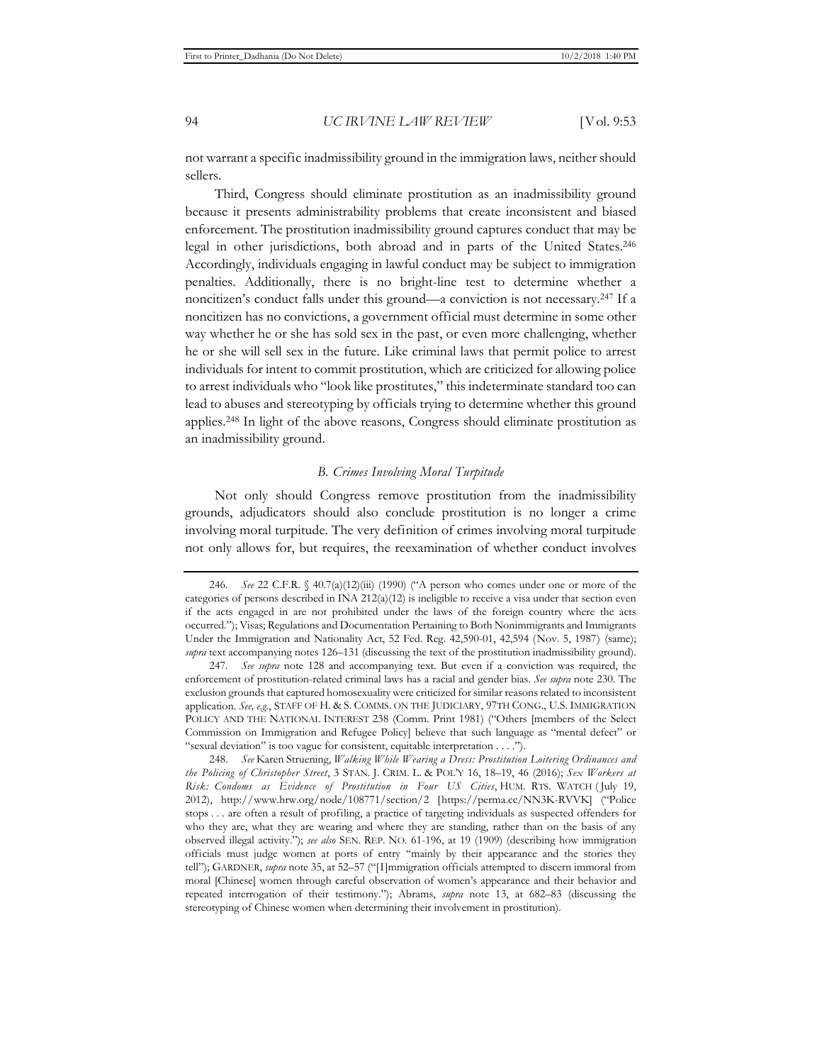not warrant a specific inadmissibility ground in the immigration laws, neither should sellers.

Third, Congress should eliminate prostitution as an inadmissibility ground because it presents administrability problems that create inconsistent and biased enforcement. The prostitution inadmissibility ground captures conduct that may be legal in other jurisdictions, both abroad and in parts of the United States.[246] Accordingly, individuals engaging in lawful conduct may be subject to immigration penalties. Additionally, there is no bright-line test to determine whether a noncitizen's conduct falls under this ground—a conviction is not necessary.[247] If a noncitizen has no convictions, a government official must determine in some other way whether he or she has sold sex in the past, or even more challenging, whether he or she will sell sex in the future. Like criminal laws that permit police to arrest individuals for intent to commit prostitution, which are criticized for allowing police to arrest individuals who "look like prostitutes," this indeterminate standard too can lead to abuses and stereotyping by officials trying to determine whether this ground applies.[248] In light of the above reasons, Congress should eliminate prostitution as an inadmissibility ground.

### *B. Crimes Involving Moral Turpitude*

Not only should Congress remove prostitution from the inadmissibility grounds, adjudicators should also conclude prostitution is no longer a crime involving moral turpitude. The very definition of crimes involving moral turpitude not only allows for, but requires, the reexamination of whether conduct involves

---

246. *See* 22 C.F.R. § 40.7(a)(12)(iii) (1990) ("A person who comes under one or more of the categories of persons described in INA 212(a)(12) is ineligible to receive a visa under that section even if the acts engaged in are not prohibited under the laws of the foreign country where the acts occurred."); Visas; Regulations and Documentation Pertaining to Both Nonimmigrants and Immigrants Under the Immigration and Nationality Act, 52 Fed. Reg. 42,590-01, 42,594 (Nov. 5, 1987) (same); *supra* text accompanying notes 126–131 (discussing the text of the prostitution inadmissibility ground).

247. *See supra* note 128 and accompanying text. But even if a conviction was required, the enforcement of prostitution-related criminal laws has a racial and gender bias. *See supra* note 230. The exclusion grounds that captured homosexuality were criticized for similar reasons related to inconsistent application. *See, e.g.*, STAFF OF H. & S. COMMS. ON THE JUDICIARY, 97TH CONG., U.S. IMMIGRATION POLICY AND THE NATIONAL INTEREST 238 (Comm. Print 1981) ("Others [members of the Select Commission on Immigration and Refugee Policy] believe that such language as "mental defect" or "sexual deviation" is too vague for consistent, equitable interpretation . . . .").

248. *See* Karen Struening, *Walking While Wearing a Dress: Prostitution Loitering Ordinances and the Policing of Christopher Street*, 3 STAN. J. CRIM. L. & POL'Y 16, 18–19, 46 (2016); *Sex Workers at Risk: Condoms as Evidence of Prostitution in Four US Cities*, HUM. RTS. WATCH (July 19, 2012), http://www.hrw.org/node/108771/section/2 [https://perma.cc/NN3K-RVVK] ("Police stops . . . are often a result of profiling, a practice of targeting individuals as suspected offenders for who they are, what they are wearing and where they are standing, rather than on the basis of any observed illegal activity."); *see also* SEN. REP. NO. 61-196, at 19 (1909) (describing how immigration officials must judge women at ports of entry "mainly by their appearance and the stories they tell"); GARDNER, *supra* note 35, at 52–57 ("[I]mmigration officials attempted to discern immoral from moral [Chinese] women through careful observation of women's appearance and their behavior and repeated interrogation of their testimony."); Abrams, *supra* note 13, at 682–83 (discussing the stereotyping of Chinese women when determining their involvement in prostitution).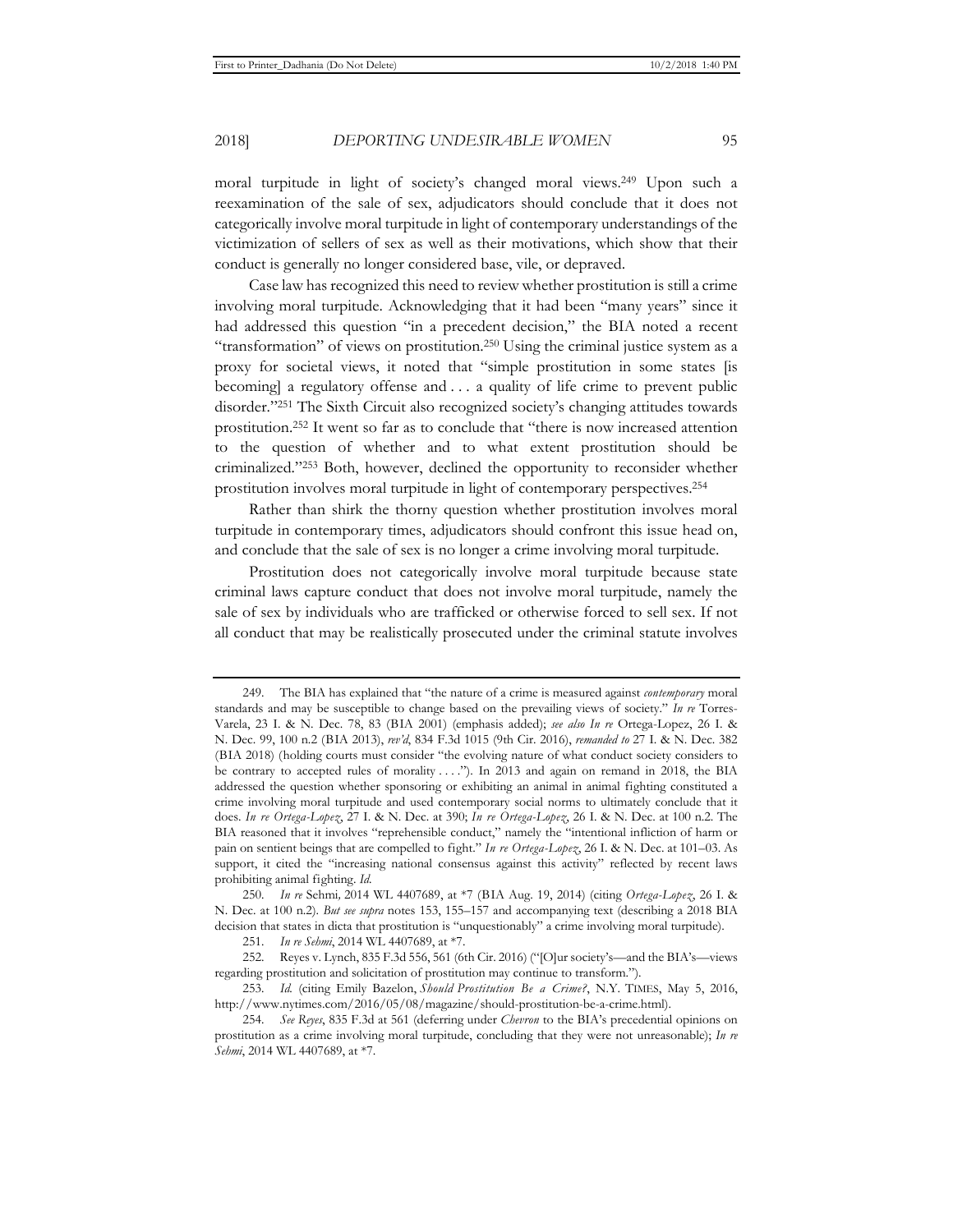moral turpitude in light of society's changed moral views.[249] Upon such a reexamination of the sale of sex, adjudicators should conclude that it does not categorically involve moral turpitude in light of contemporary understandings of the victimization of sellers of sex as well as their motivations, which show that their conduct is generally no longer considered base, vile, or depraved.

Case law has recognized this need to review whether prostitution is still a crime involving moral turpitude. Acknowledging that it had been "many years" since it had addressed this question "in a precedent decision," the BIA noted a recent "transformation" of views on prostitution.[250] Using the criminal justice system as a proxy for societal views, it noted that "simple prostitution in some states [is becoming] a regulatory offense and . . . a quality of life crime to prevent public disorder."[251] The Sixth Circuit also recognized society's changing attitudes towards prostitution.[252] It went so far as to conclude that "there is now increased attention to the question of whether and to what extent prostitution should be criminalized."[253] Both, however, declined the opportunity to reconsider whether prostitution involves moral turpitude in light of contemporary perspectives.[254]

Rather than shirk the thorny question whether prostitution involves moral turpitude in contemporary times, adjudicators should confront this issue head on, and conclude that the sale of sex is no longer a crime involving moral turpitude.

Prostitution does not categorically involve moral turpitude because state criminal laws capture conduct that does not involve moral turpitude, namely the sale of sex by individuals who are trafficked or otherwise forced to sell sex. If not all conduct that may be realistically prosecuted under the criminal statute involves

---

249. The BIA has explained that "the nature of a crime is measured against *contemporary* moral standards and may be susceptible to change based on the prevailing views of society." *In re* Torres-Varela, 23 I. & N. Dec. 78, 83 (BIA 2001) (emphasis added); *see also In re* Ortega-Lopez, 26 I. & N. Dec. 99, 100 n.2 (BIA 2013), *rev'd*, 834 F.3d 1015 (9th Cir. 2016), *remanded to* 27 I. & N. Dec. 382 (BIA 2018) (holding courts must consider "the evolving nature of what conduct society considers to be contrary to accepted rules of morality . . . ."). In 2013 and again on remand in 2018, the BIA addressed the question whether sponsoring or exhibiting an animal in animal fighting constituted a crime involving moral turpitude and used contemporary social norms to ultimately conclude that it does. *In re Ortega-Lopez*, 27 I. & N. Dec. at 390; *In re Ortega-Lopez*, 26 I. & N. Dec. at 100 n.2. The BIA reasoned that it involves "reprehensible conduct," namely the "intentional infliction of harm or pain on sentient beings that are compelled to fight." *In re Ortega-Lopez*, 26 I. & N. Dec. at 101–03. As support, it cited the "increasing national consensus against this activity" reflected by recent laws prohibiting animal fighting. *Id.*

250. *In re* Sehmi, 2014 WL 4407689, at *7 (BIA Aug. 19, 2014) (citing *Ortega-Lopez*, 26 I. & N. Dec. at 100 n.2). *But see supra* notes 153, 155–157 and accompanying text (describing a 2018 BIA decision that states in dicta that prostitution is "unquestionably" a crime involving moral turpitude).

251. *In re Sehmi*, 2014 WL 4407689, at *7.

252. Reyes v. Lynch, 835 F.3d 556, 561 (6th Cir. 2016) ("[O]ur society's—and the BIA's—views regarding prostitution and solicitation of prostitution may continue to transform.").

253. *Id.* (citing Emily Bazelon, *Should Prostitution Be a Crime?*, N.Y. TIMES, May 5, 2016, http://www.nytimes.com/2016/05/08/magazine/should-prostitution-be-a-crime.html).

254. *See Reyes*, 835 F.3d at 561 (deferring under *Chevron* to the BIA's precedential opinions on prostitution as a crime involving moral turpitude, concluding that they were not unreasonable); *In re Sehmi*, 2014 WL 4407689, at *7.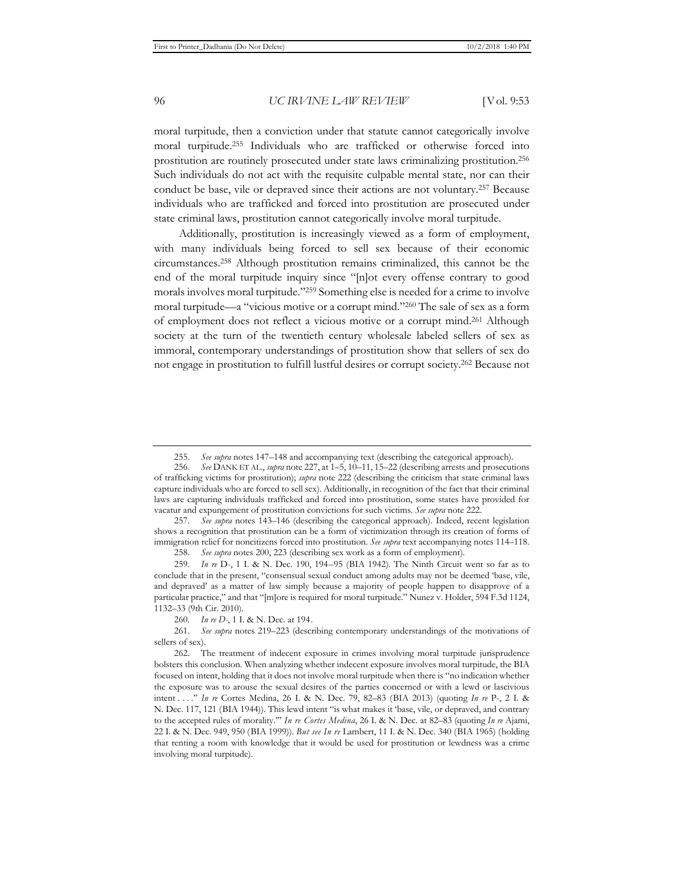moral turpitude, then a conviction under that statute cannot categorically involve moral turpitude.[255] Individuals who are trafficked or otherwise forced into prostitution are routinely prosecuted under state laws criminalizing prostitution.[256] Such individuals do not act with the requisite culpable mental state, nor can their conduct be base, vile or depraved since their actions are not voluntary.[257] Because individuals who are trafficked and forced into prostitution are prosecuted under state criminal laws, prostitution cannot categorically involve moral turpitude.

Additionally, prostitution is increasingly viewed as a form of employment, with many individuals being forced to sell sex because of their economic circumstances.[258] Although prostitution remains criminalized, this cannot be the end of the moral turpitude inquiry since "[n]ot every offense contrary to good morals involves moral turpitude."[259] Something else is needed for a crime to involve moral turpitude—a "vicious motive or a corrupt mind."[260] The sale of sex as a form of employment does not reflect a vicious motive or a corrupt mind.[261] Although society at the turn of the twentieth century wholesale labeled sellers of sex as immoral, contemporary understandings of prostitution show that sellers of sex do not engage in prostitution to fulfill lustful desires or corrupt society.[262] Because not

---

255. *See supra* notes 147–148 and accompanying text (describing the categorical approach).

256. *See* DANK ET AL., *supra* note 227, at 1–5, 10–11, 15–22 (describing arrests and prosecutions of trafficking victims for prostitution); *supra* note 222 (describing the criticism that state criminal laws capture individuals who are forced to sell sex). Additionally, in recognition of the fact that their criminal laws are capturing individuals trafficked and forced into prostitution, some states have provided for vacatur and expungement of prostitution convictions for such victims. *See supra* note 222.

257. *See supra* notes 143–146 (describing the categorical approach). Indeed, recent legislation shows a recognition that prostitution can be a form of victimization through its creation of forms of immigration relief for noncitizens forced into prostitution. *See supra* text accompanying notes 114–118.

258. *See supra* notes 200, 223 (describing sex work as a form of employment).

259. *In re* D-, 1 I. & N. Dec. 190, 194–95 (BIA 1942). The Ninth Circuit went so far as to conclude that in the present, "consensual sexual conduct among adults may not be deemed 'base, vile, and depraved' as a matter of law simply because a majority of people happen to disapprove of a particular practice," and that "[m]ore is required for moral turpitude." Nunez v. Holder, 594 F.3d 1124, 1132–33 (9th Cir. 2010).

260. *In re D-*, 1 I. & N. Dec. at 194.

261. *See supra* notes 219–223 (describing contemporary understandings of the motivations of sellers of sex).

262. The treatment of indecent exposure in crimes involving moral turpitude jurisprudence bolsters this conclusion. When analyzing whether indecent exposure involves moral turpitude, the BIA focused on intent, holding that it does not involve moral turpitude when there is "no indication whether the exposure was to arouse the sexual desires of the parties concerned or with a lewd or lascivious intent . . . ." *In re* Cortes Medina, 26 I. & N. Dec. 79, 82–83 (BIA 2013) (quoting *In re* P-, 2 I. & N. Dec. 117, 121 (BIA 1944)). This lewd intent "is what makes it 'base, vile, or depraved, and contrary to the accepted rules of morality.'" *In re Cortes Medina*, 26 I. & N. Dec. at 82–83 (quoting *In re* Ajami, 22 I. & N. Dec. 949, 950 (BIA 1999)). *But see In re* Lambert, 11 I. & N. Dec. 340 (BIA 1965) (holding that renting a room with knowledge that it would be used for prostitution or lewdness was a crime involving moral turpitude).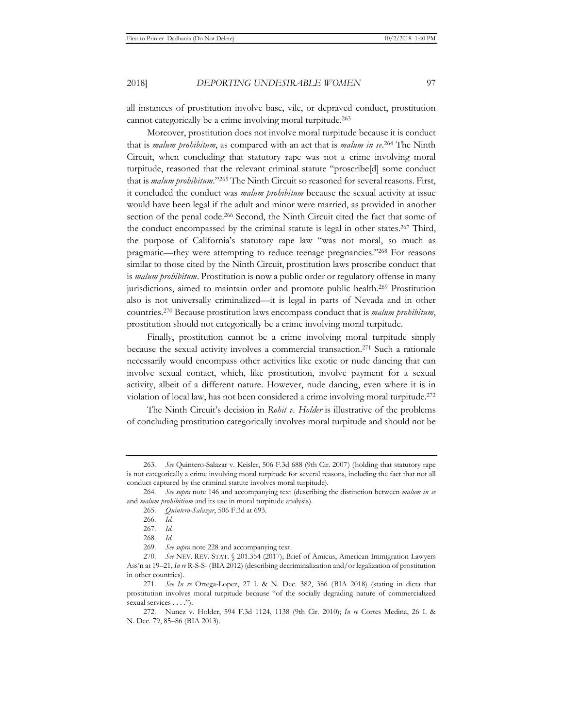all instances of prostitution involve base, vile, or depraved conduct, prostitution cannot categorically be a crime involving moral turpitude.[263]

Moreover, prostitution does not involve moral turpitude because it is conduct that is *malum prohibitum*, as compared with an act that is *malum in se*.[264] The Ninth Circuit, when concluding that statutory rape was not a crime involving moral turpitude, reasoned that the relevant criminal statute "proscribe[d] some conduct that is *malum prohibitum*."[265] The Ninth Circuit so reasoned for several reasons. First, it concluded the conduct was *malum prohibitum* because the sexual activity at issue would have been legal if the adult and minor were married, as provided in another section of the penal code.[266] Second, the Ninth Circuit cited the fact that some of the conduct encompassed by the criminal statute is legal in other states.[267] Third, the purpose of California's statutory rape law "was not moral, so much as pragmatic—they were attempting to reduce teenage pregnancies."[268] For reasons similar to those cited by the Ninth Circuit, prostitution laws proscribe conduct that is *malum prohibitum*. Prostitution is now a public order or regulatory offense in many jurisdictions, aimed to maintain order and promote public health.[269] Prostitution also is not universally criminalized—it is legal in parts of Nevada and in other countries.[270] Because prostitution laws encompass conduct that is *malum prohibitum*, prostitution should not categorically be a crime involving moral turpitude.

Finally, prostitution cannot be a crime involving moral turpitude simply because the sexual activity involves a commercial transaction.[271] Such a rationale necessarily would encompass other activities like exotic or nude dancing that can involve sexual contact, which, like prostitution, involve payment for a sexual activity, albeit of a different nature. However, nude dancing, even where it is in violation of local law, has not been considered a crime involving moral turpitude.[272]

The Ninth Circuit's decision in *Rohit v. Holder* is illustrative of the problems of concluding prostitution categorically involves moral turpitude and should not be

---

263. *See* Quintero-Salazar v. Keisler, 506 F.3d 688 (9th Cir. 2007) (holding that statutory rape is not categorically a crime involving moral turpitude for several reasons, including the fact that not all conduct captured by the criminal statute involves moral turpitude).

264. *See supra* note 146 and accompanying text (describing the distinction between *malum in se* and *malum prohibitium* and its use in moral turpitude analysis).

265. *Quintero-Salazar*, 506 F.3d at 693.

266. *Id.*

267. *Id.*

268. *Id.*

269. *See supra* note 228 and accompanying text.

270. *See* NEV. REV. STAT. § 201.354 (2017); Brief of Amicus, American Immigration Lawyers Ass'n at 19–21, *In re* R-S-S- (BIA 2012) (describing decriminalization and/or legalization of prostitution in other countries).

271. *See In re* Ortega-Lopez, 27 I. & N. Dec. 382, 386 (BIA 2018) (stating in dicta that prostitution involves moral turpitude because "of the socially degrading nature of commercialized sexual services . . . .").

272. Nunez v. Holder, 594 F.3d 1124, 1138 (9th Cir. 2010); *In re* Cortes Medina, 26 I. & N. Dec. 79, 85–86 (BIA 2013).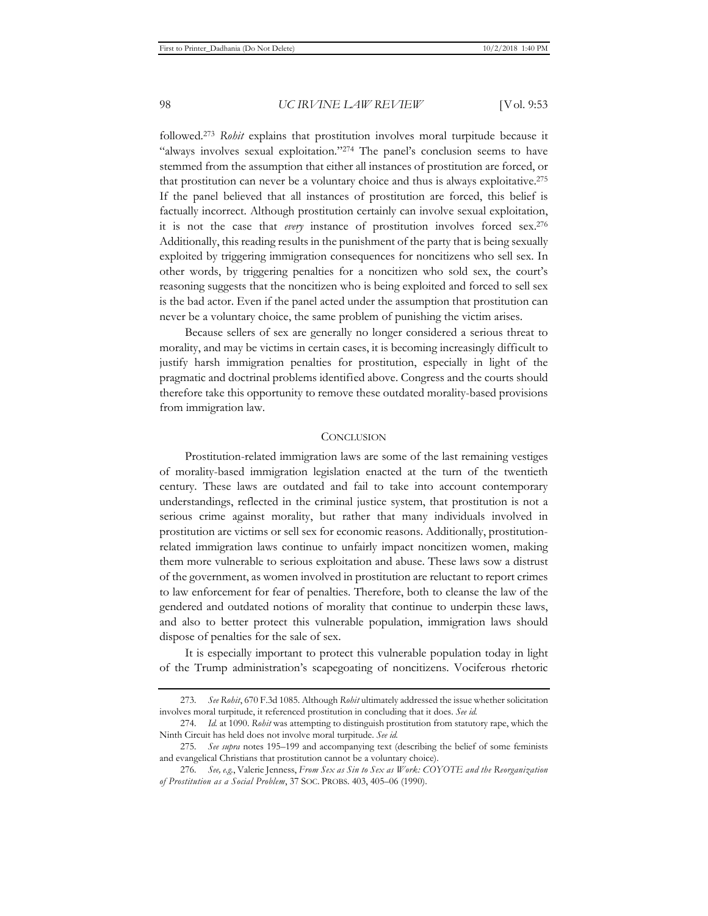followed.[273] *Rohit* explains that prostitution involves moral turpitude because it "always involves sexual exploitation."[274] The panel's conclusion seems to have stemmed from the assumption that either all instances of prostitution are forced, or that prostitution can never be a voluntary choice and thus is always exploitative.[275] If the panel believed that all instances of prostitution are forced, this belief is factually incorrect. Although prostitution certainly can involve sexual exploitation, it is not the case that *every* instance of prostitution involves forced sex.[276] Additionally, this reading results in the punishment of the party that is being sexually exploited by triggering immigration consequences for noncitizens who sell sex. In other words, by triggering penalties for a noncitizen who sold sex, the court's reasoning suggests that the noncitizen who is being exploited and forced to sell sex is the bad actor. Even if the panel acted under the assumption that prostitution can never be a voluntary choice, the same problem of punishing the victim arises.

Because sellers of sex are generally no longer considered a serious threat to morality, and may be victims in certain cases, it is becoming increasingly difficult to justify harsh immigration penalties for prostitution, especially in light of the pragmatic and doctrinal problems identified above. Congress and the courts should therefore take this opportunity to remove these outdated morality-based provisions from immigration law.

## CONCLUSION

Prostitution-related immigration laws are some of the last remaining vestiges of morality-based immigration legislation enacted at the turn of the twentieth century. These laws are outdated and fail to take into account contemporary understandings, reflected in the criminal justice system, that prostitution is not a serious crime against morality, but rather that many individuals involved in prostitution are victims or sell sex for economic reasons. Additionally, prostitution-related immigration laws continue to unfairly impact noncitizen women, making them more vulnerable to serious exploitation and abuse. These laws sow a distrust of the government, as women involved in prostitution are reluctant to report crimes to law enforcement for fear of penalties. Therefore, both to cleanse the law of the gendered and outdated notions of morality that continue to underpin these laws, and also to better protect this vulnerable population, immigration laws should dispose of penalties for the sale of sex.

It is especially important to protect this vulnerable population today in light of the Trump administration's scapegoating of noncitizens. Vociferous rhetoric

---

273. *See Rohit*, 670 F.3d 1085. Although *Rohit* ultimately addressed the issue whether solicitation involves moral turpitude, it referenced prostitution in concluding that it does. *See id.*

274. *Id.* at 1090. *Rohit* was attempting to distinguish prostitution from statutory rape, which the Ninth Circuit has held does not involve moral turpitude. *See id.*

275. *See supra* notes 195–199 and accompanying text (describing the belief of some feminists and evangelical Christians that prostitution cannot be a voluntary choice).

276. *See, e.g.*, Valerie Jenness, *From Sex as Sin to Sex as Work: COYOTE and the Reorganization of Prostitution as a Social Problem*, 37 SOC. PROBS. 403, 405–06 (1990).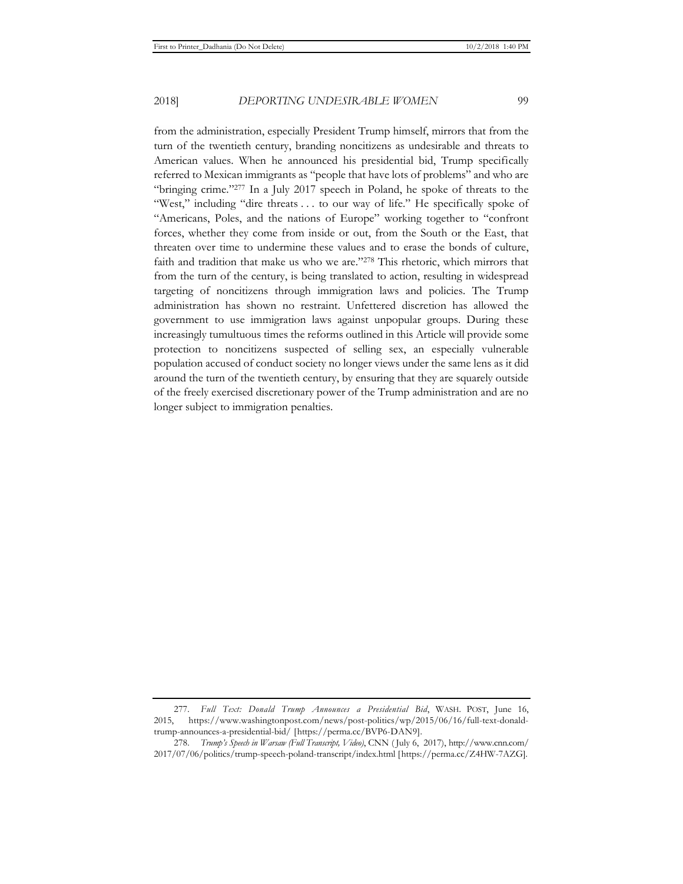from the administration, especially President Trump himself, mirrors that from the turn of the twentieth century, branding noncitizens as undesirable and threats to American values. When he announced his presidential bid, Trump specifically referred to Mexican immigrants as "people that have lots of problems" and who are "bringing crime."[277] In a July 2017 speech in Poland, he spoke of threats to the "West," including "dire threats . . . to our way of life." He specifically spoke of "Americans, Poles, and the nations of Europe" working together to "confront forces, whether they come from inside or out, from the South or the East, that threaten over time to undermine these values and to erase the bonds of culture, faith and tradition that make us who we are."[278] This rhetoric, which mirrors that from the turn of the century, is being translated to action, resulting in widespread targeting of noncitizens through immigration laws and policies. The Trump administration has shown no restraint. Unfettered discretion has allowed the government to use immigration laws against unpopular groups. During these increasingly tumultuous times the reforms outlined in this Article will provide some protection to noncitizens suspected of selling sex, an especially vulnerable population accused of conduct society no longer views under the same lens as it did around the turn of the twentieth century, by ensuring that they are squarely outside of the freely exercised discretionary power of the Trump administration and are no longer subject to immigration penalties.

---

277. *Full Text: Donald Trump Announces a Presidential Bid*, WASH. POST, June 16, 2015, https://www.washingtonpost.com/news/post-politics/wp/2015/06/16/full-text-donald-trump-announces-a-presidential-bid/ [https://perma.cc/BVP6-DAN9].

278. *Trump's Speech in Warsaw (Full Transcript, Video)*, CNN (July 6, 2017), http://www.cnn.com/2017/07/06/politics/trump-speech-poland-transcript/index.html [https://perma.cc/Z4HW-7AZG].